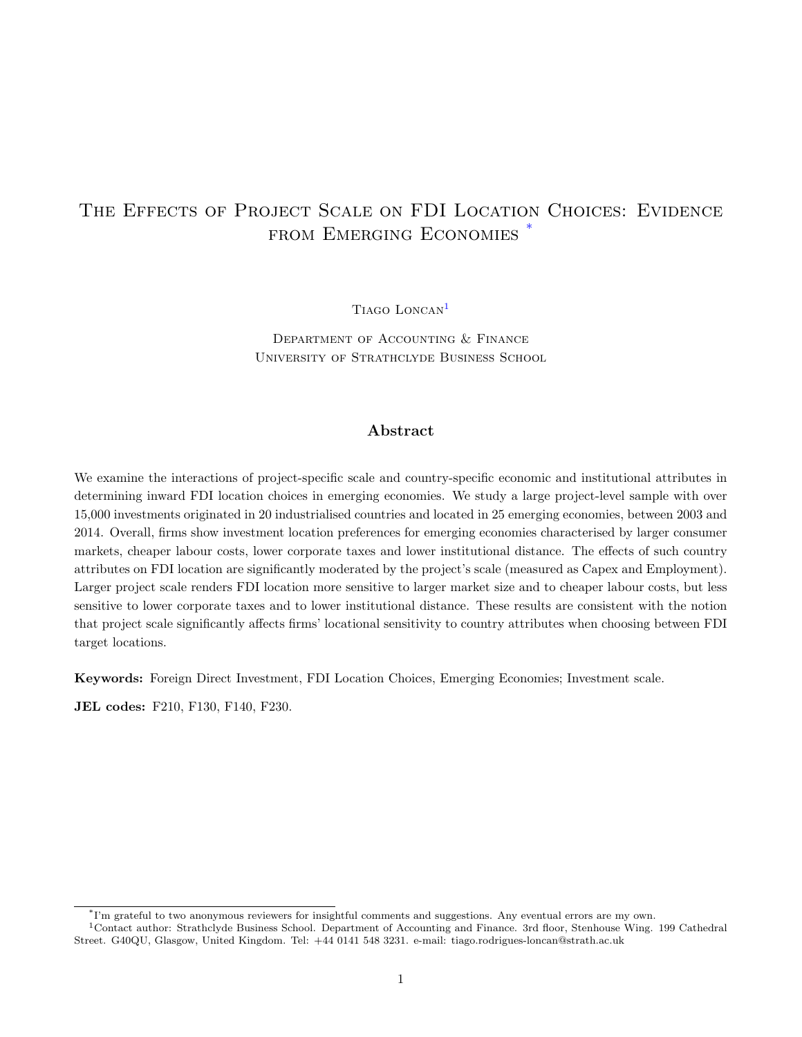# The Effects of Project Scale on FDI Location Choices: Evidence from Emerging Economies [*]

Tiago Loncan[1]

Department of Accounting & Finance
University of Strathclyde Business School

## Abstract

We examine the interactions of project-specific scale and country-specific economic and institutional attributes in determining inward FDI location choices in emerging economies. We study a large project-level sample with over 15,000 investments originated in 20 industrialised countries and located in 25 emerging economies, between 2003 and 2014. Overall, firms show investment location preferences for emerging economies characterised by larger consumer markets, cheaper labour costs, lower corporate taxes and lower institutional distance. The effects of such country attributes on FDI location are significantly moderated by the project's scale (measured as Capex and Employment). Larger project scale renders FDI location more sensitive to larger market size and to cheaper labour costs, but less sensitive to lower corporate taxes and to lower institutional distance. These results are consistent with the notion that project scale significantly affects firms' locational sensitivity to country attributes when choosing between FDI target locations.

**Keywords:** Foreign Direct Investment, FDI Location Choices, Emerging Economies; Investment scale.

**JEL codes:** F210, F130, F140, F230.

---

[*] I'm grateful to two anonymous reviewers for insightful comments and suggestions. Any eventual errors are my own.

[1] Contact author: Strathclyde Business School. Department of Accounting and Finance. 3rd floor, Stenhouse Wing. 199 Cathedral Street. G40QU, Glasgow, United Kingdom. Tel: +44 0141 548 3231. e-mail: tiago.rodrigues-loncan@strath.ac.uk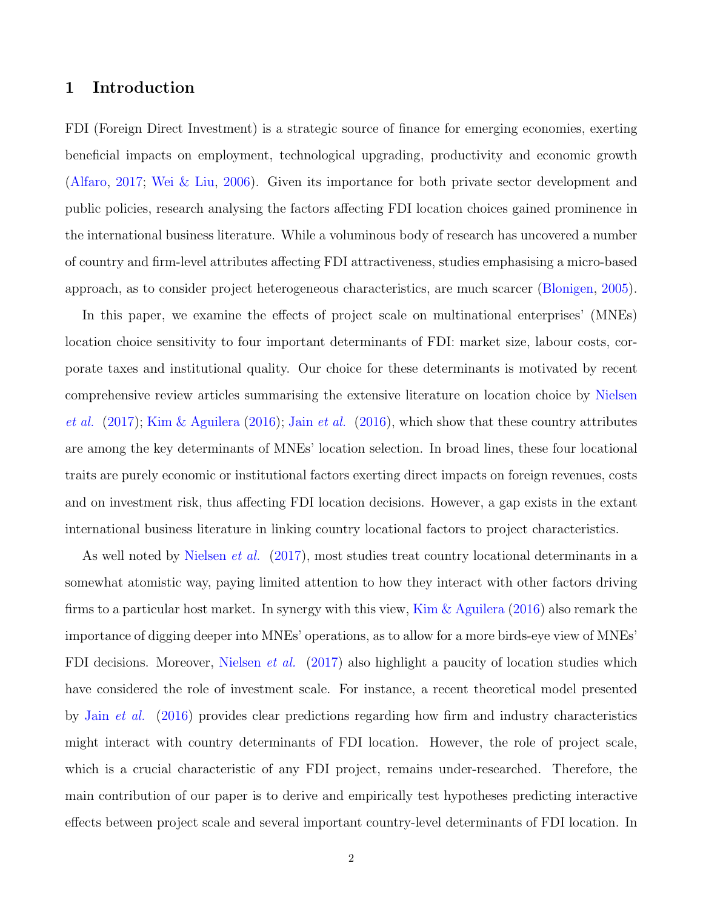# 1 Introduction

FDI (Foreign Direct Investment) is a strategic source of finance for emerging economies, exerting beneficial impacts on employment, technological upgrading, productivity and economic growth (Alfaro, 2017; Wei & Liu, 2006). Given its importance for both private sector development and public policies, research analysing the factors affecting FDI location choices gained prominence in the international business literature. While a voluminous body of research has uncovered a number of country and firm-level attributes affecting FDI attractiveness, studies emphasising a micro-based approach, as to consider project heterogeneous characteristics, are much scarcer (Blonigen, 2005).

In this paper, we examine the effects of project scale on multinational enterprises' (MNEs) location choice sensitivity to four important determinants of FDI: market size, labour costs, corporate taxes and institutional quality. Our choice for these determinants is motivated by recent comprehensive review articles summarising the extensive literature on location choice by Nielsen *et al.* (2017); Kim & Aguilera (2016); Jain *et al.* (2016), which show that these country attributes are among the key determinants of MNEs' location selection. In broad lines, these four locational traits are purely economic or institutional factors exerting direct impacts on foreign revenues, costs and on investment risk, thus affecting FDI location decisions. However, a gap exists in the extant international business literature in linking country locational factors to project characteristics.

As well noted by Nielsen *et al.* (2017), most studies treat country locational determinants in a somewhat atomistic way, paying limited attention to how they interact with other factors driving firms to a particular host market. In synergy with this view, Kim & Aguilera (2016) also remark the importance of digging deeper into MNEs' operations, as to allow for a more birds-eye view of MNEs' FDI decisions. Moreover, Nielsen *et al.* (2017) also highlight a paucity of location studies which have considered the role of investment scale. For instance, a recent theoretical model presented by Jain *et al.* (2016) provides clear predictions regarding how firm and industry characteristics might interact with country determinants of FDI location. However, the role of project scale, which is a crucial characteristic of any FDI project, remains under-researched. Therefore, the main contribution of our paper is to derive and empirically test hypotheses predicting interactive effects between project scale and several important country-level determinants of FDI location. In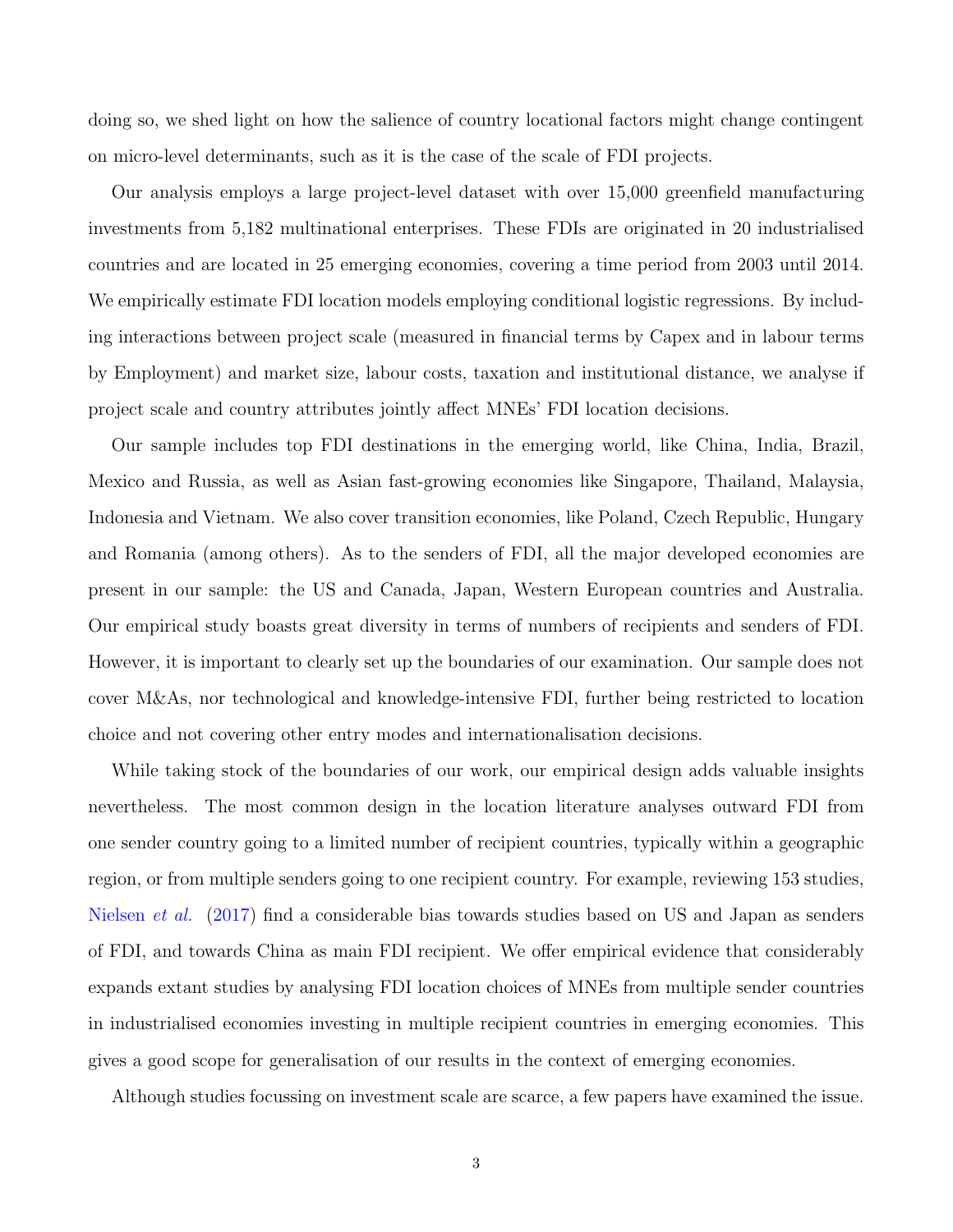doing so, we shed light on how the salience of country locational factors might change contingent on micro-level determinants, such as it is the case of the scale of FDI projects.

Our analysis employs a large project-level dataset with over 15,000 greenfield manufacturing investments from 5,182 multinational enterprises. These FDIs are originated in 20 industrialised countries and are located in 25 emerging economies, covering a time period from 2003 until 2014. We empirically estimate FDI location models employing conditional logistic regressions. By including interactions between project scale (measured in financial terms by Capex and in labour terms by Employment) and market size, labour costs, taxation and institutional distance, we analyse if project scale and country attributes jointly affect MNEs' FDI location decisions.

Our sample includes top FDI destinations in the emerging world, like China, India, Brazil, Mexico and Russia, as well as Asian fast-growing economies like Singapore, Thailand, Malaysia, Indonesia and Vietnam. We also cover transition economies, like Poland, Czech Republic, Hungary and Romania (among others). As to the senders of FDI, all the major developed economies are present in our sample: the US and Canada, Japan, Western European countries and Australia. Our empirical study boasts great diversity in terms of numbers of recipients and senders of FDI. However, it is important to clearly set up the boundaries of our examination. Our sample does not cover M&As, nor technological and knowledge-intensive FDI, further being restricted to location choice and not covering other entry modes and internationalisation decisions.

While taking stock of the boundaries of our work, our empirical design adds valuable insights nevertheless. The most common design in the location literature analyses outward FDI from one sender country going to a limited number of recipient countries, typically within a geographic region, or from multiple senders going to one recipient country. For example, reviewing 153 studies, Nielsen *et al.* (2017) find a considerable bias towards studies based on US and Japan as senders of FDI, and towards China as main FDI recipient. We offer empirical evidence that considerably expands extant studies by analysing FDI location choices of MNEs from multiple sender countries in industrialised economies investing in multiple recipient countries in emerging economies. This gives a good scope for generalisation of our results in the context of emerging economies.

Although studies focussing on investment scale are scarce, a few papers have examined the issue.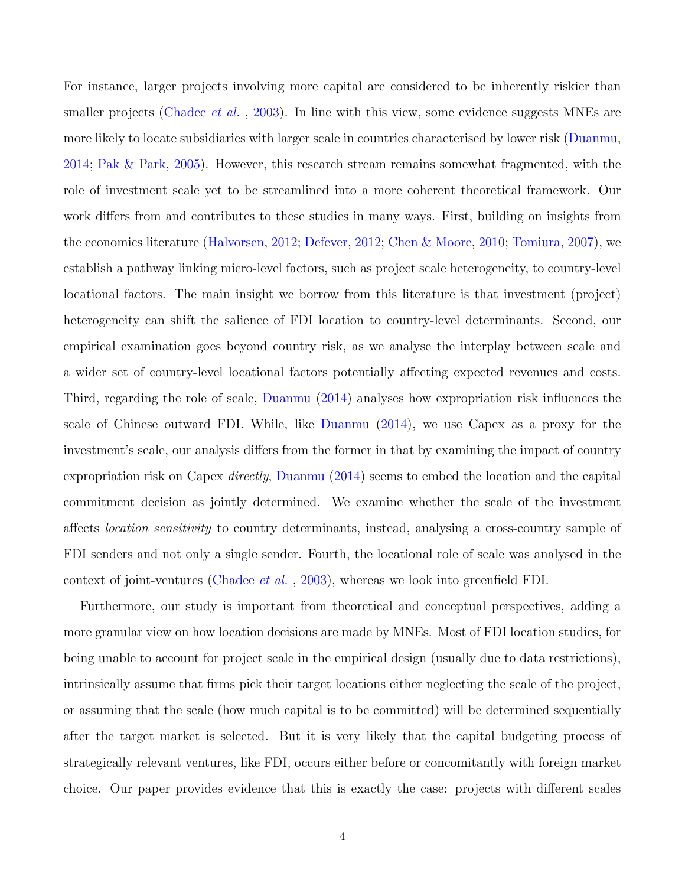For instance, larger projects involving more capital are considered to be inherently riskier than smaller projects (Chadee *et al.* , 2003). In line with this view, some evidence suggests MNEs are more likely to locate subsidiaries with larger scale in countries characterised by lower risk (Duanmu, 2014; Pak & Park, 2005). However, this research stream remains somewhat fragmented, with the role of investment scale yet to be streamlined into a more coherent theoretical framework. Our work differs from and contributes to these studies in many ways. First, building on insights from the economics literature (Halvorsen, 2012; Defever, 2012; Chen & Moore, 2010; Tomiura, 2007), we establish a pathway linking micro-level factors, such as project scale heterogeneity, to country-level locational factors. The main insight we borrow from this literature is that investment (project) heterogeneity can shift the salience of FDI location to country-level determinants. Second, our empirical examination goes beyond country risk, as we analyse the interplay between scale and a wider set of country-level locational factors potentially affecting expected revenues and costs. Third, regarding the role of scale, Duanmu (2014) analyses how expropriation risk influences the scale of Chinese outward FDI. While, like Duanmu (2014), we use Capex as a proxy for the investment's scale, our analysis differs from the former in that by examining the impact of country expropriation risk on Capex *directly*, Duanmu (2014) seems to embed the location and the capital commitment decision as jointly determined. We examine whether the scale of the investment affects *location sensitivity* to country determinants, instead, analysing a cross-country sample of FDI senders and not only a single sender. Fourth, the locational role of scale was analysed in the context of joint-ventures (Chadee *et al.* , 2003), whereas we look into greenfield FDI.

Furthermore, our study is important from theoretical and conceptual perspectives, adding a more granular view on how location decisions are made by MNEs. Most of FDI location studies, for being unable to account for project scale in the empirical design (usually due to data restrictions), intrinsically assume that firms pick their target locations either neglecting the scale of the project, or assuming that the scale (how much capital is to be committed) will be determined sequentially after the target market is selected. But it is very likely that the capital budgeting process of strategically relevant ventures, like FDI, occurs either before or concomitantly with foreign market choice. Our paper provides evidence that this is exactly the case: projects with different scales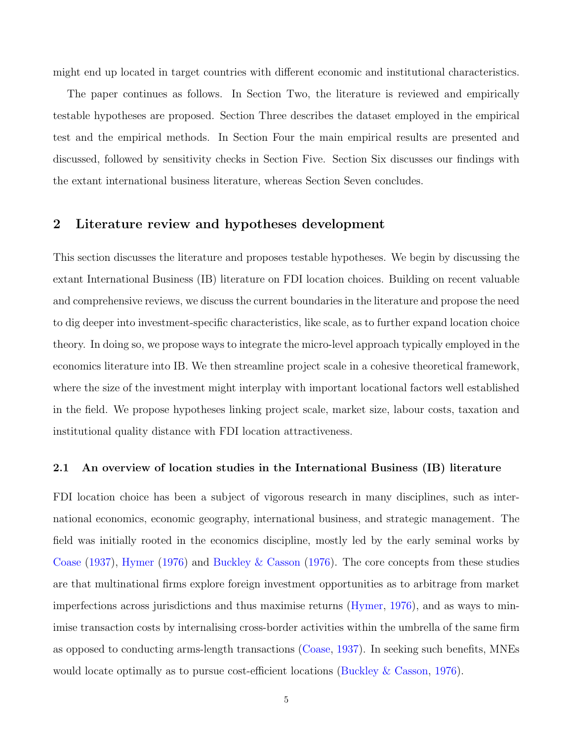might end up located in target countries with different economic and institutional characteristics.

The paper continues as follows. In Section Two, the literature is reviewed and empirically testable hypotheses are proposed. Section Three describes the dataset employed in the empirical test and the empirical methods. In Section Four the main empirical results are presented and discussed, followed by sensitivity checks in Section Five. Section Six discusses our findings with the extant international business literature, whereas Section Seven concludes.

## 2 Literature review and hypotheses development

This section discusses the literature and proposes testable hypotheses. We begin by discussing the extant International Business (IB) literature on FDI location choices. Building on recent valuable and comprehensive reviews, we discuss the current boundaries in the literature and propose the need to dig deeper into investment-specific characteristics, like scale, as to further expand location choice theory. In doing so, we propose ways to integrate the micro-level approach typically employed in the economics literature into IB. We then streamline project scale in a cohesive theoretical framework, where the size of the investment might interplay with important locational factors well established in the field. We propose hypotheses linking project scale, market size, labour costs, taxation and institutional quality distance with FDI location attractiveness.

### 2.1 An overview of location studies in the International Business (IB) literature

FDI location choice has been a subject of vigorous research in many disciplines, such as international economics, economic geography, international business, and strategic management. The field was initially rooted in the economics discipline, mostly led by the early seminal works by Coase (1937), Hymer (1976) and Buckley & Casson (1976). The core concepts from these studies are that multinational firms explore foreign investment opportunities as to arbitrage from market imperfections across jurisdictions and thus maximise returns (Hymer, 1976), and as ways to minimise transaction costs by internalising cross-border activities within the umbrella of the same firm as opposed to conducting arms-length transactions (Coase, 1937). In seeking such benefits, MNEs would locate optimally as to pursue cost-efficient locations (Buckley & Casson, 1976).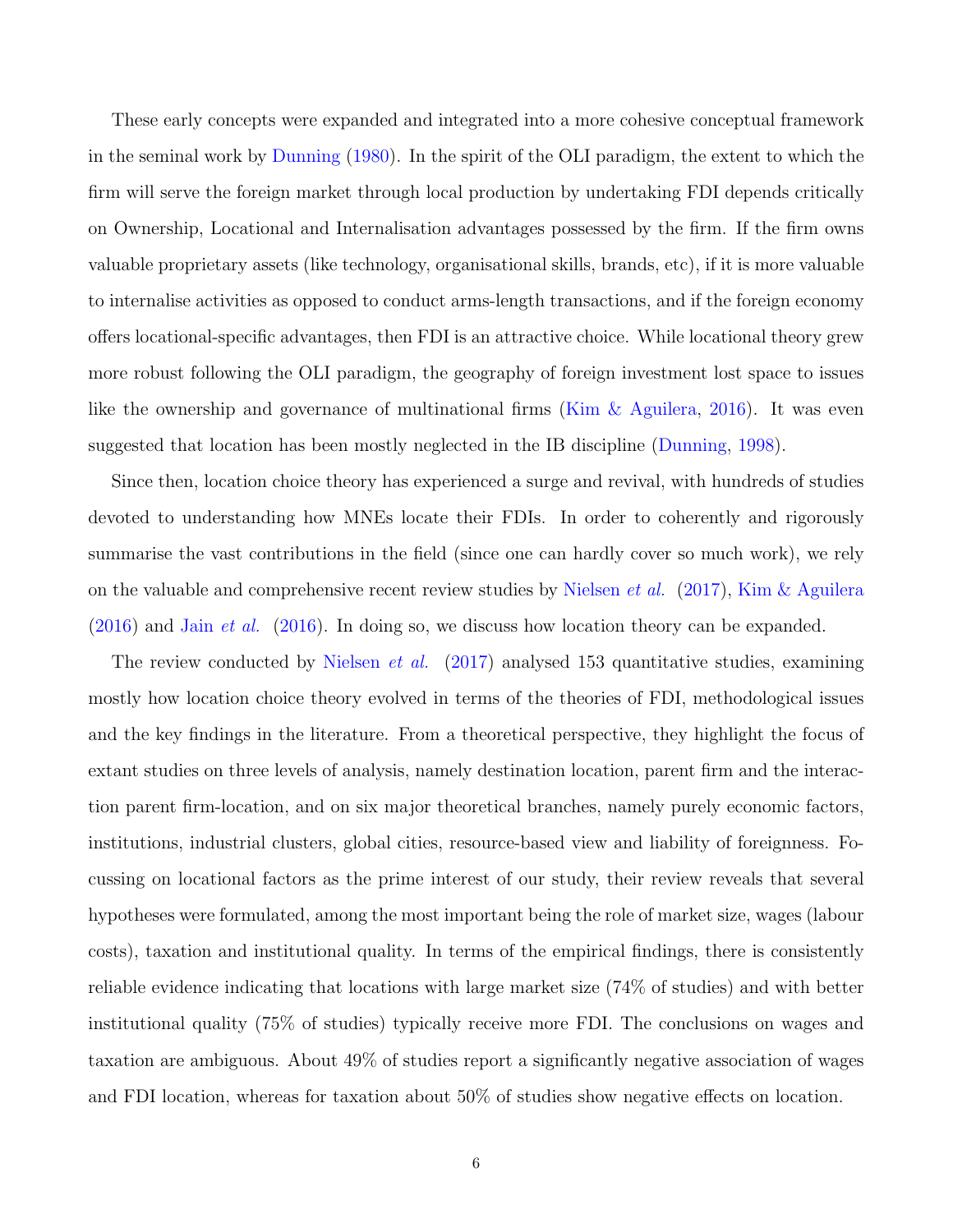These early concepts were expanded and integrated into a more cohesive conceptual framework in the seminal work by Dunning (1980). In the spirit of the OLI paradigm, the extent to which the firm will serve the foreign market through local production by undertaking FDI depends critically on Ownership, Locational and Internalisation advantages possessed by the firm. If the firm owns valuable proprietary assets (like technology, organisational skills, brands, etc), if it is more valuable to internalise activities as opposed to conduct arms-length transactions, and if the foreign economy offers locational-specific advantages, then FDI is an attractive choice. While locational theory grew more robust following the OLI paradigm, the geography of foreign investment lost space to issues like the ownership and governance of multinational firms (Kim & Aguilera, 2016). It was even suggested that location has been mostly neglected in the IB discipline (Dunning, 1998).

Since then, location choice theory has experienced a surge and revival, with hundreds of studies devoted to understanding how MNEs locate their FDIs. In order to coherently and rigorously summarise the vast contributions in the field (since one can hardly cover so much work), we rely on the valuable and comprehensive recent review studies by Nielsen *et al.* (2017), Kim & Aguilera (2016) and Jain *et al.* (2016). In doing so, we discuss how location theory can be expanded.

The review conducted by Nielsen *et al.* (2017) analysed 153 quantitative studies, examining mostly how location choice theory evolved in terms of the theories of FDI, methodological issues and the key findings in the literature. From a theoretical perspective, they highlight the focus of extant studies on three levels of analysis, namely destination location, parent firm and the interaction parent firm-location, and on six major theoretical branches, namely purely economic factors, institutions, industrial clusters, global cities, resource-based view and liability of foreignness. Focussing on locational factors as the prime interest of our study, their review reveals that several hypotheses were formulated, among the most important being the role of market size, wages (labour costs), taxation and institutional quality. In terms of the empirical findings, there is consistently reliable evidence indicating that locations with large market size (74% of studies) and with better institutional quality (75% of studies) typically receive more FDI. The conclusions on wages and taxation are ambiguous. About 49% of studies report a significantly negative association of wages and FDI location, whereas for taxation about 50% of studies show negative effects on location.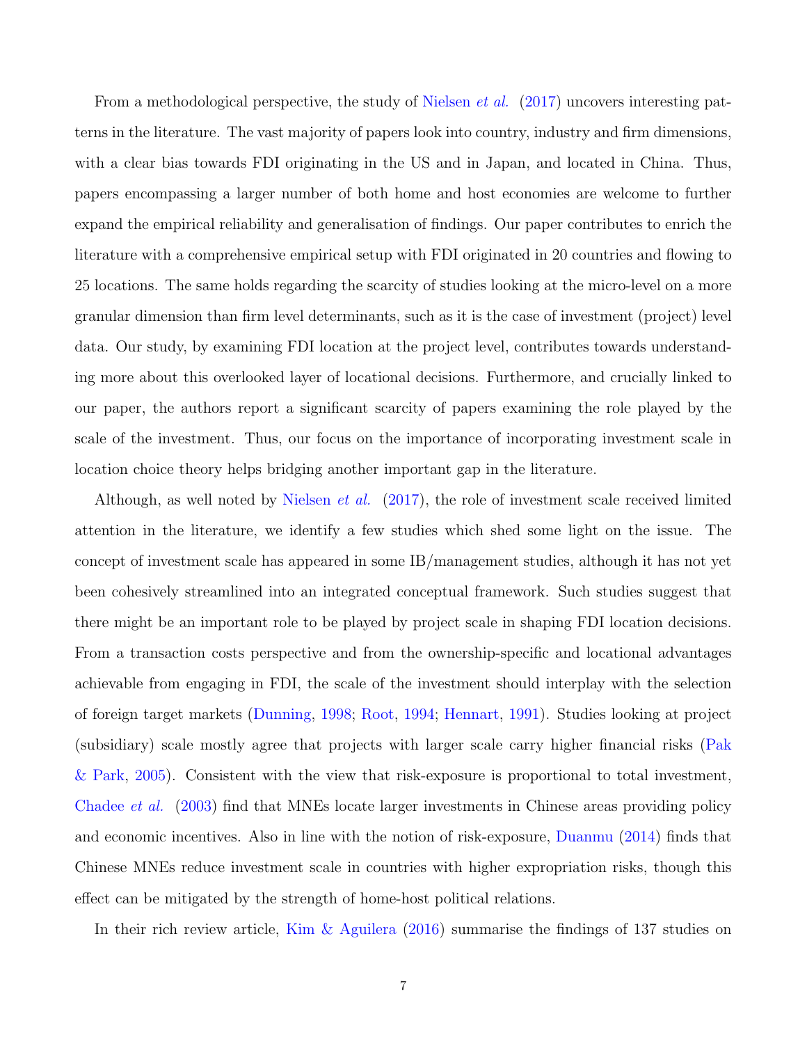From a methodological perspective, the study of Nielsen *et al.* (2017) uncovers interesting patterns in the literature. The vast majority of papers look into country, industry and firm dimensions, with a clear bias towards FDI originating in the US and in Japan, and located in China. Thus, papers encompassing a larger number of both home and host economies are welcome to further expand the empirical reliability and generalisation of findings. Our paper contributes to enrich the literature with a comprehensive empirical setup with FDI originated in 20 countries and flowing to 25 locations. The same holds regarding the scarcity of studies looking at the micro-level on a more granular dimension than firm level determinants, such as it is the case of investment (project) level data. Our study, by examining FDI location at the project level, contributes towards understanding more about this overlooked layer of locational decisions. Furthermore, and crucially linked to our paper, the authors report a significant scarcity of papers examining the role played by the scale of the investment. Thus, our focus on the importance of incorporating investment scale in location choice theory helps bridging another important gap in the literature.

Although, as well noted by Nielsen *et al.* (2017), the role of investment scale received limited attention in the literature, we identify a few studies which shed some light on the issue. The concept of investment scale has appeared in some IB/management studies, although it has not yet been cohesively streamlined into an integrated conceptual framework. Such studies suggest that there might be an important role to be played by project scale in shaping FDI location decisions. From a transaction costs perspective and from the ownership-specific and locational advantages achievable from engaging in FDI, the scale of the investment should interplay with the selection of foreign target markets (Dunning, 1998; Root, 1994; Hennart, 1991). Studies looking at project (subsidiary) scale mostly agree that projects with larger scale carry higher financial risks (Pak & Park, 2005). Consistent with the view that risk-exposure is proportional to total investment, Chadee *et al.* (2003) find that MNEs locate larger investments in Chinese areas providing policy and economic incentives. Also in line with the notion of risk-exposure, Duanmu (2014) finds that Chinese MNEs reduce investment scale in countries with higher expropriation risks, though this effect can be mitigated by the strength of home-host political relations.

In their rich review article, Kim & Aguilera (2016) summarise the findings of 137 studies on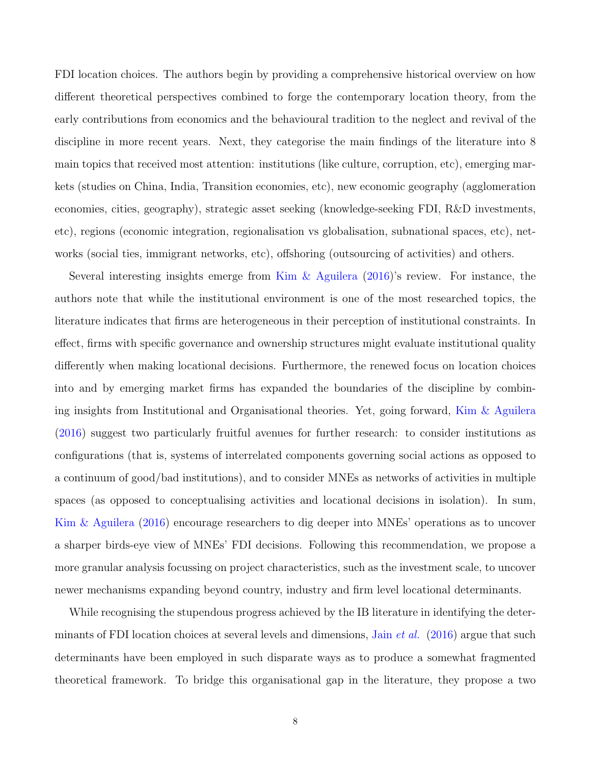FDI location choices. The authors begin by providing a comprehensive historical overview on how different theoretical perspectives combined to forge the contemporary location theory, from the early contributions from economics and the behavioural tradition to the neglect and revival of the discipline in more recent years. Next, they categorise the main findings of the literature into 8 main topics that received most attention: institutions (like culture, corruption, etc), emerging markets (studies on China, India, Transition economies, etc), new economic geography (agglomeration economies, cities, geography), strategic asset seeking (knowledge-seeking FDI, R&D investments, etc), regions (economic integration, regionalisation vs globalisation, subnational spaces, etc), networks (social ties, immigrant networks, etc), offshoring (outsourcing of activities) and others.

Several interesting insights emerge from Kim & Aguilera (2016)'s review. For instance, the authors note that while the institutional environment is one of the most researched topics, the literature indicates that firms are heterogeneous in their perception of institutional constraints. In effect, firms with specific governance and ownership structures might evaluate institutional quality differently when making locational decisions. Furthermore, the renewed focus on location choices into and by emerging market firms has expanded the boundaries of the discipline by combining insights from Institutional and Organisational theories. Yet, going forward, Kim & Aguilera (2016) suggest two particularly fruitful avenues for further research: to consider institutions as configurations (that is, systems of interrelated components governing social actions as opposed to a continuum of good/bad institutions), and to consider MNEs as networks of activities in multiple spaces (as opposed to conceptualising activities and locational decisions in isolation). In sum, Kim & Aguilera (2016) encourage researchers to dig deeper into MNEs' operations as to uncover a sharper birds-eye view of MNEs' FDI decisions. Following this recommendation, we propose a more granular analysis focussing on project characteristics, such as the investment scale, to uncover newer mechanisms expanding beyond country, industry and firm level locational determinants.

While recognising the stupendous progress achieved by the IB literature in identifying the determinants of FDI location choices at several levels and dimensions, Jain *et al.* (2016) argue that such determinants have been employed in such disparate ways as to produce a somewhat fragmented theoretical framework. To bridge this organisational gap in the literature, they propose a two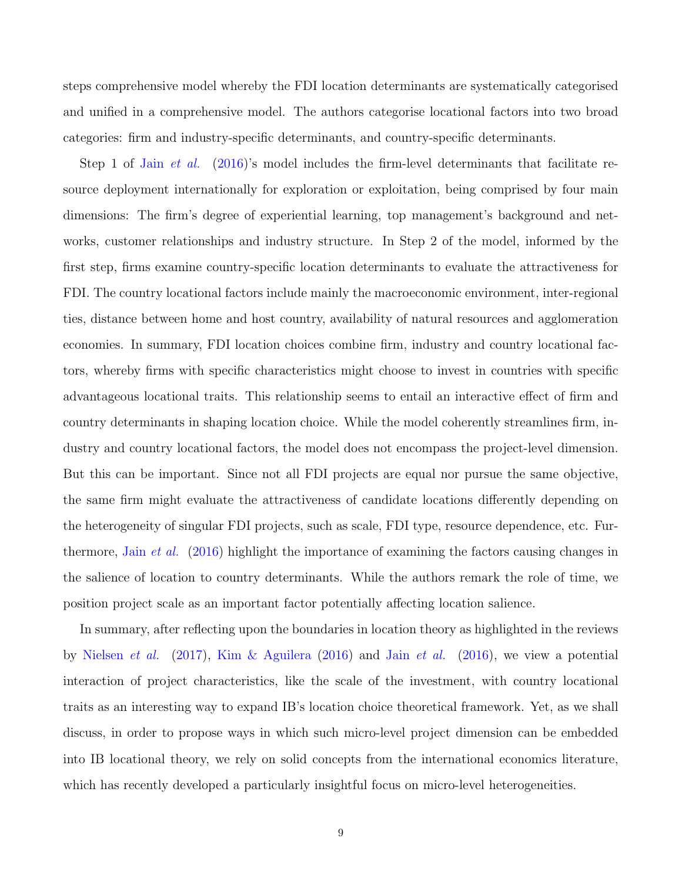steps comprehensive model whereby the FDI location determinants are systematically categorised and unified in a comprehensive model. The authors categorise locational factors into two broad categories: firm and industry-specific determinants, and country-specific determinants.

Step 1 of Jain *et al.* (2016)'s model includes the firm-level determinants that facilitate resource deployment internationally for exploration or exploitation, being comprised by four main dimensions: The firm's degree of experiential learning, top management's background and networks, customer relationships and industry structure. In Step 2 of the model, informed by the first step, firms examine country-specific location determinants to evaluate the attractiveness for FDI. The country locational factors include mainly the macroeconomic environment, inter-regional ties, distance between home and host country, availability of natural resources and agglomeration economies. In summary, FDI location choices combine firm, industry and country locational factors, whereby firms with specific characteristics might choose to invest in countries with specific advantageous locational traits. This relationship seems to entail an interactive effect of firm and country determinants in shaping location choice. While the model coherently streamlines firm, industry and country locational factors, the model does not encompass the project-level dimension. But this can be important. Since not all FDI projects are equal nor pursue the same objective, the same firm might evaluate the attractiveness of candidate locations differently depending on the heterogeneity of singular FDI projects, such as scale, FDI type, resource dependence, etc. Furthermore, Jain *et al.* (2016) highlight the importance of examining the factors causing changes in the salience of location to country determinants. While the authors remark the role of time, we position project scale as an important factor potentially affecting location salience.

In summary, after reflecting upon the boundaries in location theory as highlighted in the reviews by Nielsen *et al.* (2017), Kim & Aguilera (2016) and Jain *et al.* (2016), we view a potential interaction of project characteristics, like the scale of the investment, with country locational traits as an interesting way to expand IB's location choice theoretical framework. Yet, as we shall discuss, in order to propose ways in which such micro-level project dimension can be embedded into IB locational theory, we rely on solid concepts from the international economics literature, which has recently developed a particularly insightful focus on micro-level heterogeneities.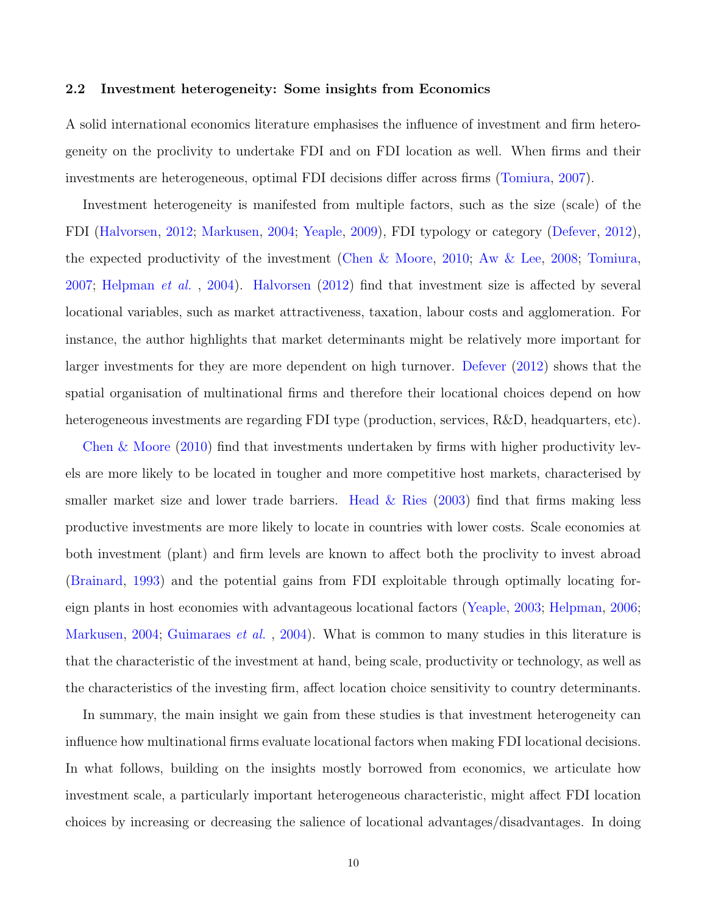### 2.2 Investment heterogeneity: Some insights from Economics

A solid international economics literature emphasises the influence of investment and firm heterogeneity on the proclivity to undertake FDI and on FDI location as well. When firms and their investments are heterogeneous, optimal FDI decisions differ across firms (Tomiura, 2007).

Investment heterogeneity is manifested from multiple factors, such as the size (scale) of the FDI (Halvorsen, 2012; Markusen, 2004; Yeaple, 2009), FDI typology or category (Defever, 2012), the expected productivity of the investment (Chen & Moore, 2010; Aw & Lee, 2008; Tomiura, 2007; Helpman *et al.* , 2004). Halvorsen (2012) find that investment size is affected by several locational variables, such as market attractiveness, taxation, labour costs and agglomeration. For instance, the author highlights that market determinants might be relatively more important for larger investments for they are more dependent on high turnover. Defever (2012) shows that the spatial organisation of multinational firms and therefore their locational choices depend on how heterogeneous investments are regarding FDI type (production, services, R&D, headquarters, etc).

Chen & Moore (2010) find that investments undertaken by firms with higher productivity levels are more likely to be located in tougher and more competitive host markets, characterised by smaller market size and lower trade barriers. Head & Ries (2003) find that firms making less productive investments are more likely to locate in countries with lower costs. Scale economies at both investment (plant) and firm levels are known to affect both the proclivity to invest abroad (Brainard, 1993) and the potential gains from FDI exploitable through optimally locating foreign plants in host economies with advantageous locational factors (Yeaple, 2003; Helpman, 2006; Markusen, 2004; Guimaraes *et al.* , 2004). What is common to many studies in this literature is that the characteristic of the investment at hand, being scale, productivity or technology, as well as the characteristics of the investing firm, affect location choice sensitivity to country determinants.

In summary, the main insight we gain from these studies is that investment heterogeneity can influence how multinational firms evaluate locational factors when making FDI locational decisions. In what follows, building on the insights mostly borrowed from economics, we articulate how investment scale, a particularly important heterogeneous characteristic, might affect FDI location choices by increasing or decreasing the salience of locational advantages/disadvantages. In doing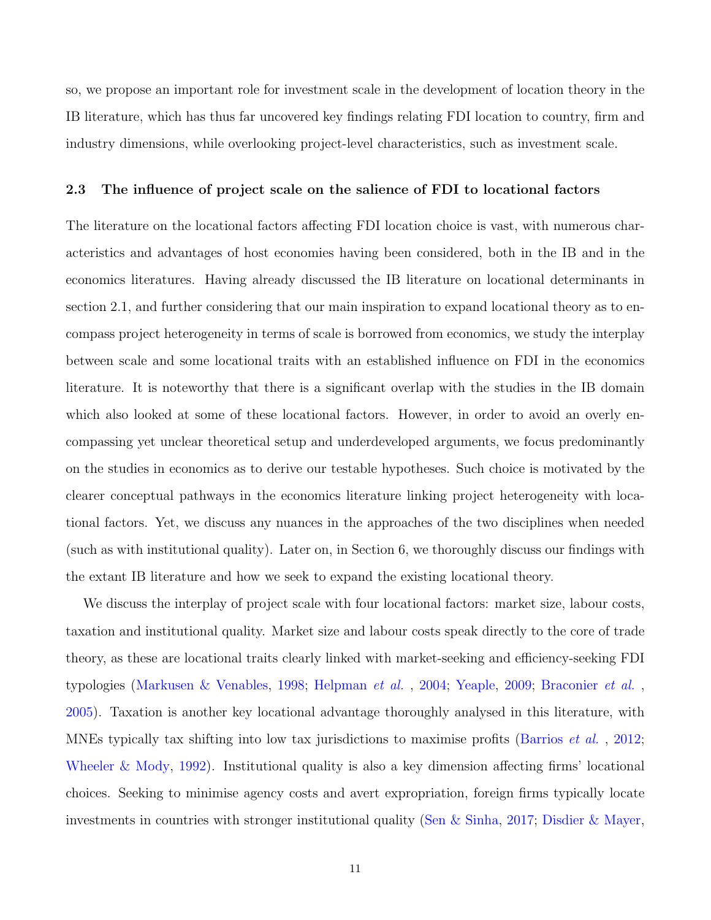so, we propose an important role for investment scale in the development of location theory in the IB literature, which has thus far uncovered key findings relating FDI location to country, firm and industry dimensions, while overlooking project-level characteristics, such as investment scale.

### 2.3 The influence of project scale on the salience of FDI to locational factors

The literature on the locational factors affecting FDI location choice is vast, with numerous characteristics and advantages of host economies having been considered, both in the IB and in the economics literatures. Having already discussed the IB literature on locational determinants in section 2.1, and further considering that our main inspiration to expand locational theory as to encompass project heterogeneity in terms of scale is borrowed from economics, we study the interplay between scale and some locational traits with an established influence on FDI in the economics literature. It is noteworthy that there is a significant overlap with the studies in the IB domain which also looked at some of these locational factors. However, in order to avoid an overly encompassing yet unclear theoretical setup and underdeveloped arguments, we focus predominantly on the studies in economics as to derive our testable hypotheses. Such choice is motivated by the clearer conceptual pathways in the economics literature linking project heterogeneity with locational factors. Yet, we discuss any nuances in the approaches of the two disciplines when needed (such as with institutional quality). Later on, in Section 6, we thoroughly discuss our findings with the extant IB literature and how we seek to expand the existing locational theory.

We discuss the interplay of project scale with four locational factors: market size, labour costs, taxation and institutional quality. Market size and labour costs speak directly to the core of trade theory, as these are locational traits clearly linked with market-seeking and efficiency-seeking FDI typologies (Markusen & Venables, 1998; Helpman *et al.* , 2004; Yeaple, 2009; Braconier *et al.* , 2005). Taxation is another key locational advantage thoroughly analysed in this literature, with MNEs typically tax shifting into low tax jurisdictions to maximise profits (Barrios *et al.* , 2012; Wheeler & Mody, 1992). Institutional quality is also a key dimension affecting firms' locational choices. Seeking to minimise agency costs and avert expropriation, foreign firms typically locate investments in countries with stronger institutional quality (Sen & Sinha, 2017; Disdier & Mayer,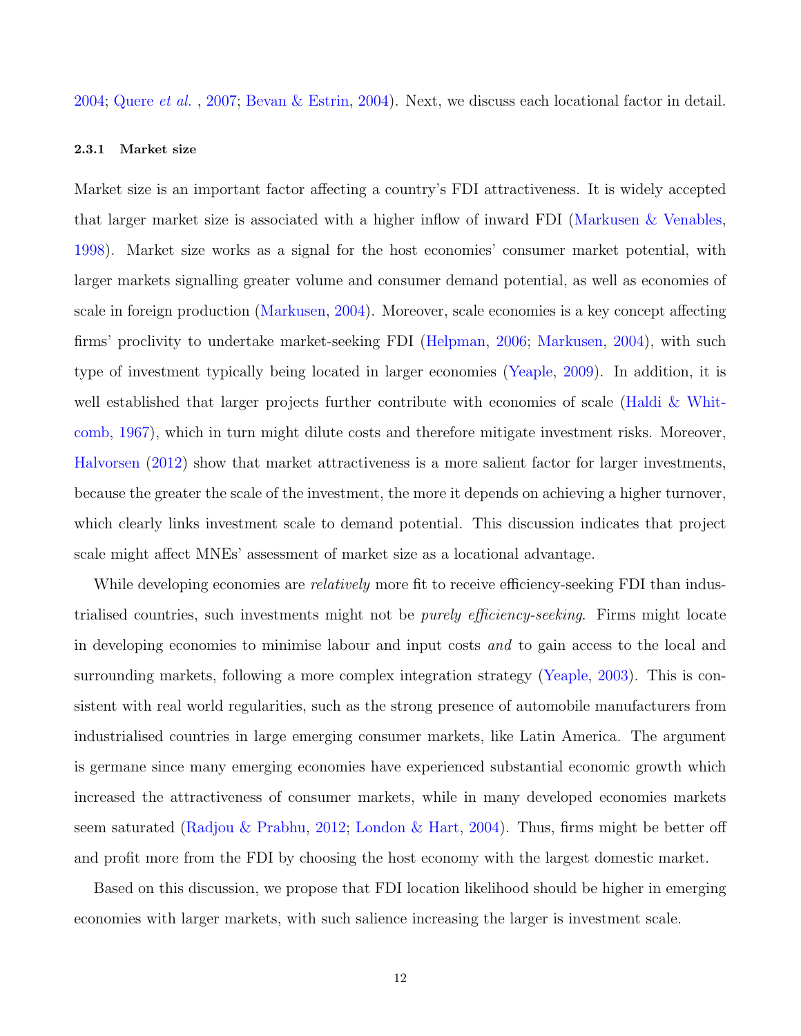2004; Quere *et al.* , 2007; Bevan & Estrin, 2004). Next, we discuss each locational factor in detail.

#### 2.3.1 Market size

Market size is an important factor affecting a country's FDI attractiveness. It is widely accepted that larger market size is associated with a higher inflow of inward FDI (Markusen & Venables, 1998). Market size works as a signal for the host economies' consumer market potential, with larger markets signalling greater volume and consumer demand potential, as well as economies of scale in foreign production (Markusen, 2004). Moreover, scale economies is a key concept affecting firms' proclivity to undertake market-seeking FDI (Helpman, 2006; Markusen, 2004), with such type of investment typically being located in larger economies (Yeaple, 2009). In addition, it is well established that larger projects further contribute with economies of scale (Haldi & Whitcomb, 1967), which in turn might dilute costs and therefore mitigate investment risks. Moreover, Halvorsen (2012) show that market attractiveness is a more salient factor for larger investments, because the greater the scale of the investment, the more it depends on achieving a higher turnover, which clearly links investment scale to demand potential. This discussion indicates that project scale might affect MNEs' assessment of market size as a locational advantage.

While developing economies are *relatively* more fit to receive efficiency-seeking FDI than industrialised countries, such investments might not be *purely efficiency-seeking*. Firms might locate in developing economies to minimise labour and input costs *and* to gain access to the local and surrounding markets, following a more complex integration strategy (Yeaple, 2003). This is consistent with real world regularities, such as the strong presence of automobile manufacturers from industrialised countries in large emerging consumer markets, like Latin America. The argument is germane since many emerging economies have experienced substantial economic growth which increased the attractiveness of consumer markets, while in many developed economies markets seem saturated (Radjou & Prabhu, 2012; London & Hart, 2004). Thus, firms might be better off and profit more from the FDI by choosing the host economy with the largest domestic market.

Based on this discussion, we propose that FDI location likelihood should be higher in emerging economies with larger markets, with such salience increasing the larger is investment scale.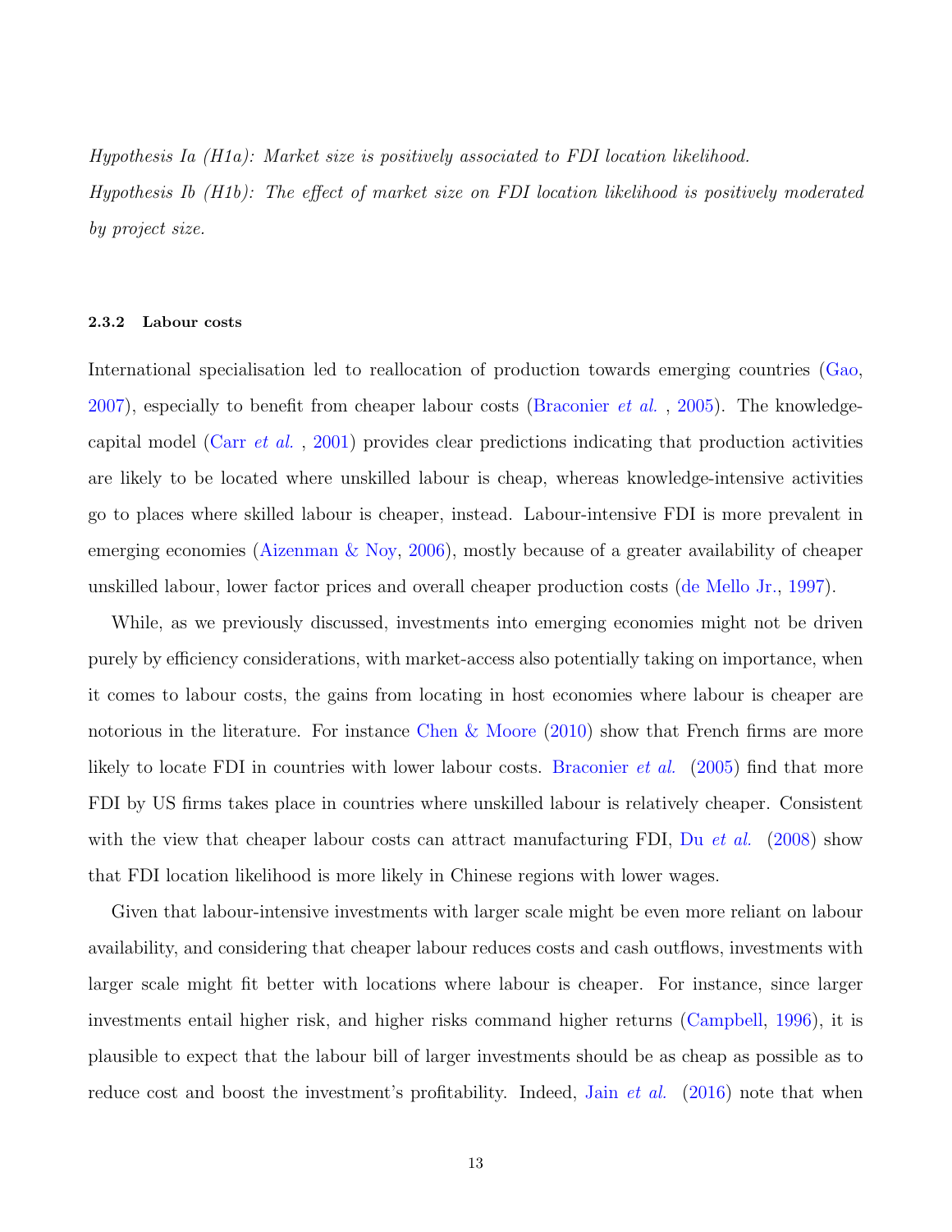*Hypothesis Ia (H1a): Market size is positively associated to FDI location likelihood.*

*Hypothesis Ib (H1b): The effect of market size on FDI location likelihood is positively moderated by project size.*

#### 2.3.2 Labour costs

International specialisation led to reallocation of production towards emerging countries (Gao, 2007), especially to benefit from cheaper labour costs (Braconier *et al.* , 2005). The knowledge-capital model (Carr *et al.* , 2001) provides clear predictions indicating that production activities are likely to be located where unskilled labour is cheap, whereas knowledge-intensive activities go to places where skilled labour is cheaper, instead. Labour-intensive FDI is more prevalent in emerging economies (Aizenman & Noy, 2006), mostly because of a greater availability of cheaper unskilled labour, lower factor prices and overall cheaper production costs (de Mello Jr., 1997).

While, as we previously discussed, investments into emerging economies might not be driven purely by efficiency considerations, with market-access also potentially taking on importance, when it comes to labour costs, the gains from locating in host economies where labour is cheaper are notorious in the literature. For instance Chen & Moore (2010) show that French firms are more likely to locate FDI in countries with lower labour costs. Braconier *et al.* (2005) find that more FDI by US firms takes place in countries where unskilled labour is relatively cheaper. Consistent with the view that cheaper labour costs can attract manufacturing FDI, Du *et al.* (2008) show that FDI location likelihood is more likely in Chinese regions with lower wages.

Given that labour-intensive investments with larger scale might be even more reliant on labour availability, and considering that cheaper labour reduces costs and cash outflows, investments with larger scale might fit better with locations where labour is cheaper. For instance, since larger investments entail higher risk, and higher risks command higher returns (Campbell, 1996), it is plausible to expect that the labour bill of larger investments should be as cheap as possible as to reduce cost and boost the investment's profitability. Indeed, Jain *et al.* (2016) note that when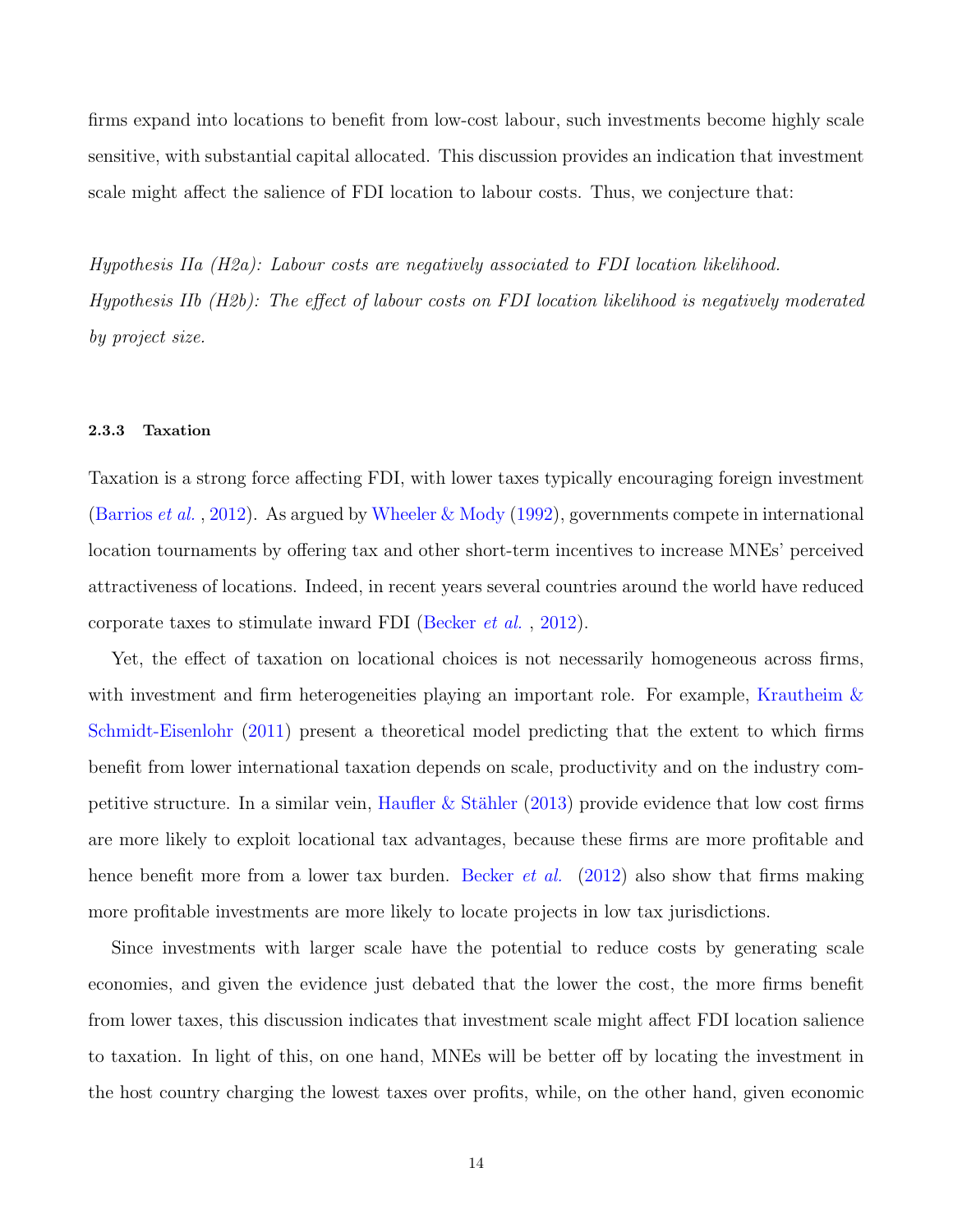firms expand into locations to benefit from low-cost labour, such investments become highly scale sensitive, with substantial capital allocated. This discussion provides an indication that investment scale might affect the salience of FDI location to labour costs. Thus, we conjecture that:

*Hypothesis IIa (H2a): Labour costs are negatively associated to FDI location likelihood.*

*Hypothesis IIb (H2b): The effect of labour costs on FDI location likelihood is negatively moderated by project size.*

#### 2.3.3 Taxation

Taxation is a strong force affecting FDI, with lower taxes typically encouraging foreign investment (Barrios *et al.* , 2012). As argued by Wheeler & Mody (1992), governments compete in international location tournaments by offering tax and other short-term incentives to increase MNEs' perceived attractiveness of locations. Indeed, in recent years several countries around the world have reduced corporate taxes to stimulate inward FDI (Becker *et al.* , 2012).

Yet, the effect of taxation on locational choices is not necessarily homogeneous across firms, with investment and firm heterogeneities playing an important role. For example, Krautheim & Schmidt-Eisenlohr (2011) present a theoretical model predicting that the extent to which firms benefit from lower international taxation depends on scale, productivity and on the industry competitive structure. In a similar vein, Haufler & Stähler (2013) provide evidence that low cost firms are more likely to exploit locational tax advantages, because these firms are more profitable and hence benefit more from a lower tax burden. Becker *et al.* (2012) also show that firms making more profitable investments are more likely to locate projects in low tax jurisdictions.

Since investments with larger scale have the potential to reduce costs by generating scale economies, and given the evidence just debated that the lower the cost, the more firms benefit from lower taxes, this discussion indicates that investment scale might affect FDI location salience to taxation. In light of this, on one hand, MNEs will be better off by locating the investment in the host country charging the lowest taxes over profits, while, on the other hand, given economic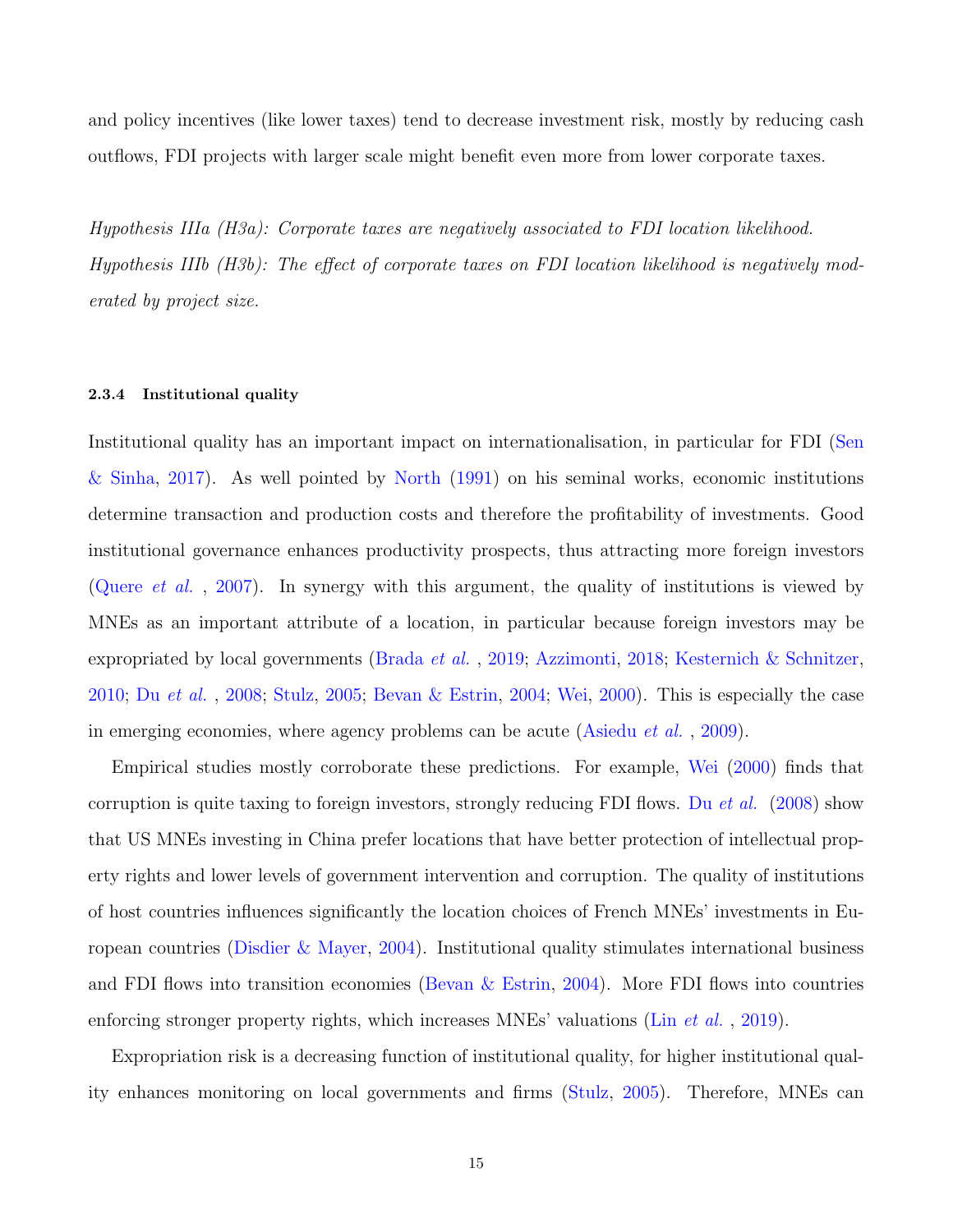and policy incentives (like lower taxes) tend to decrease investment risk, mostly by reducing cash outflows, FDI projects with larger scale might benefit even more from lower corporate taxes.

*Hypothesis IIIa (H3a): Corporate taxes are negatively associated to FDI location likelihood.*
*Hypothesis IIIb (H3b): The effect of corporate taxes on FDI location likelihood is negatively moderated by project size.*

#### 2.3.4 Institutional quality

Institutional quality has an important impact on internationalisation, in particular for FDI (Sen & Sinha, 2017). As well pointed by North (1991) on his seminal works, economic institutions determine transaction and production costs and therefore the profitability of investments. Good institutional governance enhances productivity prospects, thus attracting more foreign investors (Quere *et al.* , 2007). In synergy with this argument, the quality of institutions is viewed by MNEs as an important attribute of a location, in particular because foreign investors may be expropriated by local governments (Brada *et al.* , 2019; Azzimonti, 2018; Kesternich & Schnitzer, 2010; Du *et al.* , 2008; Stulz, 2005; Bevan & Estrin, 2004; Wei, 2000). This is especially the case in emerging economies, where agency problems can be acute (Asiedu *et al.* , 2009).

Empirical studies mostly corroborate these predictions. For example, Wei (2000) finds that corruption is quite taxing to foreign investors, strongly reducing FDI flows. Du *et al.* (2008) show that US MNEs investing in China prefer locations that have better protection of intellectual property rights and lower levels of government intervention and corruption. The quality of institutions of host countries influences significantly the location choices of French MNEs' investments in European countries (Disdier & Mayer, 2004). Institutional quality stimulates international business and FDI flows into transition economies (Bevan & Estrin, 2004). More FDI flows into countries enforcing stronger property rights, which increases MNEs' valuations (Lin *et al.* , 2019).

Expropriation risk is a decreasing function of institutional quality, for higher institutional quality enhances monitoring on local governments and firms (Stulz, 2005). Therefore, MNEs can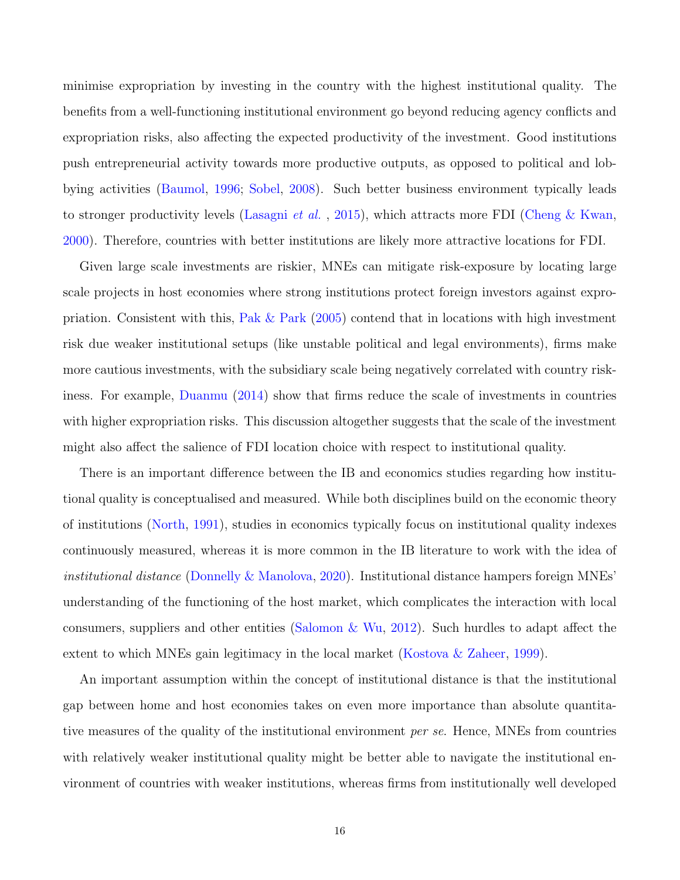minimise expropriation by investing in the country with the highest institutional quality. The benefits from a well-functioning institutional environment go beyond reducing agency conflicts and expropriation risks, also affecting the expected productivity of the investment. Good institutions push entrepreneurial activity towards more productive outputs, as opposed to political and lobbying activities (Baumol, 1996; Sobel, 2008). Such better business environment typically leads to stronger productivity levels (Lasagni *et al.* , 2015), which attracts more FDI (Cheng & Kwan, 2000). Therefore, countries with better institutions are likely more attractive locations for FDI.

Given large scale investments are riskier, MNEs can mitigate risk-exposure by locating large scale projects in host economies where strong institutions protect foreign investors against expropriation. Consistent with this, Pak & Park (2005) contend that in locations with high investment risk due weaker institutional setups (like unstable political and legal environments), firms make more cautious investments, with the subsidiary scale being negatively correlated with country riskiness. For example, Duanmu (2014) show that firms reduce the scale of investments in countries with higher expropriation risks. This discussion altogether suggests that the scale of the investment might also affect the salience of FDI location choice with respect to institutional quality.

There is an important difference between the IB and economics studies regarding how institutional quality is conceptualised and measured. While both disciplines build on the economic theory of institutions (North, 1991), studies in economics typically focus on institutional quality indexes continuously measured, whereas it is more common in the IB literature to work with the idea of *institutional distance* (Donnelly & Manolova, 2020). Institutional distance hampers foreign MNEs' understanding of the functioning of the host market, which complicates the interaction with local consumers, suppliers and other entities (Salomon & Wu, 2012). Such hurdles to adapt affect the extent to which MNEs gain legitimacy in the local market (Kostova & Zaheer, 1999).

An important assumption within the concept of institutional distance is that the institutional gap between home and host economies takes on even more importance than absolute quantitative measures of the quality of the institutional environment *per se*. Hence, MNEs from countries with relatively weaker institutional quality might be better able to navigate the institutional environment of countries with weaker institutions, whereas firms from institutionally well developed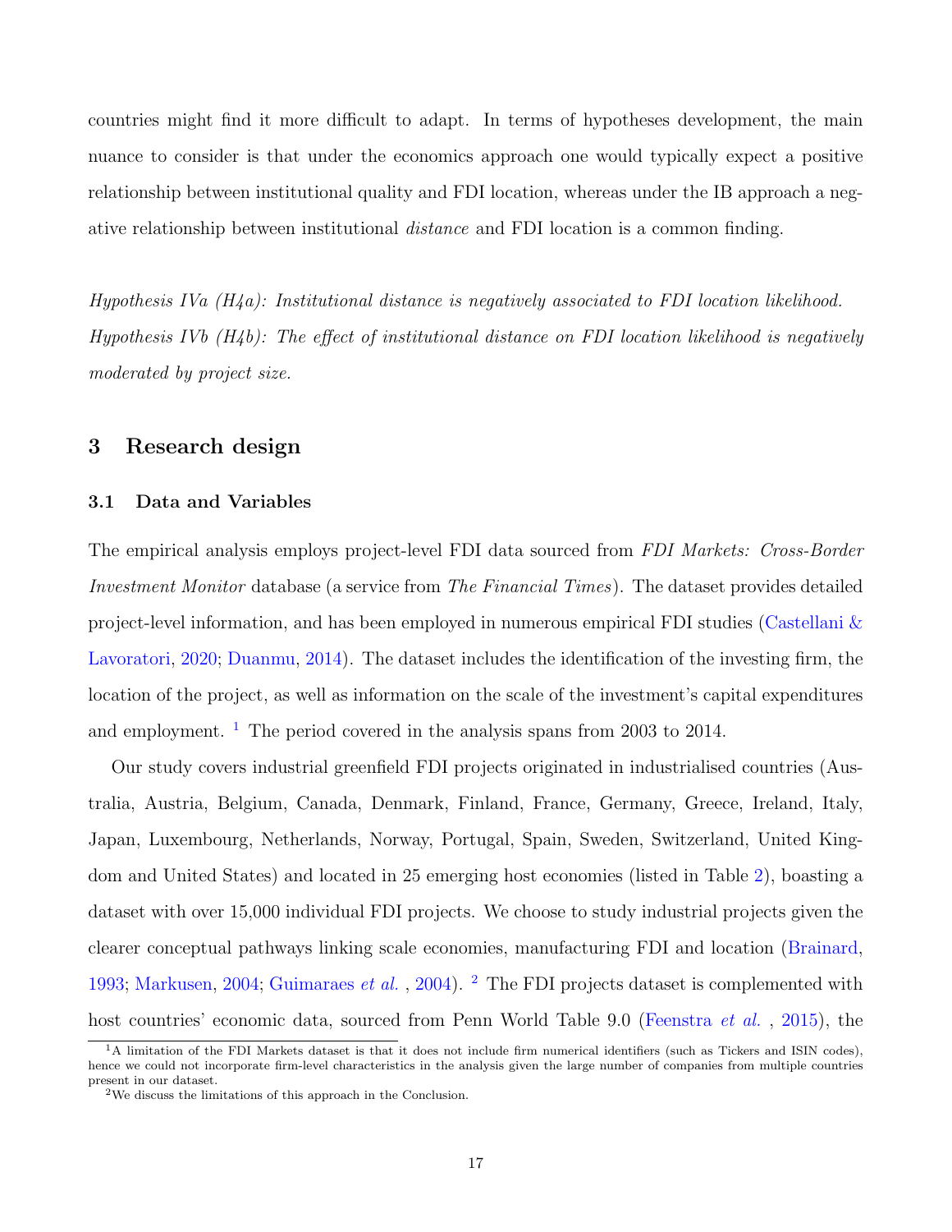countries might find it more difficult to adapt. In terms of hypotheses development, the main nuance to consider is that under the economics approach one would typically expect a positive relationship between institutional quality and FDI location, whereas under the IB approach a negative relationship between institutional *distance* and FDI location is a common finding.

*Hypothesis IVa (H4a): Institutional distance is negatively associated to FDI location likelihood.*
*Hypothesis IVb (H4b): The effect of institutional distance on FDI location likelihood is negatively moderated by project size.*

## 3 Research design

### 3.1 Data and Variables

The empirical analysis employs project-level FDI data sourced from *FDI Markets: Cross-Border Investment Monitor* database (a service from *The Financial Times*). The dataset provides detailed project-level information, and has been employed in numerous empirical FDI studies (Castellani & Lavoratori, 2020; Duanmu, 2014). The dataset includes the identification of the investing firm, the location of the project, as well as information on the scale of the investment's capital expenditures and employment. [1] The period covered in the analysis spans from 2003 to 2014.

Our study covers industrial greenfield FDI projects originated in industrialised countries (Australia, Austria, Belgium, Canada, Denmark, Finland, France, Germany, Greece, Ireland, Italy, Japan, Luxembourg, Netherlands, Norway, Portugal, Spain, Sweden, Switzerland, United Kingdom and United States) and located in 25 emerging host economies (listed in Table 2), boasting a dataset with over 15,000 individual FDI projects. We choose to study industrial projects given the clearer conceptual pathways linking scale economies, manufacturing FDI and location (Brainard, 1993; Markusen, 2004; Guimaraes *et al.* , 2004). [2] The FDI projects dataset is complemented with host countries' economic data, sourced from Penn World Table 9.0 (Feenstra *et al.* , 2015), the

[1] A limitation of the FDI Markets dataset is that it does not include firm numerical identifiers (such as Tickers and ISIN codes), hence we could not incorporate firm-level characteristics in the analysis given the large number of companies from multiple countries present in our dataset.

[2] We discuss the limitations of this approach in the Conclusion.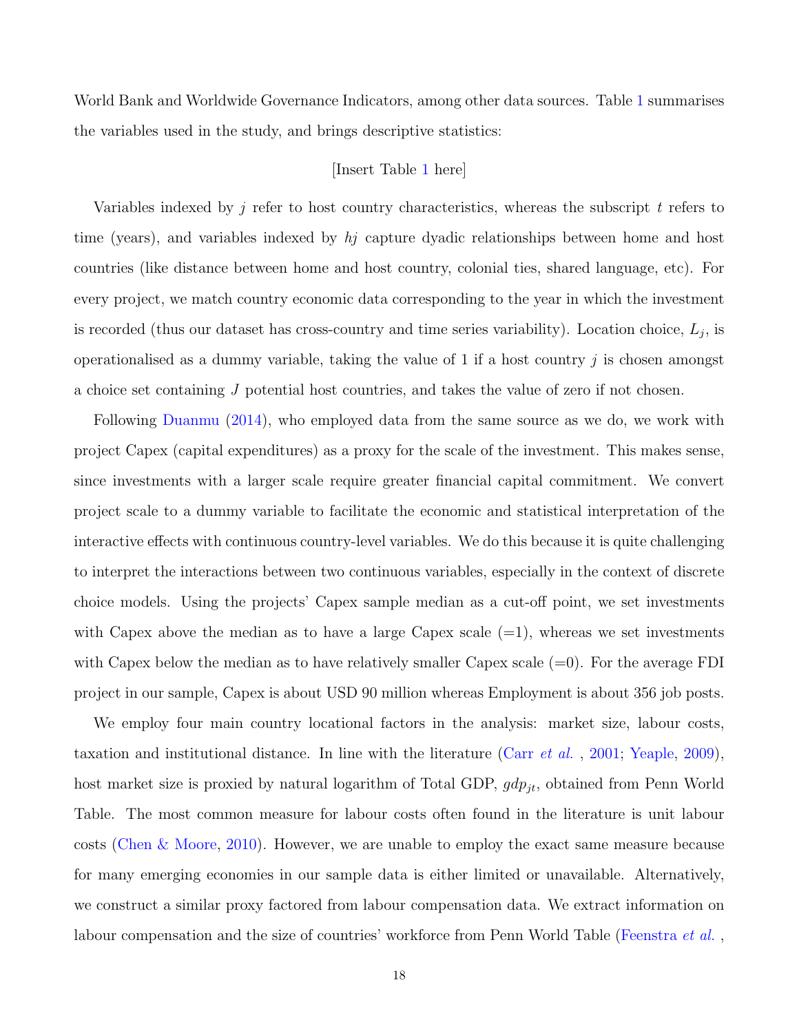World Bank and Worldwide Governance Indicators, among other data sources. Table 1 summarises the variables used in the study, and brings descriptive statistics:

[Insert Table 1 here]

Variables indexed by $j$ refer to host country characteristics, whereas the subscript $t$ refers to time (years), and variables indexed by $hj$ capture dyadic relationships between home and host countries (like distance between home and host country, colonial ties, shared language, etc). For every project, we match country economic data corresponding to the year in which the investment is recorded (thus our dataset has cross-country and time series variability). Location choice, $L_j$, is operationalised as a dummy variable, taking the value of 1 if a host country $j$ is chosen amongst a choice set containing $J$ potential host countries, and takes the value of zero if not chosen.

Following Duanmu (2014), who employed data from the same source as we do, we work with project Capex (capital expenditures) as a proxy for the scale of the investment. This makes sense, since investments with a larger scale require greater financial capital commitment. We convert project scale to a dummy variable to facilitate the economic and statistical interpretation of the interactive effects with continuous country-level variables. We do this because it is quite challenging to interpret the interactions between two continuous variables, especially in the context of discrete choice models. Using the projects' Capex sample median as a cut-off point, we set investments with Capex above the median as to have a large Capex scale (=1), whereas we set investments with Capex below the median as to have relatively smaller Capex scale (=0). For the average FDI project in our sample, Capex is about USD 90 million whereas Employment is about 356 job posts.

We employ four main country locational factors in the analysis: market size, labour costs, taxation and institutional distance. In line with the literature (Carr *et al.* , 2001; Yeaple, 2009), host market size is proxied by natural logarithm of Total GDP, $gdp_{jt}$, obtained from Penn World Table. The most common measure for labour costs often found in the literature is unit labour costs (Chen & Moore, 2010). However, we are unable to employ the exact same measure because for many emerging economies in our sample data is either limited or unavailable. Alternatively, we construct a similar proxy factored from labour compensation data. We extract information on labour compensation and the size of countries' workforce from Penn World Table (Feenstra *et al.* ,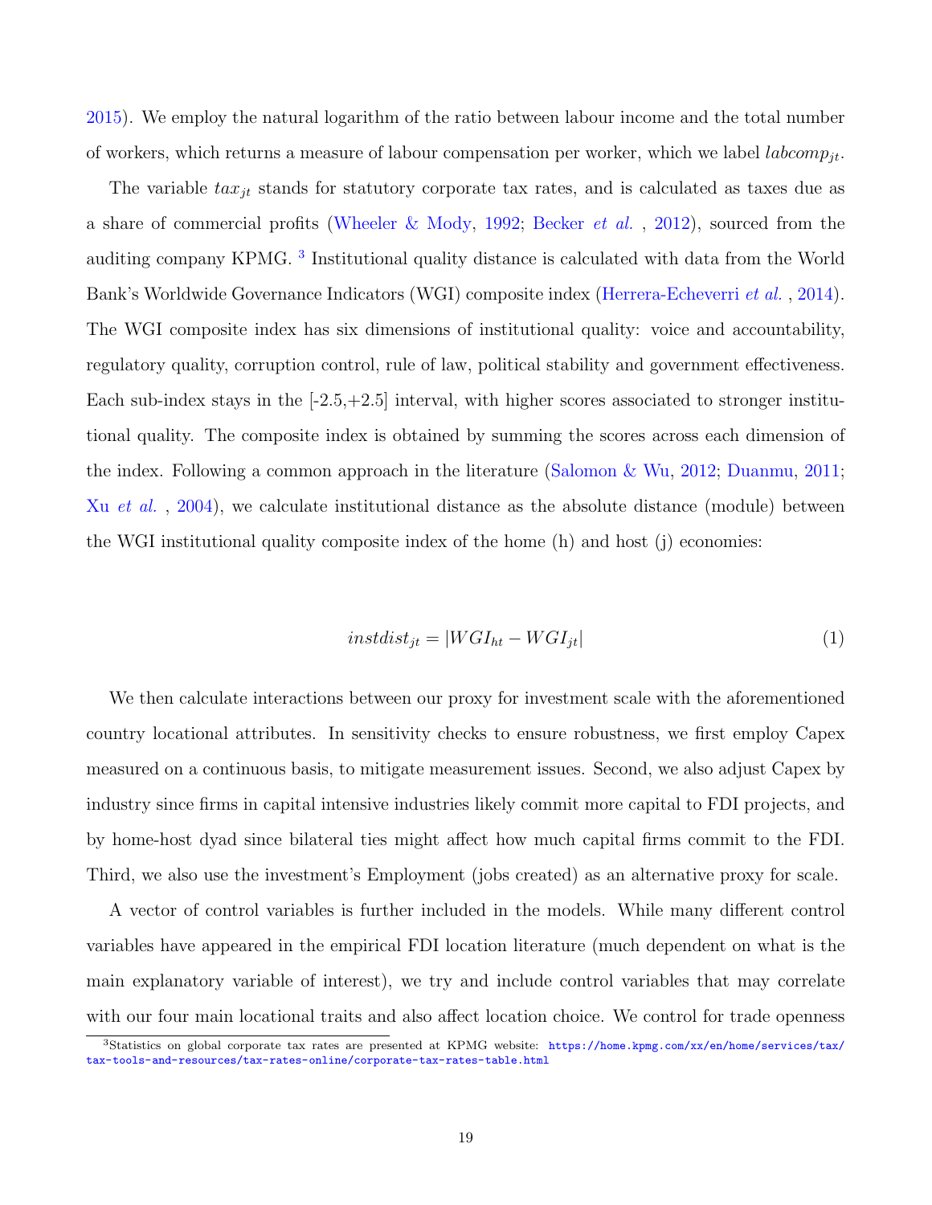2015). We employ the natural logarithm of the ratio between labour income and the total number of workers, which returns a measure of labour compensation per worker, which we label $labcomp_{jt}$.

The variable $tax_{jt}$ stands for statutory corporate tax rates, and is calculated as taxes due as a share of commercial profits (Wheeler & Mody, 1992; Becker *et al.* , 2012), sourced from the auditing company KPMG. [3] Institutional quality distance is calculated with data from the World Bank's Worldwide Governance Indicators (WGI) composite index (Herrera-Echeverri *et al.* , 2014). The WGI composite index has six dimensions of institutional quality: voice and accountability, regulatory quality, corruption control, rule of law, political stability and government effectiveness. Each sub-index stays in the [-2.5,+2.5] interval, with higher scores associated to stronger institutional quality. The composite index is obtained by summing the scores across each dimension of the index. Following a common approach in the literature (Salomon & Wu, 2012; Duanmu, 2011; Xu *et al.* , 2004), we calculate institutional distance as the absolute distance (module) between the WGI institutional quality composite index of the home (h) and host (j) economies:

$$instdist_{jt} = |WGI_{ht} - WGI_{jt}| \tag{1}$$

We then calculate interactions between our proxy for investment scale with the aforementioned country locational attributes. In sensitivity checks to ensure robustness, we first employ Capex measured on a continuous basis, to mitigate measurement issues. Second, we also adjust Capex by industry since firms in capital intensive industries likely commit more capital to FDI projects, and by home-host dyad since bilateral ties might affect how much capital firms commit to the FDI. Third, we also use the investment's Employment (jobs created) as an alternative proxy for scale.

A vector of control variables is further included in the models. While many different control variables have appeared in the empirical FDI location literature (much dependent on what is the main explanatory variable of interest), we try and include control variables that may correlate with our four main locational traits and also affect location choice. We control for trade openness

[3] Statistics on global corporate tax rates are presented at KPMG website: https://home.kpmg.com/xx/en/home/services/tax/tax-tools-and-resources/tax-rates-online/corporate-tax-rates-table.html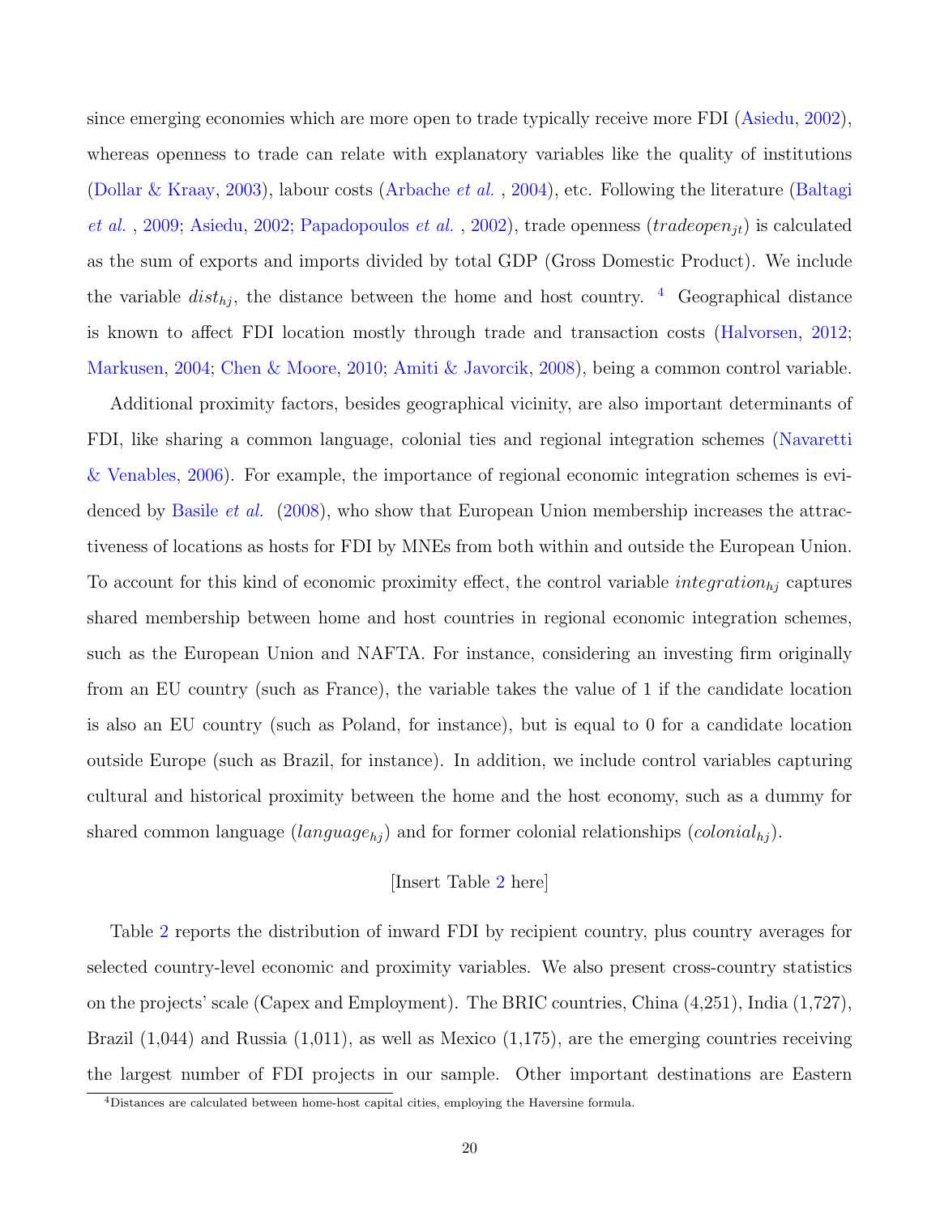since emerging economies which are more open to trade typically receive more FDI (Asiedu, 2002), whereas openness to trade can relate with explanatory variables like the quality of institutions (Dollar & Kraay, 2003), labour costs (Arbache *et al.* , 2004), etc. Following the literature (Baltagi *et al.* , 2009; Asiedu, 2002; Papadopoulos *et al.* , 2002), trade openness ($tradeopen_{jt}$) is calculated as the sum of exports and imports divided by total GDP (Gross Domestic Product). We include the variable $dist_{hj}$, the distance between the home and host country. [4] Geographical distance is known to affect FDI location mostly through trade and transaction costs (Halvorsen, 2012; Markusen, 2004; Chen & Moore, 2010; Amiti & Javorcik, 2008), being a common control variable.

Additional proximity factors, besides geographical vicinity, are also important determinants of FDI, like sharing a common language, colonial ties and regional integration schemes (Navaretti & Venables, 2006). For example, the importance of regional economic integration schemes is evidenced by Basile *et al.* (2008), who show that European Union membership increases the attractiveness of locations as hosts for FDI by MNEs from both within and outside the European Union. To account for this kind of economic proximity effect, the control variable $integration_{hj}$ captures shared membership between home and host countries in regional economic integration schemes, such as the European Union and NAFTA. For instance, considering an investing firm originally from an EU country (such as France), the variable takes the value of 1 if the candidate location is also an EU country (such as Poland, for instance), but is equal to 0 for a candidate location outside Europe (such as Brazil, for instance). In addition, we include control variables capturing cultural and historical proximity between the home and the host economy, such as a dummy for shared common language ($language_{hj}$) and for former colonial relationships ($colonial_{hj}$).

[Insert Table 2 here]

Table 2 reports the distribution of inward FDI by recipient country, plus country averages for selected country-level economic and proximity variables. We also present cross-country statistics on the projects' scale (Capex and Employment). The BRIC countries, China (4,251), India (1,727), Brazil (1,044) and Russia (1,011), as well as Mexico (1,175), are the emerging countries receiving the largest number of FDI projects in our sample. Other important destinations are Eastern

[4] Distances are calculated between home-host capital cities, employing the Haversine formula.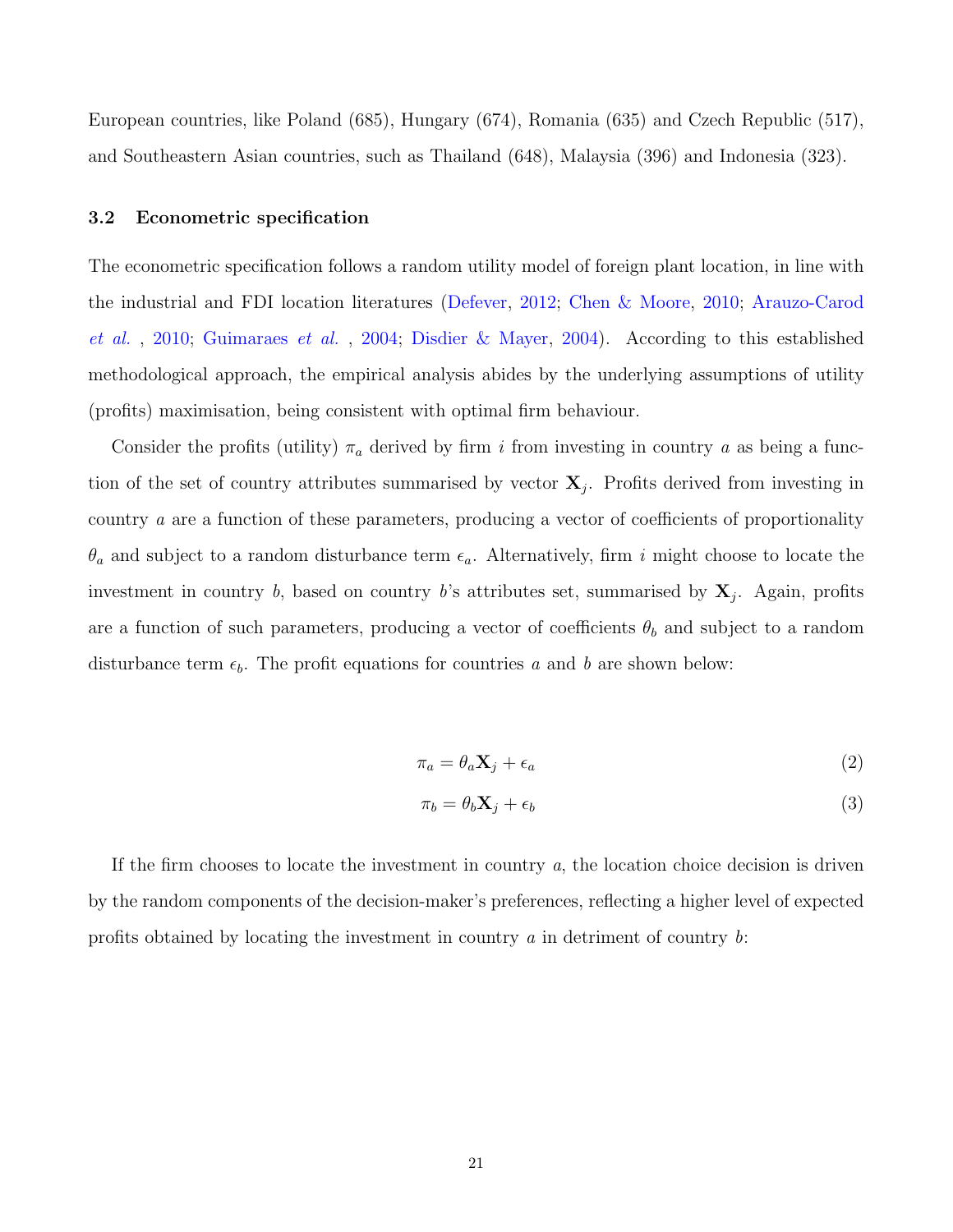European countries, like Poland (685), Hungary (674), Romania (635) and Czech Republic (517), and Southeastern Asian countries, such as Thailand (648), Malaysia (396) and Indonesia (323).

### 3.2 Econometric specification

The econometric specification follows a random utility model of foreign plant location, in line with the industrial and FDI location literatures (Defever, 2012; Chen & Moore, 2010; Arauzo-Carod *et al.*, 2010; Guimaraes *et al.*, 2004; Disdier & Mayer, 2004). According to this established methodological approach, the empirical analysis abides by the underlying assumptions of utility (profits) maximisation, being consistent with optimal firm behaviour.

Consider the profits (utility) $\pi_a$ derived by firm $i$ from investing in country $a$ as being a function of the set of country attributes summarised by vector $\mathbf{X}_j$. Profits derived from investing in country $a$ are a function of these parameters, producing a vector of coefficients of proportionality $\theta_a$ and subject to a random disturbance term $\epsilon_a$. Alternatively, firm $i$ might choose to locate the investment in country $b$, based on country $b$'s attributes set, summarised by $\mathbf{X}_j$. Again, profits are a function of such parameters, producing a vector of coefficients $\theta_b$ and subject to a random disturbance term $\epsilon_b$. The profit equations for countries $a$ and $b$ are shown below:

$$\pi_a = \theta_a \mathbf{X}_j + \epsilon_a \tag{2}$$

$$\pi_b = \theta_b \mathbf{X}_j + \epsilon_b \tag{3}$$

If the firm chooses to locate the investment in country $a$, the location choice decision is driven by the random components of the decision-maker's preferences, reflecting a higher level of expected profits obtained by locating the investment in country $a$ in detriment of country $b$: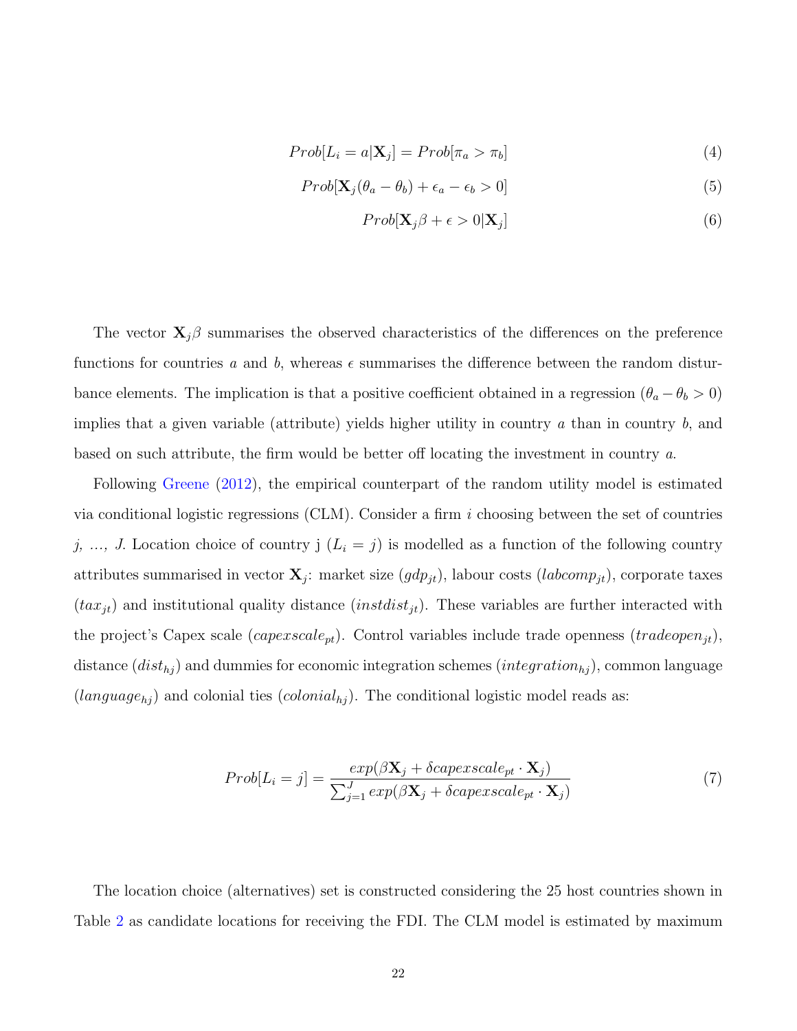$$Prob[L_i = a|\mathbf{X}_j] = Prob[\pi_a > \pi_b] \tag{4}$$

$$Prob[\mathbf{X}_j(\theta_a - \theta_b) + \epsilon_a - \epsilon_b > 0] \tag{5}$$

$$Prob[\mathbf{X}_j\beta + \epsilon > 0|\mathbf{X}_j] \tag{6}$$

The vector $\mathbf{X}_j\beta$ summarises the observed characteristics of the differences on the preference functions for countries $a$ and $b$, whereas $\epsilon$ summarises the difference between the random disturbance elements. The implication is that a positive coefficient obtained in a regression ($\theta_a - \theta_b > 0$) implies that a given variable (attribute) yields higher utility in country $a$ than in country $b$, and based on such attribute, the firm would be better off locating the investment in country $a$.

Following Greene (2012), the empirical counterpart of the random utility model is estimated via conditional logistic regressions (CLM). Consider a firm $i$ choosing between the set of countries $j$, ..., $J$. Location choice of country j ($L_i = j$) is modelled as a function of the following country attributes summarised in vector $\mathbf{X}_j$: market size ($gdp_{jt}$), labour costs ($labcomp_{jt}$), corporate taxes ($tax_{jt}$) and institutional quality distance ($instdist_{jt}$). These variables are further interacted with the project's Capex scale ($capexscale_{pt}$). Control variables include trade openness ($tradeopen_{jt}$), distance ($dist_{hj}$) and dummies for economic integration schemes ($integration_{hj}$), common language ($language_{hj}$) and colonial ties ($colonial_{hj}$). The conditional logistic model reads as:

$$Prob[L_i = j] = \frac{exp(\beta\mathbf{X}_j + \delta capexscale_{pt} \cdot \mathbf{X}_j)}{\sum_{j=1}^{J} exp(\beta\mathbf{X}_j + \delta capexscale_{pt} \cdot \mathbf{X}_j)} \tag{7}$$

The location choice (alternatives) set is constructed considering the 25 host countries shown in Table 2 as candidate locations for receiving the FDI. The CLM model is estimated by maximum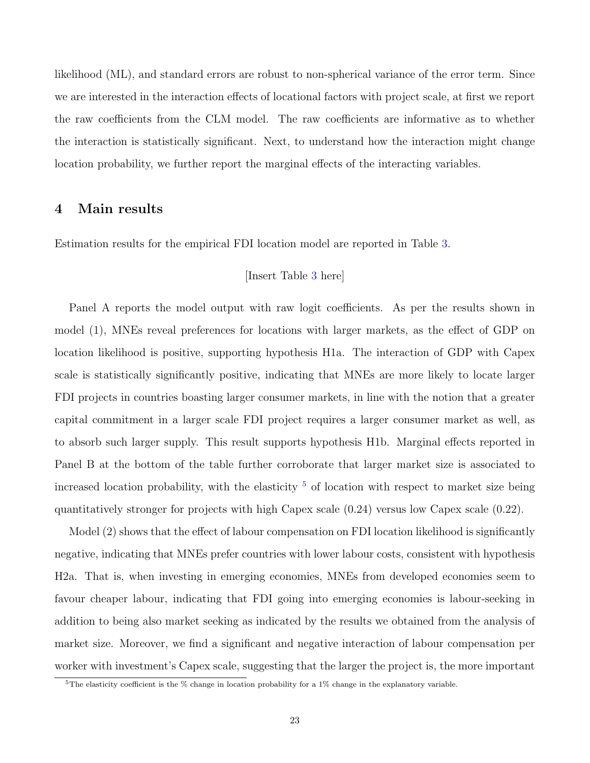likelihood (ML), and standard errors are robust to non-spherical variance of the error term. Since we are interested in the interaction effects of locational factors with project scale, at first we report the raw coefficients from the CLM model. The raw coefficients are informative as to whether the interaction is statistically significant. Next, to understand how the interaction might change location probability, we further report the marginal effects of the interacting variables.

## 4 Main results

Estimation results for the empirical FDI location model are reported in Table 3.

[Insert Table 3 here]

Panel A reports the model output with raw logit coefficients. As per the results shown in model (1), MNEs reveal preferences for locations with larger markets, as the effect of GDP on location likelihood is positive, supporting hypothesis H1a. The interaction of GDP with Capex scale is statistically significantly positive, indicating that MNEs are more likely to locate larger FDI projects in countries boasting larger consumer markets, in line with the notion that a greater capital commitment in a larger scale FDI project requires a larger consumer market as well, as to absorb such larger supply. This result supports hypothesis H1b. Marginal effects reported in Panel B at the bottom of the table further corroborate that larger market size is associated to increased location probability, with the elasticity [5] of location with respect to market size being quantitatively stronger for projects with high Capex scale (0.24) versus low Capex scale (0.22).

Model (2) shows that the effect of labour compensation on FDI location likelihood is significantly negative, indicating that MNEs prefer countries with lower labour costs, consistent with hypothesis H2a. That is, when investing in emerging economies, MNEs from developed economies seem to favour cheaper labour, indicating that FDI going into emerging economies is labour-seeking in addition to being also market seeking as indicated by the results we obtained from the analysis of market size. Moreover, we find a significant and negative interaction of labour compensation per worker with investment's Capex scale, suggesting that the larger the project is, the more important

[5] The elasticity coefficient is the % change in location probability for a 1% change in the explanatory variable.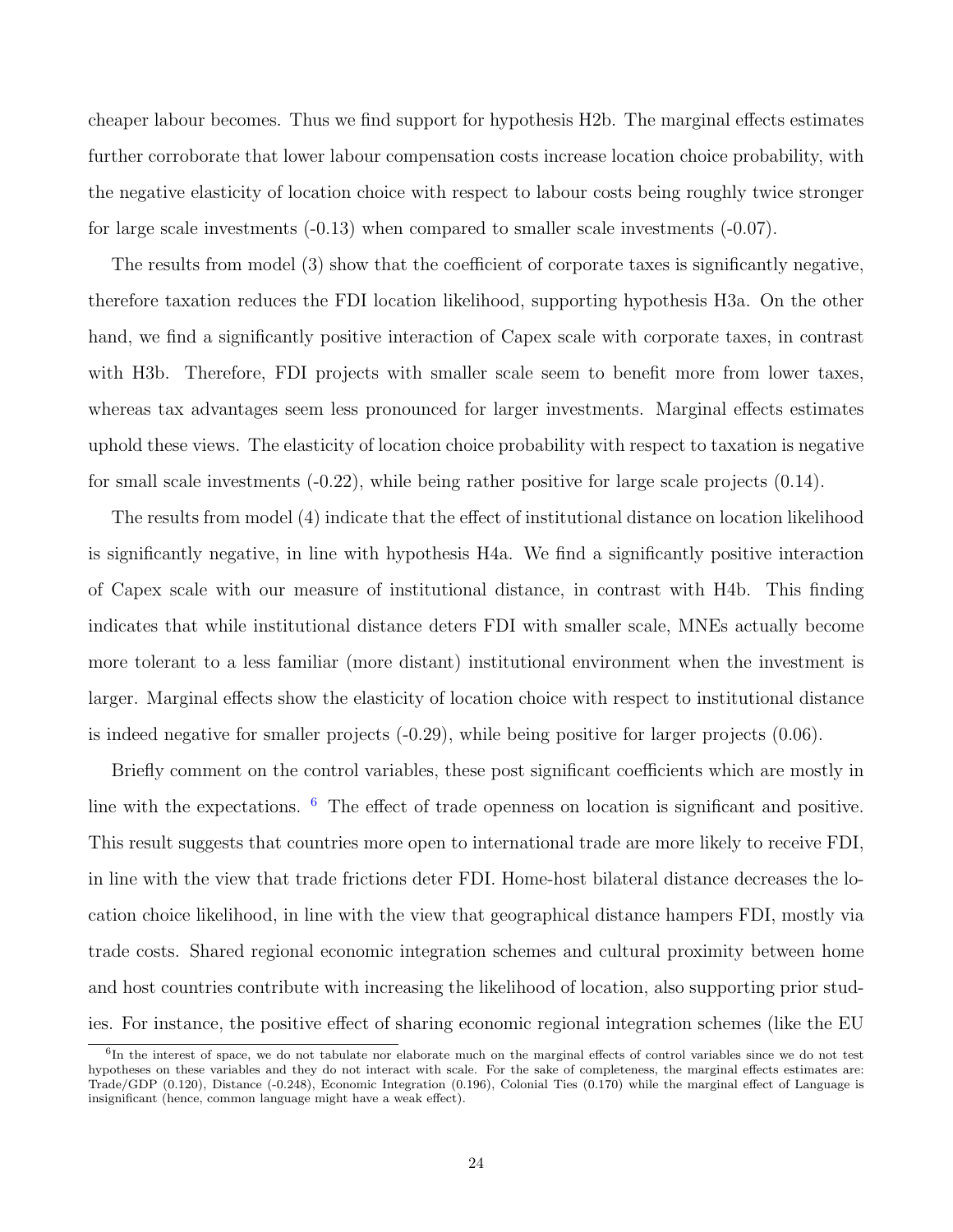cheaper labour becomes. Thus we find support for hypothesis H2b. The marginal effects estimates further corroborate that lower labour compensation costs increase location choice probability, with the negative elasticity of location choice with respect to labour costs being roughly twice stronger for large scale investments (-0.13) when compared to smaller scale investments (-0.07).

The results from model (3) show that the coefficient of corporate taxes is significantly negative, therefore taxation reduces the FDI location likelihood, supporting hypothesis H3a. On the other hand, we find a significantly positive interaction of Capex scale with corporate taxes, in contrast with H3b. Therefore, FDI projects with smaller scale seem to benefit more from lower taxes, whereas tax advantages seem less pronounced for larger investments. Marginal effects estimates uphold these views. The elasticity of location choice probability with respect to taxation is negative for small scale investments (-0.22), while being rather positive for large scale projects (0.14).

The results from model (4) indicate that the effect of institutional distance on location likelihood is significantly negative, in line with hypothesis H4a. We find a significantly positive interaction of Capex scale with our measure of institutional distance, in contrast with H4b. This finding indicates that while institutional distance deters FDI with smaller scale, MNEs actually become more tolerant to a less familiar (more distant) institutional environment when the investment is larger. Marginal effects show the elasticity of location choice with respect to institutional distance is indeed negative for smaller projects (-0.29), while being positive for larger projects (0.06).

Briefly comment on the control variables, these post significant coefficients which are mostly in line with the expectations. [6] The effect of trade openness on location is significant and positive. This result suggests that countries more open to international trade are more likely to receive FDI, in line with the view that trade frictions deter FDI. Home-host bilateral distance decreases the location choice likelihood, in line with the view that geographical distance hampers FDI, mostly via trade costs. Shared regional economic integration schemes and cultural proximity between home and host countries contribute with increasing the likelihood of location, also supporting prior studies. For instance, the positive effect of sharing economic regional integration schemes (like the EU

[6] In the interest of space, we do not tabulate nor elaborate much on the marginal effects of control variables since we do not test hypotheses on these variables and they do not interact with scale. For the sake of completeness, the marginal effects estimates are: Trade/GDP (0.120), Distance (-0.248), Economic Integration (0.196), Colonial Ties (0.170) while the marginal effect of Language is insignificant (hence, common language might have a weak effect).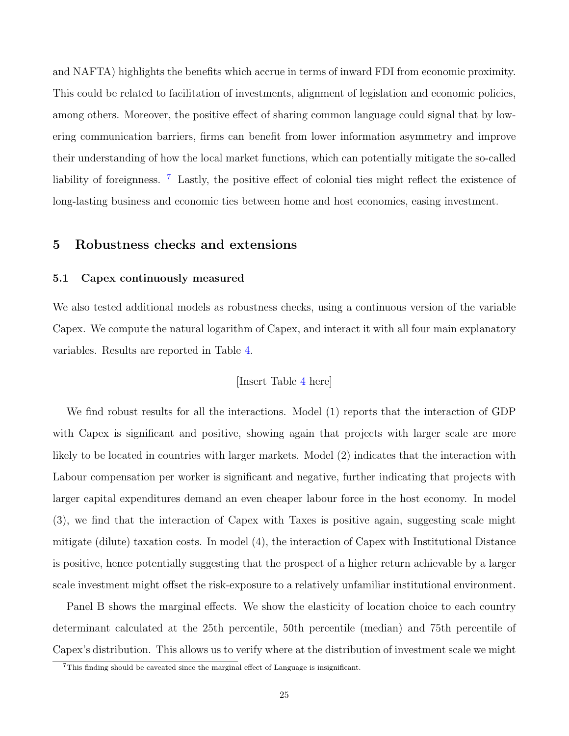and NAFTA) highlights the benefits which accrue in terms of inward FDI from economic proximity. This could be related to facilitation of investments, alignment of legislation and economic policies, among others. Moreover, the positive effect of sharing common language could signal that by lowering communication barriers, firms can benefit from lower information asymmetry and improve their understanding of how the local market functions, which can potentially mitigate the so-called liability of foreignness. [7] Lastly, the positive effect of colonial ties might reflect the existence of long-lasting business and economic ties between home and host economies, easing investment.

## 5 Robustness checks and extensions

### 5.1 Capex continuously measured

We also tested additional models as robustness checks, using a continuous version of the variable Capex. We compute the natural logarithm of Capex, and interact it with all four main explanatory variables. Results are reported in Table 4.

[Insert Table 4 here]

We find robust results for all the interactions. Model (1) reports that the interaction of GDP with Capex is significant and positive, showing again that projects with larger scale are more likely to be located in countries with larger markets. Model (2) indicates that the interaction with Labour compensation per worker is significant and negative, further indicating that projects with larger capital expenditures demand an even cheaper labour force in the host economy. In model (3), we find that the interaction of Capex with Taxes is positive again, suggesting scale might mitigate (dilute) taxation costs. In model (4), the interaction of Capex with Institutional Distance is positive, hence potentially suggesting that the prospect of a higher return achievable by a larger scale investment might offset the risk-exposure to a relatively unfamiliar institutional environment.

Panel B shows the marginal effects. We show the elasticity of location choice to each country determinant calculated at the 25th percentile, 50th percentile (median) and 75th percentile of Capex's distribution. This allows us to verify where at the distribution of investment scale we might

[7] This finding should be caveated since the marginal effect of Language is insignificant.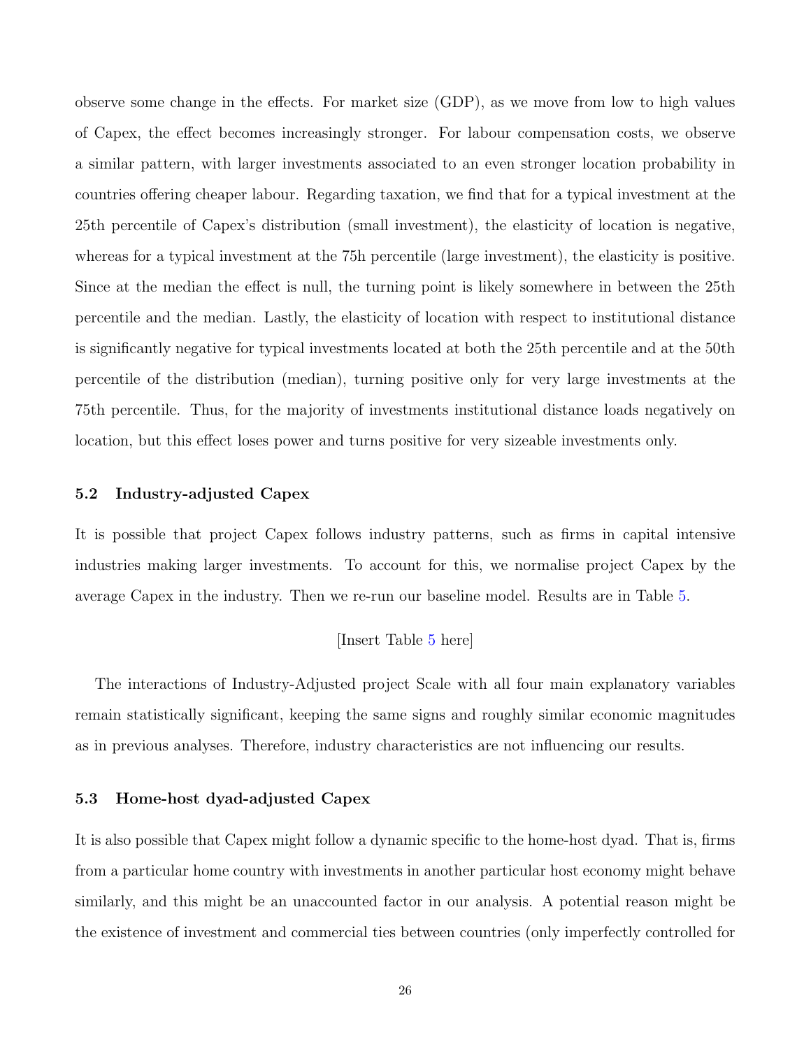observe some change in the effects. For market size (GDP), as we move from low to high values of Capex, the effect becomes increasingly stronger. For labour compensation costs, we observe a similar pattern, with larger investments associated to an even stronger location probability in countries offering cheaper labour. Regarding taxation, we find that for a typical investment at the 25th percentile of Capex's distribution (small investment), the elasticity of location is negative, whereas for a typical investment at the 75h percentile (large investment), the elasticity is positive. Since at the median the effect is null, the turning point is likely somewhere in between the 25th percentile and the median. Lastly, the elasticity of location with respect to institutional distance is significantly negative for typical investments located at both the 25th percentile and at the 50th percentile of the distribution (median), turning positive only for very large investments at the 75th percentile. Thus, for the majority of investments institutional distance loads negatively on location, but this effect loses power and turns positive for very sizeable investments only.

### 5.2 Industry-adjusted Capex

It is possible that project Capex follows industry patterns, such as firms in capital intensive industries making larger investments. To account for this, we normalise project Capex by the average Capex in the industry. Then we re-run our baseline model. Results are in Table 5.

[Insert Table 5 here]

The interactions of Industry-Adjusted project Scale with all four main explanatory variables remain statistically significant, keeping the same signs and roughly similar economic magnitudes as in previous analyses. Therefore, industry characteristics are not influencing our results.

### 5.3 Home-host dyad-adjusted Capex

It is also possible that Capex might follow a dynamic specific to the home-host dyad. That is, firms from a particular home country with investments in another particular host economy might behave similarly, and this might be an unaccounted factor in our analysis. A potential reason might be the existence of investment and commercial ties between countries (only imperfectly controlled for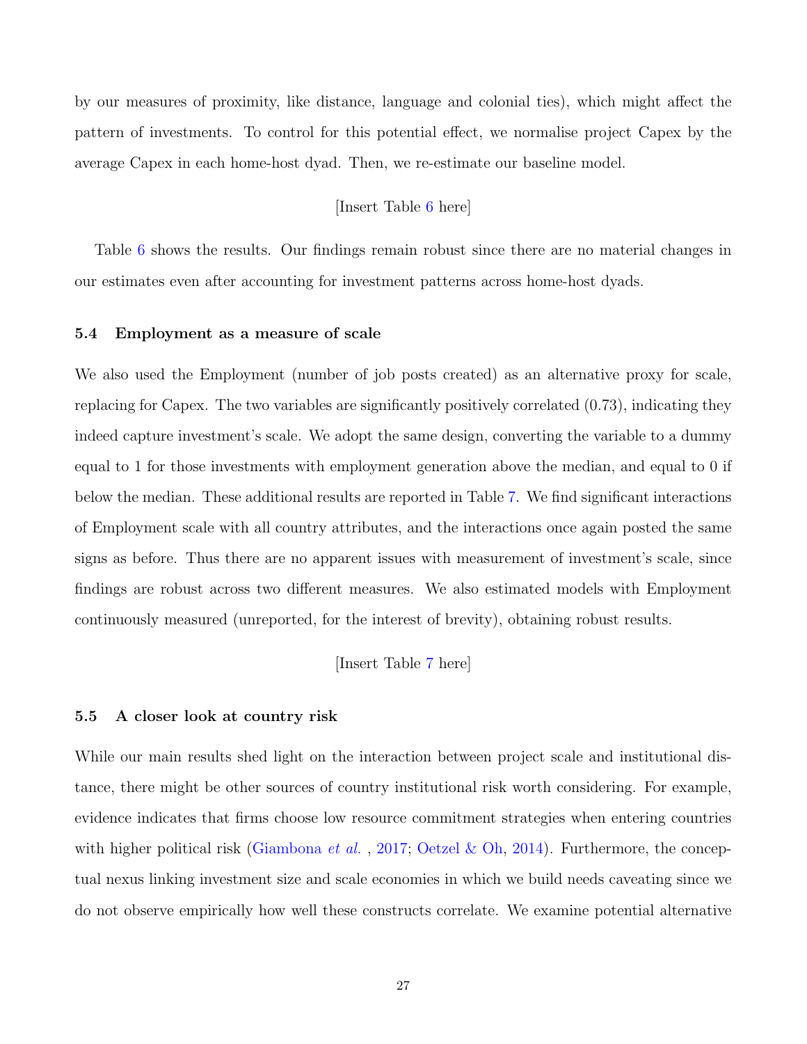by our measures of proximity, like distance, language and colonial ties), which might affect the pattern of investments. To control for this potential effect, we normalise project Capex by the average Capex in each home-host dyad. Then, we re-estimate our baseline model.

[Insert Table 6 here]

Table 6 shows the results. Our findings remain robust since there are no material changes in our estimates even after accounting for investment patterns across home-host dyads.

### 5.4 Employment as a measure of scale

We also used the Employment (number of job posts created) as an alternative proxy for scale, replacing for Capex. The two variables are significantly positively correlated (0.73), indicating they indeed capture investment's scale. We adopt the same design, converting the variable to a dummy equal to 1 for those investments with employment generation above the median, and equal to 0 if below the median. These additional results are reported in Table 7. We find significant interactions of Employment scale with all country attributes, and the interactions once again posted the same signs as before. Thus there are no apparent issues with measurement of investment's scale, since findings are robust across two different measures. We also estimated models with Employment continuously measured (unreported, for the interest of brevity), obtaining robust results.

[Insert Table 7 here]

### 5.5 A closer look at country risk

While our main results shed light on the interaction between project scale and institutional distance, there might be other sources of country institutional risk worth considering. For example, evidence indicates that firms choose low resource commitment strategies when entering countries with higher political risk (Giambona *et al.* , 2017; Oetzel & Oh, 2014). Furthermore, the conceptual nexus linking investment size and scale economies in which we build needs caveating since we do not observe empirically how well these constructs correlate. We examine potential alternative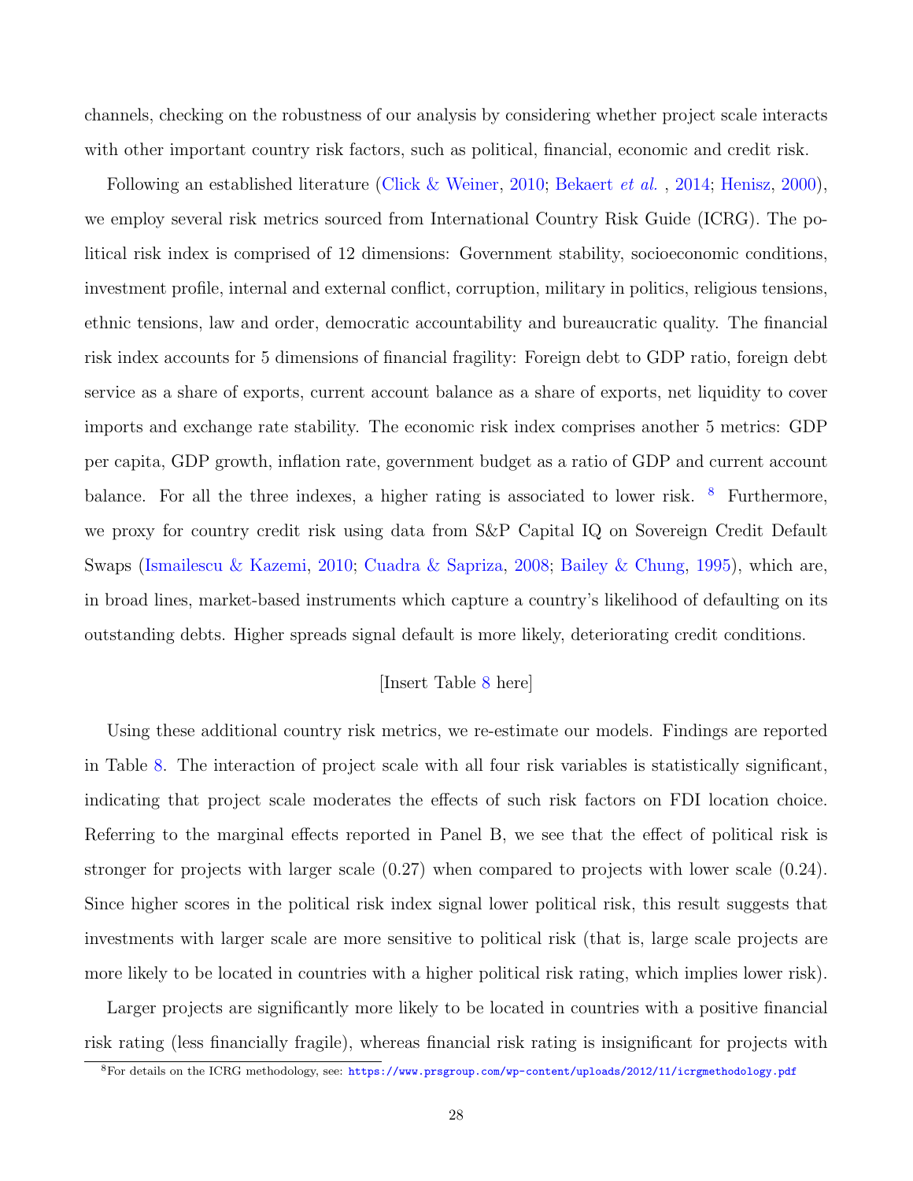channels, checking on the robustness of our analysis by considering whether project scale interacts with other important country risk factors, such as political, financial, economic and credit risk.

Following an established literature (Click & Weiner, 2010; Bekaert *et al.* , 2014; Henisz, 2000), we employ several risk metrics sourced from International Country Risk Guide (ICRG). The political risk index is comprised of 12 dimensions: Government stability, socioeconomic conditions, investment profile, internal and external conflict, corruption, military in politics, religious tensions, ethnic tensions, law and order, democratic accountability and bureaucratic quality. The financial risk index accounts for 5 dimensions of financial fragility: Foreign debt to GDP ratio, foreign debt service as a share of exports, current account balance as a share of exports, net liquidity to cover imports and exchange rate stability. The economic risk index comprises another 5 metrics: GDP per capita, GDP growth, inflation rate, government budget as a ratio of GDP and current account balance. For all the three indexes, a higher rating is associated to lower risk. [8] Furthermore, we proxy for country credit risk using data from S&P Capital IQ on Sovereign Credit Default Swaps (Ismailescu & Kazemi, 2010; Cuadra & Sapriza, 2008; Bailey & Chung, 1995), which are, in broad lines, market-based instruments which capture a country's likelihood of defaulting on its outstanding debts. Higher spreads signal default is more likely, deteriorating credit conditions.

[Insert Table 8 here]

Using these additional country risk metrics, we re-estimate our models. Findings are reported in Table 8. The interaction of project scale with all four risk variables is statistically significant, indicating that project scale moderates the effects of such risk factors on FDI location choice. Referring to the marginal effects reported in Panel B, we see that the effect of political risk is stronger for projects with larger scale (0.27) when compared to projects with lower scale (0.24). Since higher scores in the political risk index signal lower political risk, this result suggests that investments with larger scale are more sensitive to political risk (that is, large scale projects are more likely to be located in countries with a higher political risk rating, which implies lower risk).

Larger projects are significantly more likely to be located in countries with a positive financial risk rating (less financially fragile), whereas financial risk rating is insignificant for projects with

[8] For details on the ICRG methodology, see: https://www.prsgroup.com/wp-content/uploads/2012/11/icrgmethodology.pdf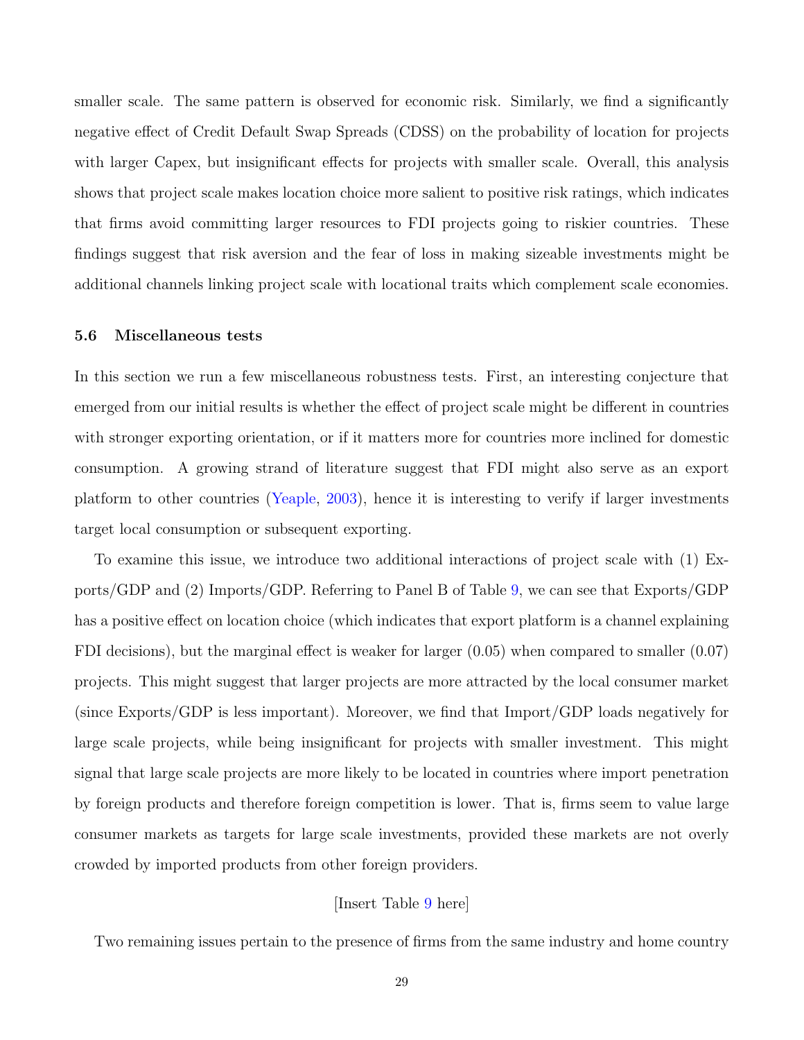smaller scale. The same pattern is observed for economic risk. Similarly, we find a significantly negative effect of Credit Default Swap Spreads (CDSS) on the probability of location for projects with larger Capex, but insignificant effects for projects with smaller scale. Overall, this analysis shows that project scale makes location choice more salient to positive risk ratings, which indicates that firms avoid committing larger resources to FDI projects going to riskier countries. These findings suggest that risk aversion and the fear of loss in making sizeable investments might be additional channels linking project scale with locational traits which complement scale economies.

### 5.6 Miscellaneous tests

In this section we run a few miscellaneous robustness tests. First, an interesting conjecture that emerged from our initial results is whether the effect of project scale might be different in countries with stronger exporting orientation, or if it matters more for countries more inclined for domestic consumption. A growing strand of literature suggest that FDI might also serve as an export platform to other countries (Yeaple, 2003), hence it is interesting to verify if larger investments target local consumption or subsequent exporting.

To examine this issue, we introduce two additional interactions of project scale with (1) Exports/GDP and (2) Imports/GDP. Referring to Panel B of Table 9, we can see that Exports/GDP has a positive effect on location choice (which indicates that export platform is a channel explaining FDI decisions), but the marginal effect is weaker for larger (0.05) when compared to smaller (0.07) projects. This might suggest that larger projects are more attracted by the local consumer market (since Exports/GDP is less important). Moreover, we find that Import/GDP loads negatively for large scale projects, while being insignificant for projects with smaller investment. This might signal that large scale projects are more likely to be located in countries where import penetration by foreign products and therefore foreign competition is lower. That is, firms seem to value large consumer markets as targets for large scale investments, provided these markets are not overly crowded by imported products from other foreign providers.

[Insert Table 9 here]

Two remaining issues pertain to the presence of firms from the same industry and home country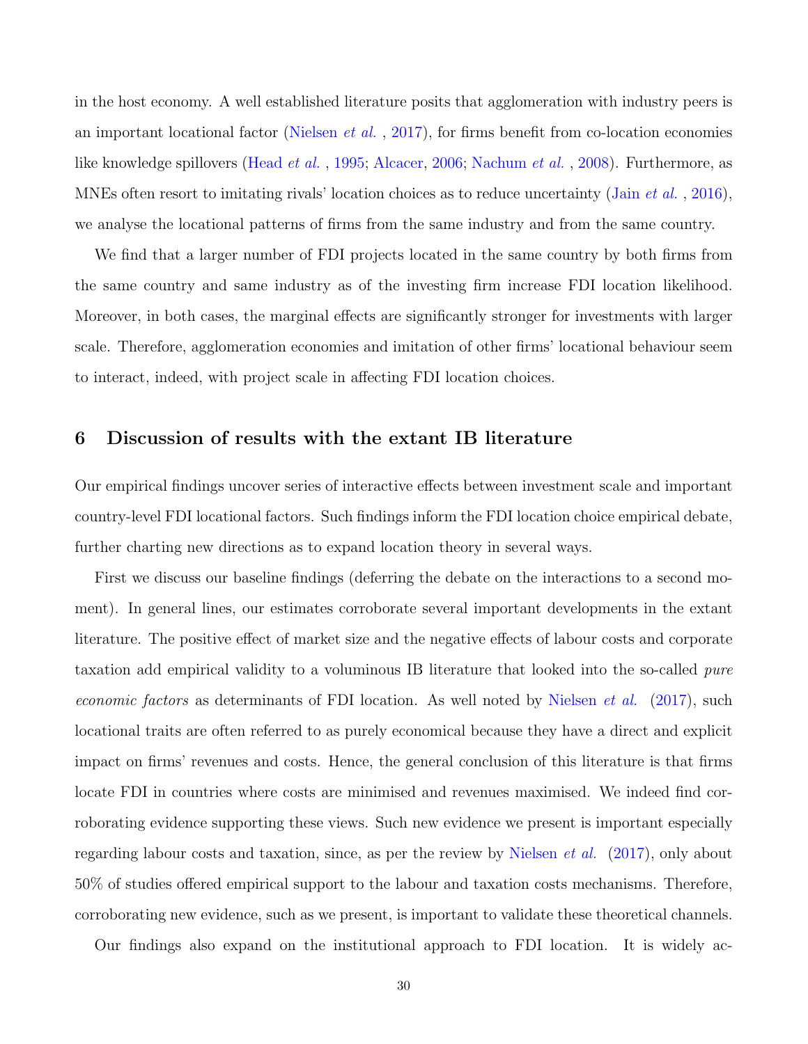in the host economy. A well established literature posits that agglomeration with industry peers is an important locational factor (Nielsen *et al.* , 2017), for firms benefit from co-location economies like knowledge spillovers (Head *et al.* , 1995; Alcacer, 2006; Nachum *et al.* , 2008). Furthermore, as MNEs often resort to imitating rivals' location choices as to reduce uncertainty (Jain *et al.* , 2016), we analyse the locational patterns of firms from the same industry and from the same country.

We find that a larger number of FDI projects located in the same country by both firms from the same country and same industry as of the investing firm increase FDI location likelihood. Moreover, in both cases, the marginal effects are significantly stronger for investments with larger scale. Therefore, agglomeration economies and imitation of other firms' locational behaviour seem to interact, indeed, with project scale in affecting FDI location choices.

## 6 Discussion of results with the extant IB literature

Our empirical findings uncover series of interactive effects between investment scale and important country-level FDI locational factors. Such findings inform the FDI location choice empirical debate, further charting new directions as to expand location theory in several ways.

First we discuss our baseline findings (deferring the debate on the interactions to a second moment). In general lines, our estimates corroborate several important developments in the extant literature. The positive effect of market size and the negative effects of labour costs and corporate taxation add empirical validity to a voluminous IB literature that looked into the so-called *pure economic factors* as determinants of FDI location. As well noted by Nielsen *et al.* (2017), such locational traits are often referred to as purely economical because they have a direct and explicit impact on firms' revenues and costs. Hence, the general conclusion of this literature is that firms locate FDI in countries where costs are minimised and revenues maximised. We indeed find corroborating evidence supporting these views. Such new evidence we present is important especially regarding labour costs and taxation, since, as per the review by Nielsen *et al.* (2017), only about 50% of studies offered empirical support to the labour and taxation costs mechanisms. Therefore, corroborating new evidence, such as we present, is important to validate these theoretical channels.

Our findings also expand on the institutional approach to FDI location. It is widely ac-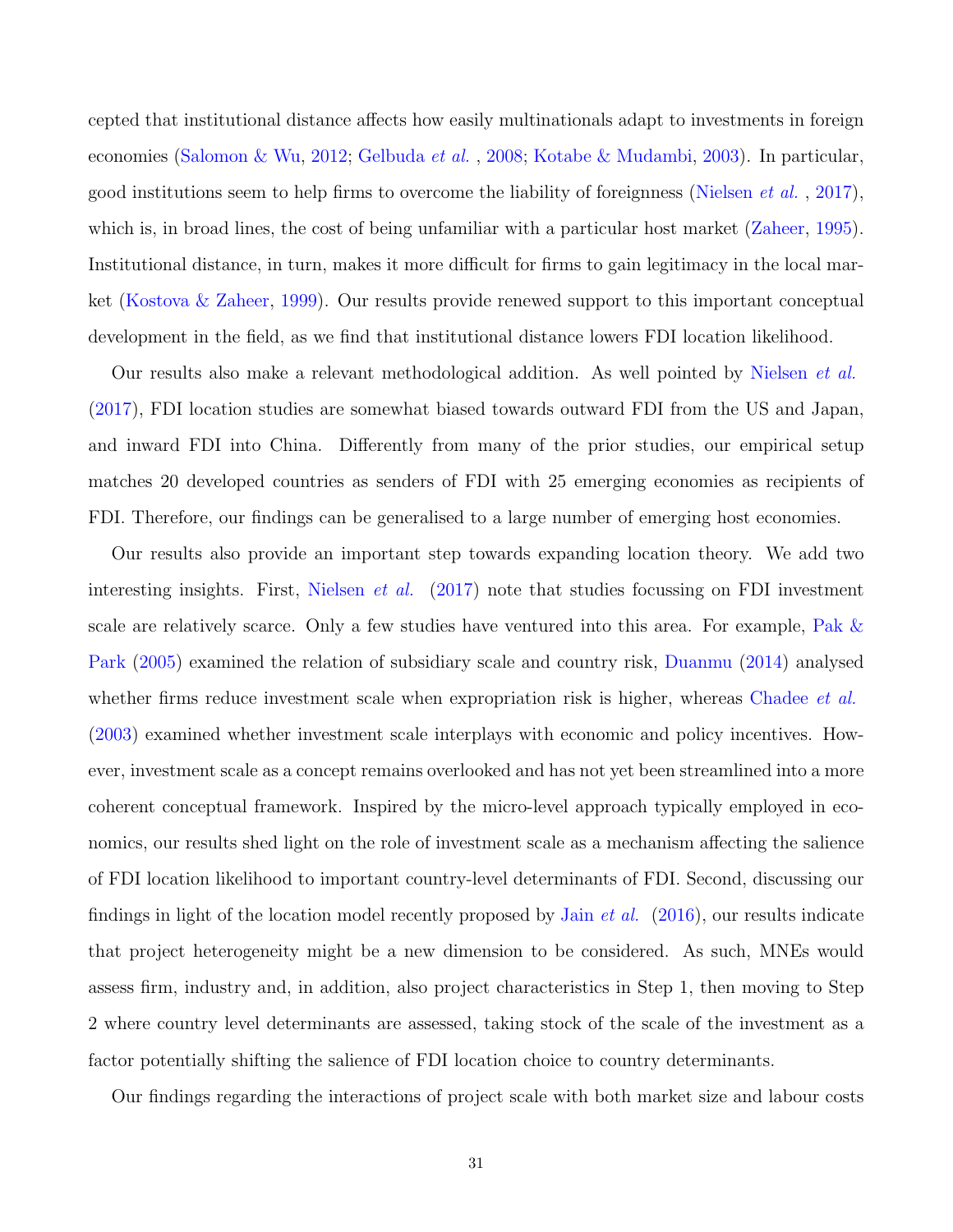cepted that institutional distance affects how easily multinationals adapt to investments in foreign economies (Salomon & Wu, 2012; Gelbuda *et al.*, 2008; Kotabe & Mudambi, 2003). In particular, good institutions seem to help firms to overcome the liability of foreignness (Nielsen *et al.*, 2017), which is, in broad lines, the cost of being unfamiliar with a particular host market (Zaheer, 1995). Institutional distance, in turn, makes it more difficult for firms to gain legitimacy in the local market (Kostova & Zaheer, 1999). Our results provide renewed support to this important conceptual development in the field, as we find that institutional distance lowers FDI location likelihood.

Our results also make a relevant methodological addition. As well pointed by Nielsen *et al.* (2017), FDI location studies are somewhat biased towards outward FDI from the US and Japan, and inward FDI into China. Differently from many of the prior studies, our empirical setup matches 20 developed countries as senders of FDI with 25 emerging economies as recipients of FDI. Therefore, our findings can be generalised to a large number of emerging host economies.

Our results also provide an important step towards expanding location theory. We add two interesting insights. First, Nielsen *et al.* (2017) note that studies focussing on FDI investment scale are relatively scarce. Only a few studies have ventured into this area. For example, Pak & Park (2005) examined the relation of subsidiary scale and country risk, Duanmu (2014) analysed whether firms reduce investment scale when expropriation risk is higher, whereas Chadee *et al.* (2003) examined whether investment scale interplays with economic and policy incentives. However, investment scale as a concept remains overlooked and has not yet been streamlined into a more coherent conceptual framework. Inspired by the micro-level approach typically employed in economics, our results shed light on the role of investment scale as a mechanism affecting the salience of FDI location likelihood to important country-level determinants of FDI. Second, discussing our findings in light of the location model recently proposed by Jain *et al.* (2016), our results indicate that project heterogeneity might be a new dimension to be considered. As such, MNEs would assess firm, industry and, in addition, also project characteristics in Step 1, then moving to Step 2 where country level determinants are assessed, taking stock of the scale of the investment as a factor potentially shifting the salience of FDI location choice to country determinants.

Our findings regarding the interactions of project scale with both market size and labour costs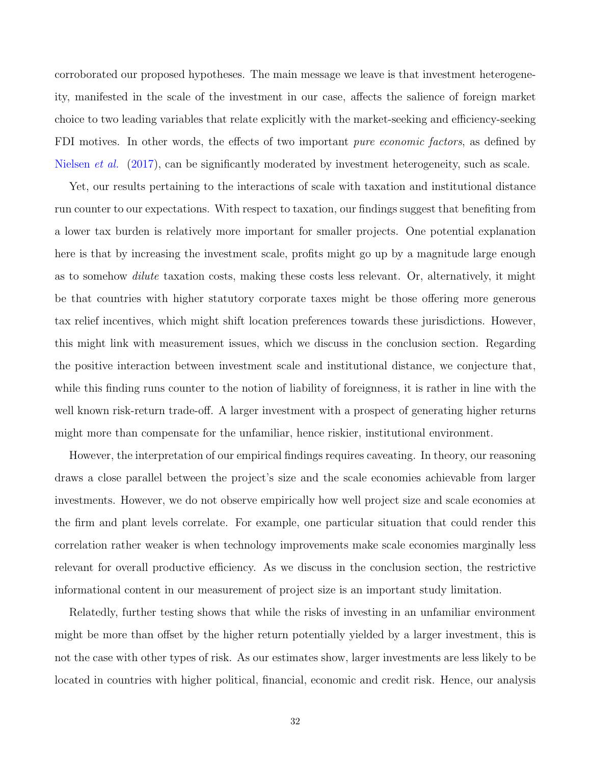corroborated our proposed hypotheses. The main message we leave is that investment heterogeneity, manifested in the scale of the investment in our case, affects the salience of foreign market choice to two leading variables that relate explicitly with the market-seeking and efficiency-seeking FDI motives. In other words, the effects of two important *pure economic factors*, as defined by Nielsen *et al.* (2017), can be significantly moderated by investment heterogeneity, such as scale.

Yet, our results pertaining to the interactions of scale with taxation and institutional distance run counter to our expectations. With respect to taxation, our findings suggest that benefiting from a lower tax burden is relatively more important for smaller projects. One potential explanation here is that by increasing the investment scale, profits might go up by a magnitude large enough as to somehow *dilute* taxation costs, making these costs less relevant. Or, alternatively, it might be that countries with higher statutory corporate taxes might be those offering more generous tax relief incentives, which might shift location preferences towards these jurisdictions. However, this might link with measurement issues, which we discuss in the conclusion section. Regarding the positive interaction between investment scale and institutional distance, we conjecture that, while this finding runs counter to the notion of liability of foreignness, it is rather in line with the well known risk-return trade-off. A larger investment with a prospect of generating higher returns might more than compensate for the unfamiliar, hence riskier, institutional environment.

However, the interpretation of our empirical findings requires caveating. In theory, our reasoning draws a close parallel between the project's size and the scale economies achievable from larger investments. However, we do not observe empirically how well project size and scale economies at the firm and plant levels correlate. For example, one particular situation that could render this correlation rather weaker is when technology improvements make scale economies marginally less relevant for overall productive efficiency. As we discuss in the conclusion section, the restrictive informational content in our measurement of project size is an important study limitation.

Relatedly, further testing shows that while the risks of investing in an unfamiliar environment might be more than offset by the higher return potentially yielded by a larger investment, this is not the case with other types of risk. As our estimates show, larger investments are less likely to be located in countries with higher political, financial, economic and credit risk. Hence, our analysis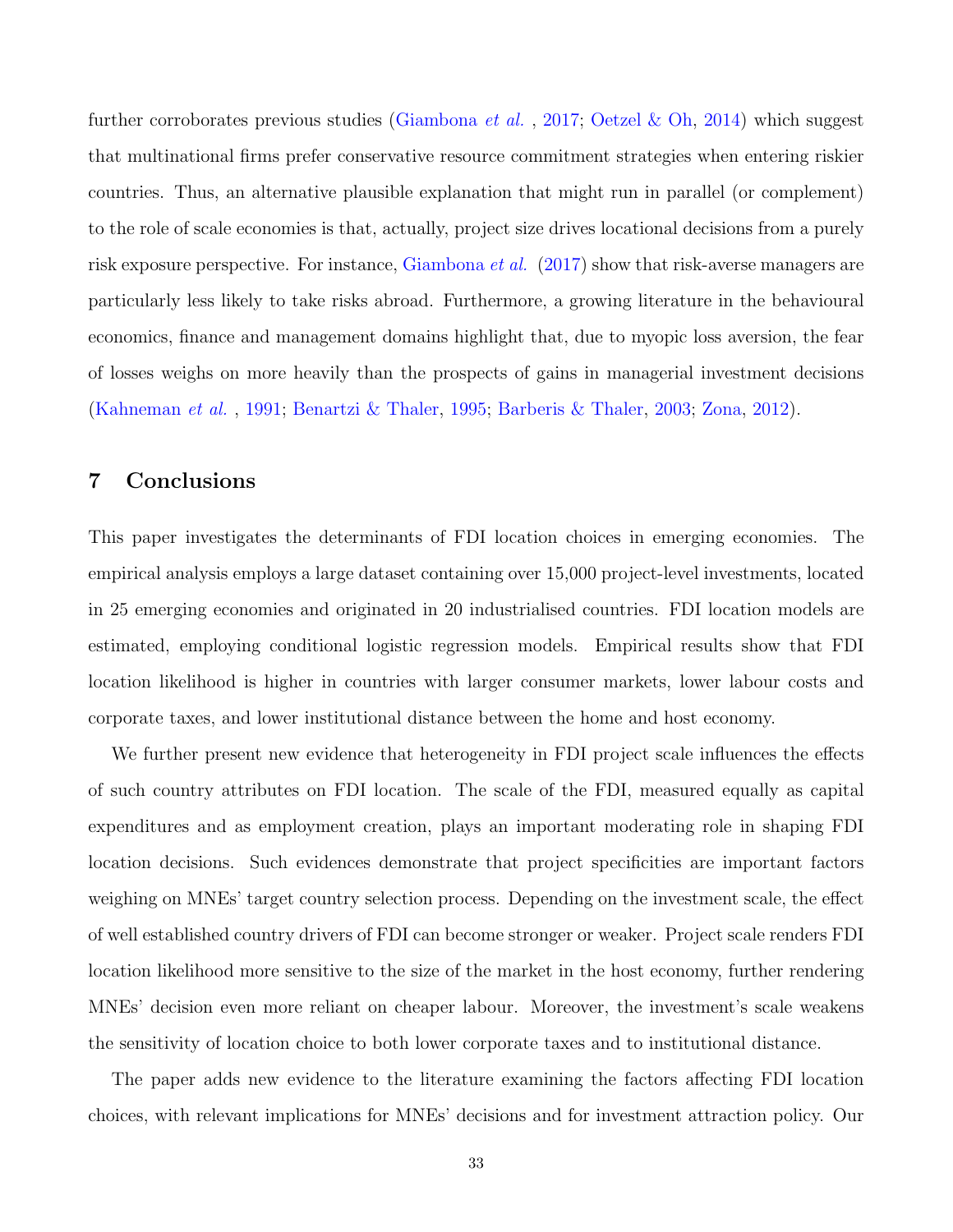further corroborates previous studies (Giambona *et al.* , 2017; Oetzel & Oh, 2014) which suggest that multinational firms prefer conservative resource commitment strategies when entering riskier countries. Thus, an alternative plausible explanation that might run in parallel (or complement) to the role of scale economies is that, actually, project size drives locational decisions from a purely risk exposure perspective. For instance, Giambona *et al.* (2017) show that risk-averse managers are particularly less likely to take risks abroad. Furthermore, a growing literature in the behavioural economics, finance and management domains highlight that, due to myopic loss aversion, the fear of losses weighs on more heavily than the prospects of gains in managerial investment decisions (Kahneman *et al.* , 1991; Benartzi & Thaler, 1995; Barberis & Thaler, 2003; Zona, 2012).

## 7 Conclusions

This paper investigates the determinants of FDI location choices in emerging economies. The empirical analysis employs a large dataset containing over 15,000 project-level investments, located in 25 emerging economies and originated in 20 industrialised countries. FDI location models are estimated, employing conditional logistic regression models. Empirical results show that FDI location likelihood is higher in countries with larger consumer markets, lower labour costs and corporate taxes, and lower institutional distance between the home and host economy.

We further present new evidence that heterogeneity in FDI project scale influences the effects of such country attributes on FDI location. The scale of the FDI, measured equally as capital expenditures and as employment creation, plays an important moderating role in shaping FDI location decisions. Such evidences demonstrate that project specificities are important factors weighing on MNEs' target country selection process. Depending on the investment scale, the effect of well established country drivers of FDI can become stronger or weaker. Project scale renders FDI location likelihood more sensitive to the size of the market in the host economy, further rendering MNEs' decision even more reliant on cheaper labour. Moreover, the investment's scale weakens the sensitivity of location choice to both lower corporate taxes and to institutional distance.

The paper adds new evidence to the literature examining the factors affecting FDI location choices, with relevant implications for MNEs' decisions and for investment attraction policy. Our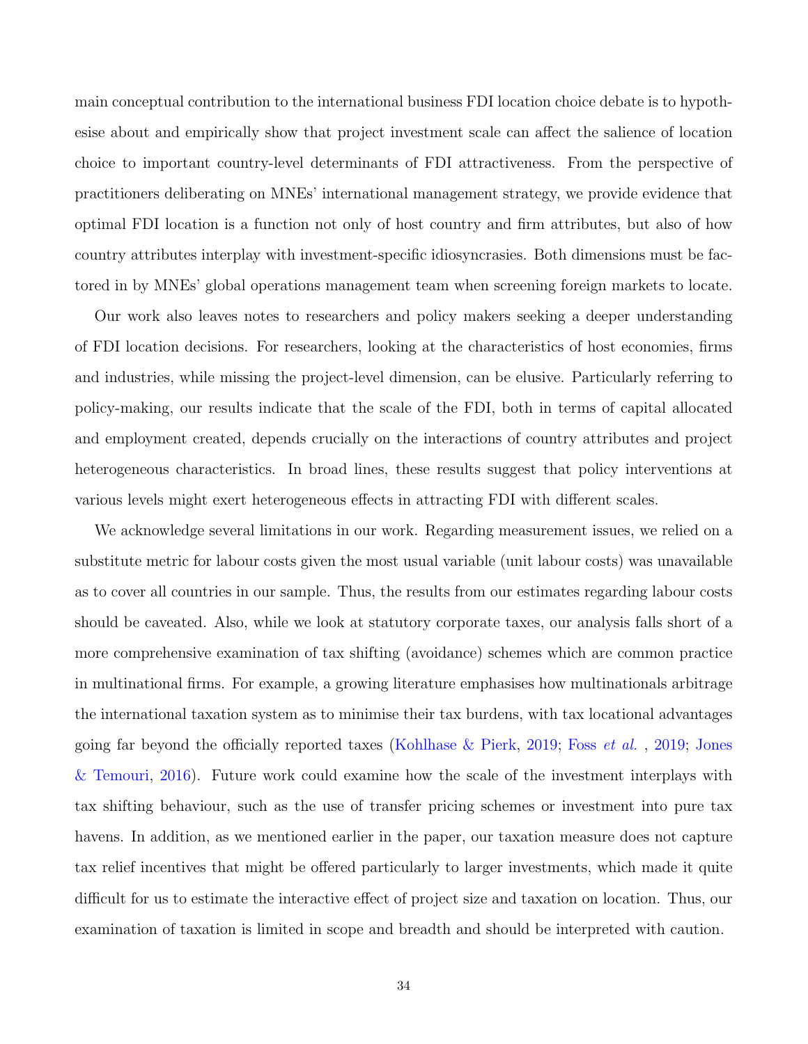main conceptual contribution to the international business FDI location choice debate is to hypothesise about and empirically show that project investment scale can affect the salience of location choice to important country-level determinants of FDI attractiveness. From the perspective of practitioners deliberating on MNEs' international management strategy, we provide evidence that optimal FDI location is a function not only of host country and firm attributes, but also of how country attributes interplay with investment-specific idiosyncrasies. Both dimensions must be factored in by MNEs' global operations management team when screening foreign markets to locate.

Our work also leaves notes to researchers and policy makers seeking a deeper understanding of FDI location decisions. For researchers, looking at the characteristics of host economies, firms and industries, while missing the project-level dimension, can be elusive. Particularly referring to policy-making, our results indicate that the scale of the FDI, both in terms of capital allocated and employment created, depends crucially on the interactions of country attributes and project heterogeneous characteristics. In broad lines, these results suggest that policy interventions at various levels might exert heterogeneous effects in attracting FDI with different scales.

We acknowledge several limitations in our work. Regarding measurement issues, we relied on a substitute metric for labour costs given the most usual variable (unit labour costs) was unavailable as to cover all countries in our sample. Thus, the results from our estimates regarding labour costs should be caveated. Also, while we look at statutory corporate taxes, our analysis falls short of a more comprehensive examination of tax shifting (avoidance) schemes which are common practice in multinational firms. For example, a growing literature emphasises how multinationals arbitrage the international taxation system as to minimise their tax burdens, with tax locational advantages going far beyond the officially reported taxes (Kohlhase & Pierk, 2019; Foss *et al.* , 2019; Jones & Temouri, 2016). Future work could examine how the scale of the investment interplays with tax shifting behaviour, such as the use of transfer pricing schemes or investment into pure tax havens. In addition, as we mentioned earlier in the paper, our taxation measure does not capture tax relief incentives that might be offered particularly to larger investments, which made it quite difficult for us to estimate the interactive effect of project size and taxation on location. Thus, our examination of taxation is limited in scope and breadth and should be interpreted with caution.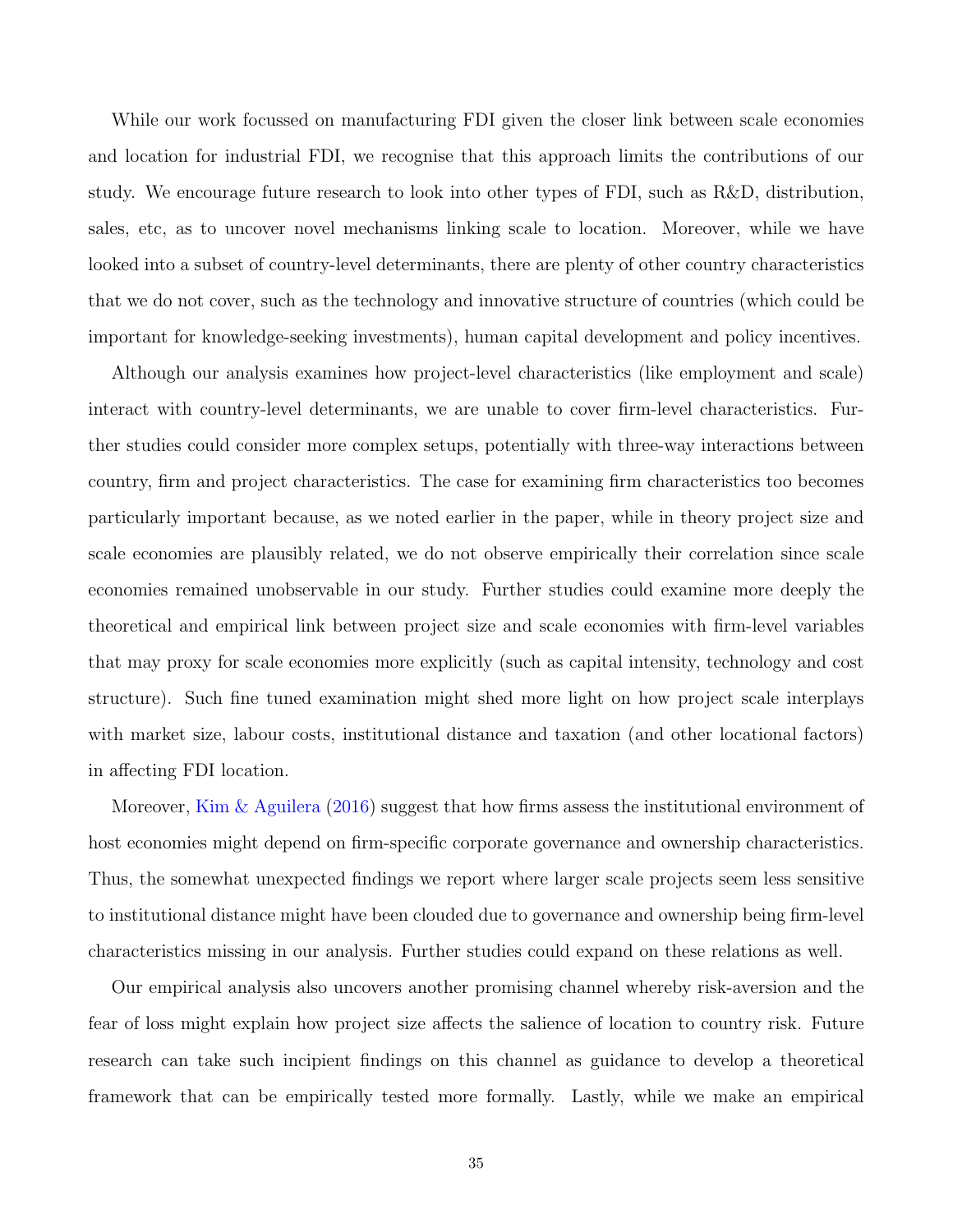While our work focussed on manufacturing FDI given the closer link between scale economies and location for industrial FDI, we recognise that this approach limits the contributions of our study. We encourage future research to look into other types of FDI, such as R&D, distribution, sales, etc, as to uncover novel mechanisms linking scale to location. Moreover, while we have looked into a subset of country-level determinants, there are plenty of other country characteristics that we do not cover, such as the technology and innovative structure of countries (which could be important for knowledge-seeking investments), human capital development and policy incentives.

Although our analysis examines how project-level characteristics (like employment and scale) interact with country-level determinants, we are unable to cover firm-level characteristics. Further studies could consider more complex setups, potentially with three-way interactions between country, firm and project characteristics. The case for examining firm characteristics too becomes particularly important because, as we noted earlier in the paper, while in theory project size and scale economies are plausibly related, we do not observe empirically their correlation since scale economies remained unobservable in our study. Further studies could examine more deeply the theoretical and empirical link between project size and scale economies with firm-level variables that may proxy for scale economies more explicitly (such as capital intensity, technology and cost structure). Such fine tuned examination might shed more light on how project scale interplays with market size, labour costs, institutional distance and taxation (and other locational factors) in affecting FDI location.

Moreover, Kim & Aguilera (2016) suggest that how firms assess the institutional environment of host economies might depend on firm-specific corporate governance and ownership characteristics. Thus, the somewhat unexpected findings we report where larger scale projects seem less sensitive to institutional distance might have been clouded due to governance and ownership being firm-level characteristics missing in our analysis. Further studies could expand on these relations as well.

Our empirical analysis also uncovers another promising channel whereby risk-aversion and the fear of loss might explain how project size affects the salience of location to country risk. Future research can take such incipient findings on this channel as guidance to develop a theoretical framework that can be empirically tested more formally. Lastly, while we make an empirical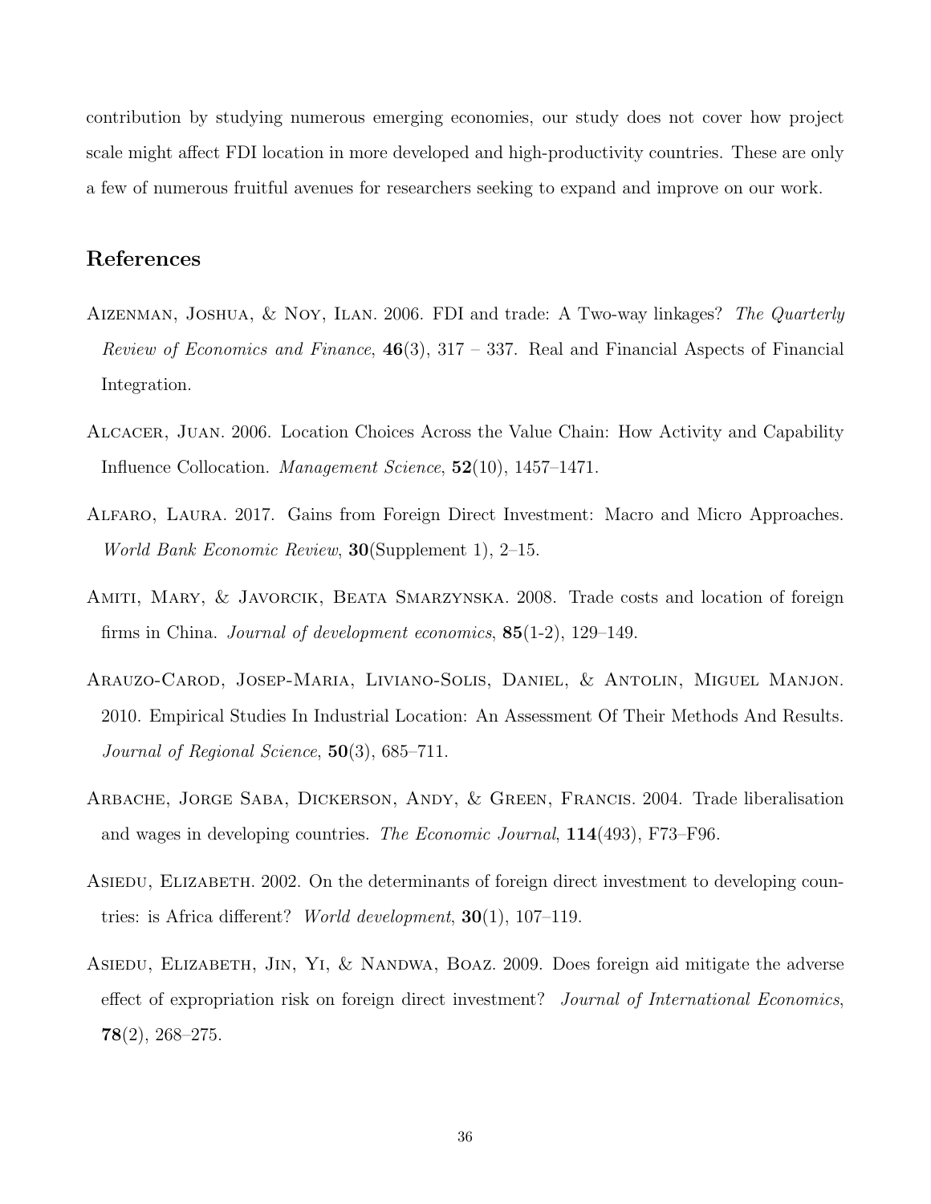contribution by studying numerous emerging economies, our study does not cover how project scale might affect FDI location in more developed and high-productivity countries. These are only a few of numerous fruitful avenues for researchers seeking to expand and improve on our work.

## References

Aizenman, Joshua, & Noy, Ilan. 2006. FDI and trade: A Two-way linkages? *The Quarterly Review of Economics and Finance*, **46**(3), 317 – 337. Real and Financial Aspects of Financial Integration.

Alcacer, Juan. 2006. Location Choices Across the Value Chain: How Activity and Capability Influence Collocation. *Management Science*, **52**(10), 1457–1471.

Alfaro, Laura. 2017. Gains from Foreign Direct Investment: Macro and Micro Approaches. *World Bank Economic Review*, **30**(Supplement 1), 2–15.

Amiti, Mary, & Javorcik, Beata Smarzynska. 2008. Trade costs and location of foreign firms in China. *Journal of development economics*, **85**(1-2), 129–149.

Arauzo-Carod, Josep-Maria, Liviano-Solis, Daniel, & Antolin, Miguel Manjon. 2010. Empirical Studies In Industrial Location: An Assessment Of Their Methods And Results. *Journal of Regional Science*, **50**(3), 685–711.

Arbache, Jorge Saba, Dickerson, Andy, & Green, Francis. 2004. Trade liberalisation and wages in developing countries. *The Economic Journal*, **114**(493), F73–F96.

Asiedu, Elizabeth. 2002. On the determinants of foreign direct investment to developing countries: is Africa different? *World development*, **30**(1), 107–119.

Asiedu, Elizabeth, Jin, Yi, & Nandwa, Boaz. 2009. Does foreign aid mitigate the adverse effect of expropriation risk on foreign direct investment? *Journal of International Economics*, **78**(2), 268–275.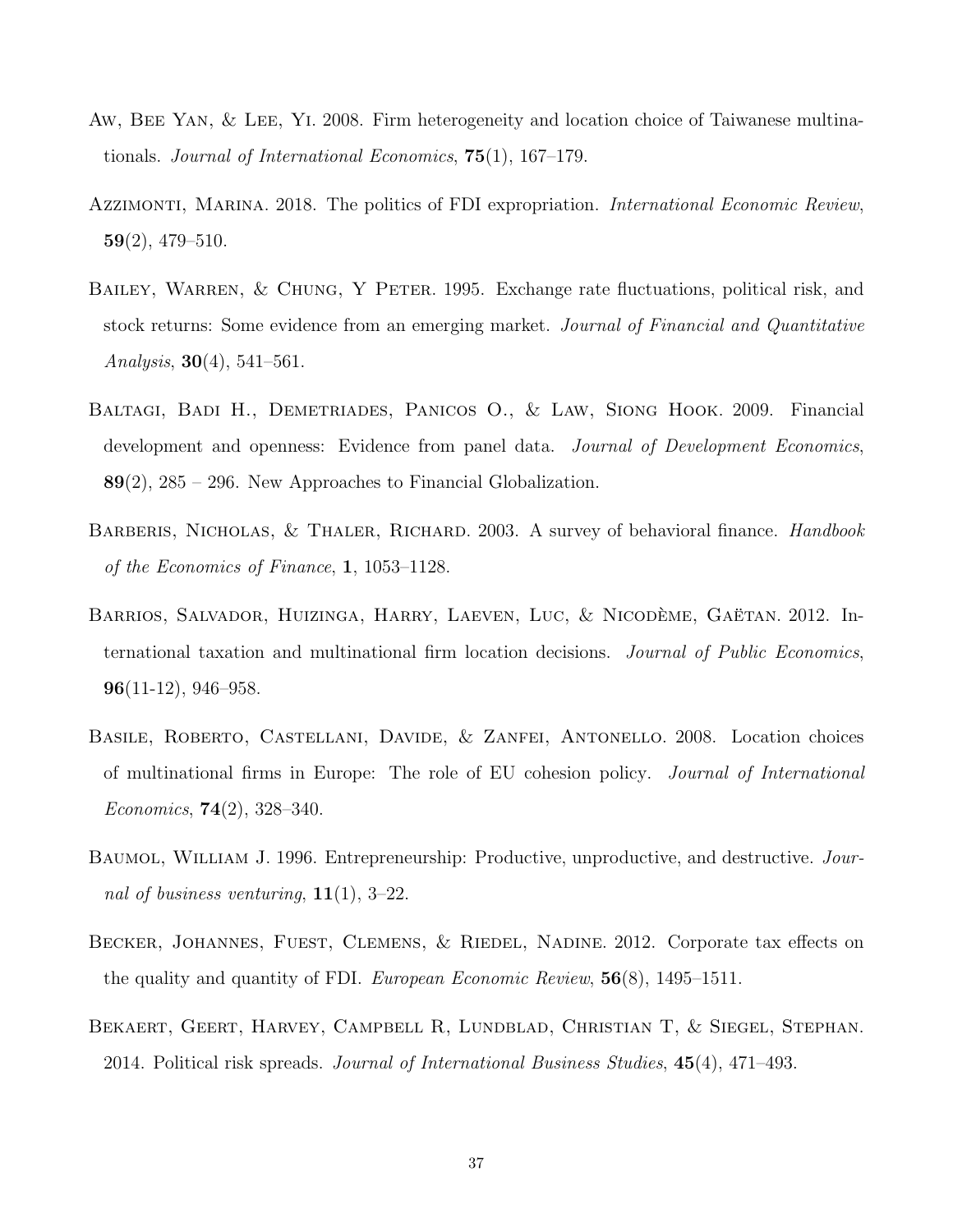Aw, Bee Yan, & Lee, Yi. 2008. Firm heterogeneity and location choice of Taiwanese multinationals. *Journal of International Economics*, **75**(1), 167–179.

Azzimonti, Marina. 2018. The politics of FDI expropriation. *International Economic Review*, **59**(2), 479–510.

Bailey, Warren, & Chung, Y Peter. 1995. Exchange rate fluctuations, political risk, and stock returns: Some evidence from an emerging market. *Journal of Financial and Quantitative Analysis*, **30**(4), 541–561.

Baltagi, Badi H., Demetriades, Panicos O., & Law, Siong Hook. 2009. Financial development and openness: Evidence from panel data. *Journal of Development Economics*, **89**(2), 285 – 296. New Approaches to Financial Globalization.

Barberis, Nicholas, & Thaler, Richard. 2003. A survey of behavioral finance. *Handbook of the Economics of Finance*, **1**, 1053–1128.

Barrios, Salvador, Huizinga, Harry, Laeven, Luc, & Nicodème, Gaëtan. 2012. International taxation and multinational firm location decisions. *Journal of Public Economics*, **96**(11-12), 946–958.

Basile, Roberto, Castellani, Davide, & Zanfei, Antonello. 2008. Location choices of multinational firms in Europe: The role of EU cohesion policy. *Journal of International Economics*, **74**(2), 328–340.

Baumol, William J. 1996. Entrepreneurship: Productive, unproductive, and destructive. *Journal of business venturing*, **11**(1), 3–22.

Becker, Johannes, Fuest, Clemens, & Riedel, Nadine. 2012. Corporate tax effects on the quality and quantity of FDI. *European Economic Review*, **56**(8), 1495–1511.

Bekaert, Geert, Harvey, Campbell R, Lundblad, Christian T, & Siegel, Stephan. 2014. Political risk spreads. *Journal of International Business Studies*, **45**(4), 471–493.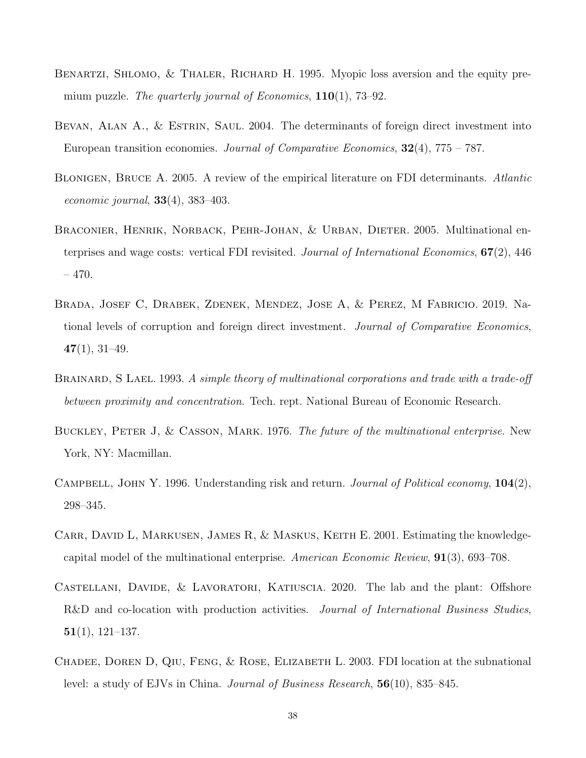Benartzi, Shlomo, & Thaler, Richard H. 1995. Myopic loss aversion and the equity premium puzzle. *The quarterly journal of Economics*, **110**(1), 73–92.

Bevan, Alan A., & Estrin, Saul. 2004. The determinants of foreign direct investment into European transition economies. *Journal of Comparative Economics*, **32**(4), 775 – 787.

Blonigen, Bruce A. 2005. A review of the empirical literature on FDI determinants. *Atlantic economic journal*, **33**(4), 383–403.

Braconier, Henrik, Norback, Pehr-Johan, & Urban, Dieter. 2005. Multinational enterprises and wage costs: vertical FDI revisited. *Journal of International Economics*, **67**(2), 446 – 470.

Brada, Josef C, Drabek, Zdenek, Mendez, Jose A, & Perez, M Fabricio. 2019. National levels of corruption and foreign direct investment. *Journal of Comparative Economics*, **47**(1), 31–49.

Brainard, S Lael. 1993. *A simple theory of multinational corporations and trade with a trade-off between proximity and concentration*. Tech. rept. National Bureau of Economic Research.

Buckley, Peter J, & Casson, Mark. 1976. *The future of the multinational enterprise*. New York, NY: Macmillan.

Campbell, John Y. 1996. Understanding risk and return. *Journal of Political economy*, **104**(2), 298–345.

Carr, David L, Markusen, James R, & Maskus, Keith E. 2001. Estimating the knowledge-capital model of the multinational enterprise. *American Economic Review*, **91**(3), 693–708.

Castellani, Davide, & Lavoratori, Katiuscia. 2020. The lab and the plant: Offshore R&D and co-location with production activities. *Journal of International Business Studies*, **51**(1), 121–137.

Chadee, Doren D, Qiu, Feng, & Rose, Elizabeth L. 2003. FDI location at the subnational level: a study of EJVs in China. *Journal of Business Research*, **56**(10), 835–845.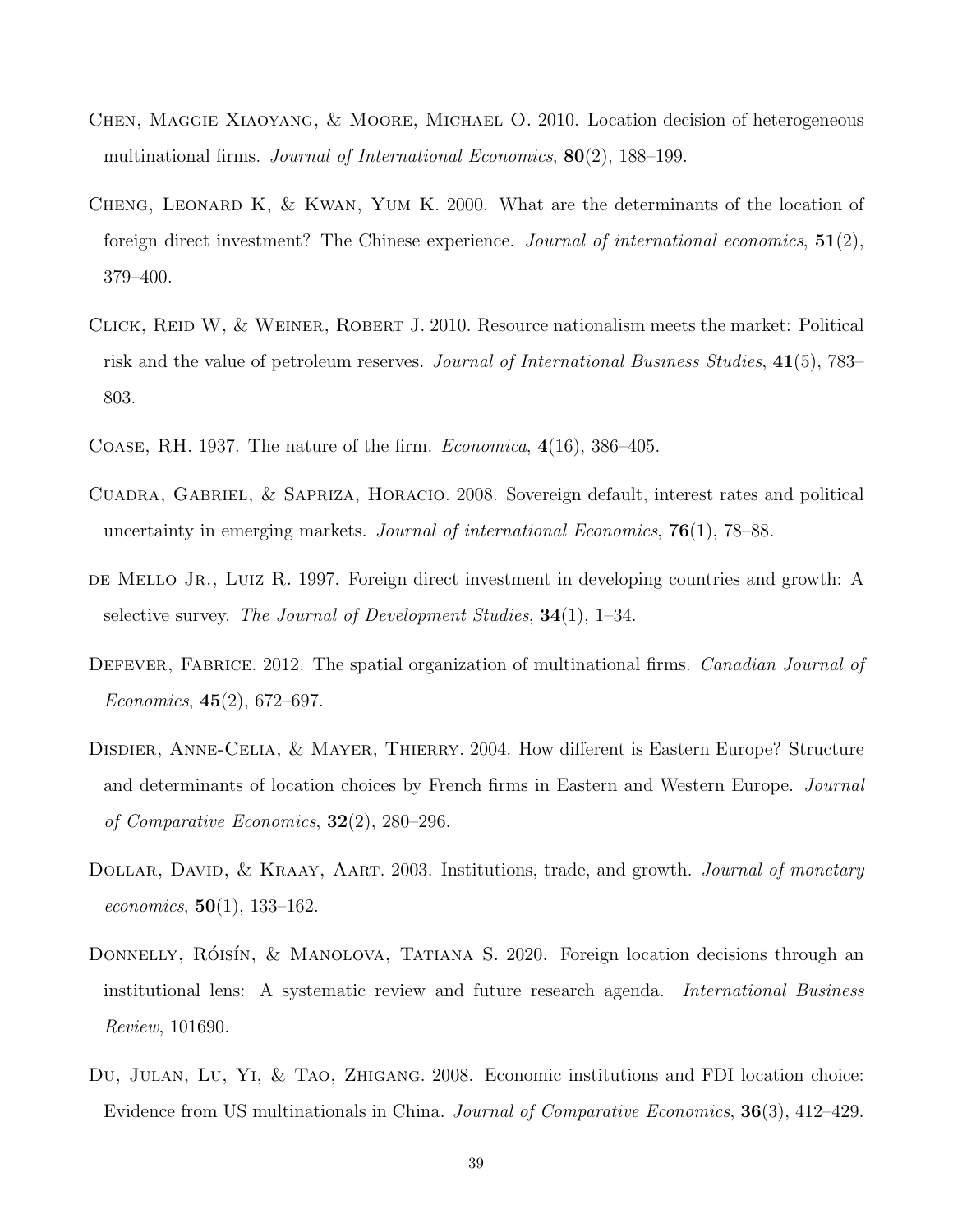Chen, Maggie Xiaoyang, & Moore, Michael O. 2010. Location decision of heterogeneous multinational firms. *Journal of International Economics*, **80**(2), 188–199.

Cheng, Leonard K, & Kwan, Yum K. 2000. What are the determinants of the location of foreign direct investment? The Chinese experience. *Journal of international economics*, **51**(2), 379–400.

Click, Reid W, & Weiner, Robert J. 2010. Resource nationalism meets the market: Political risk and the value of petroleum reserves. *Journal of International Business Studies*, **41**(5), 783–803.

Coase, RH. 1937. The nature of the firm. *Economica*, **4**(16), 386–405.

Cuadra, Gabriel, & Sapriza, Horacio. 2008. Sovereign default, interest rates and political uncertainty in emerging markets. *Journal of international Economics*, **76**(1), 78–88.

de Mello Jr., Luiz R. 1997. Foreign direct investment in developing countries and growth: A selective survey. *The Journal of Development Studies*, **34**(1), 1–34.

Defever, Fabrice. 2012. The spatial organization of multinational firms. *Canadian Journal of Economics*, **45**(2), 672–697.

Disdier, Anne-Celia, & Mayer, Thierry. 2004. How different is Eastern Europe? Structure and determinants of location choices by French firms in Eastern and Western Europe. *Journal of Comparative Economics*, **32**(2), 280–296.

Dollar, David, & Kraay, Aart. 2003. Institutions, trade, and growth. *Journal of monetary economics*, **50**(1), 133–162.

Donnelly, Róisín, & Manolova, Tatiana S. 2020. Foreign location decisions through an institutional lens: A systematic review and future research agenda. *International Business Review*, 101690.

Du, Julan, Lu, Yi, & Tao, Zhigang. 2008. Economic institutions and FDI location choice: Evidence from US multinationals in China. *Journal of Comparative Economics*, **36**(3), 412–429.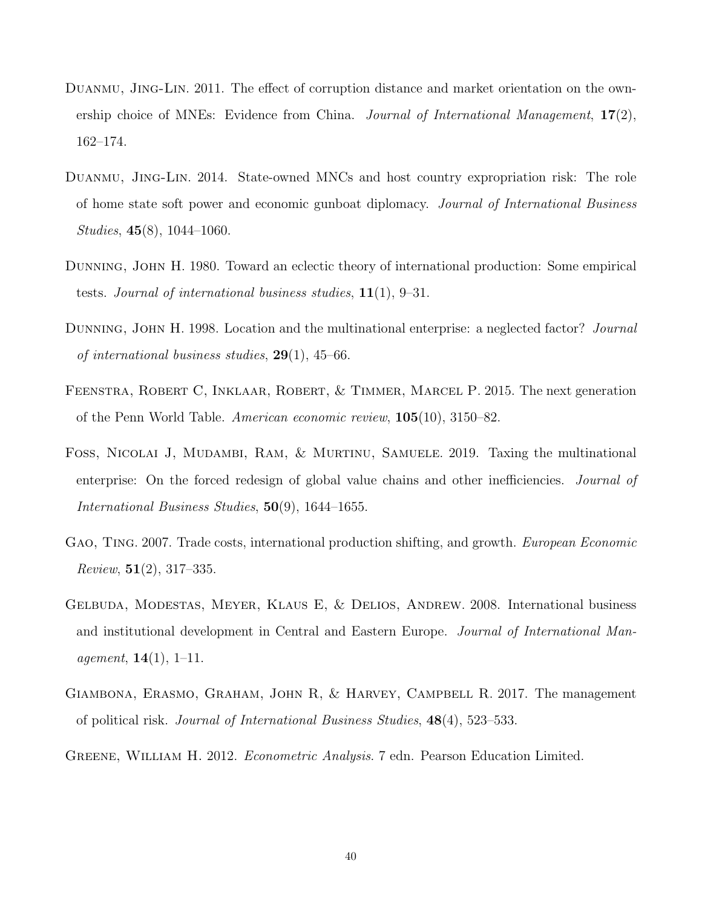Duanmu, Jing-Lin. 2011. The effect of corruption distance and market orientation on the ownership choice of MNEs: Evidence from China. *Journal of International Management*, **17**(2), 162–174.

Duanmu, Jing-Lin. 2014. State-owned MNCs and host country expropriation risk: The role of home state soft power and economic gunboat diplomacy. *Journal of International Business Studies*, **45**(8), 1044–1060.

Dunning, John H. 1980. Toward an eclectic theory of international production: Some empirical tests. *Journal of international business studies*, **11**(1), 9–31.

Dunning, John H. 1998. Location and the multinational enterprise: a neglected factor? *Journal of international business studies*, **29**(1), 45–66.

Feenstra, Robert C, Inklaar, Robert, & Timmer, Marcel P. 2015. The next generation of the Penn World Table. *American economic review*, **105**(10), 3150–82.

Foss, Nicolai J, Mudambi, Ram, & Murtinu, Samuele. 2019. Taxing the multinational enterprise: On the forced redesign of global value chains and other inefficiencies. *Journal of International Business Studies*, **50**(9), 1644–1655.

Gao, Ting. 2007. Trade costs, international production shifting, and growth. *European Economic Review*, **51**(2), 317–335.

Gelbuda, Modestas, Meyer, Klaus E, & Delios, Andrew. 2008. International business and institutional development in Central and Eastern Europe. *Journal of International Management*, **14**(1), 1–11.

Giambona, Erasmo, Graham, John R, & Harvey, Campbell R. 2017. The management of political risk. *Journal of International Business Studies*, **48**(4), 523–533.

Greene, William H. 2012. *Econometric Analysis*. 7 edn. Pearson Education Limited.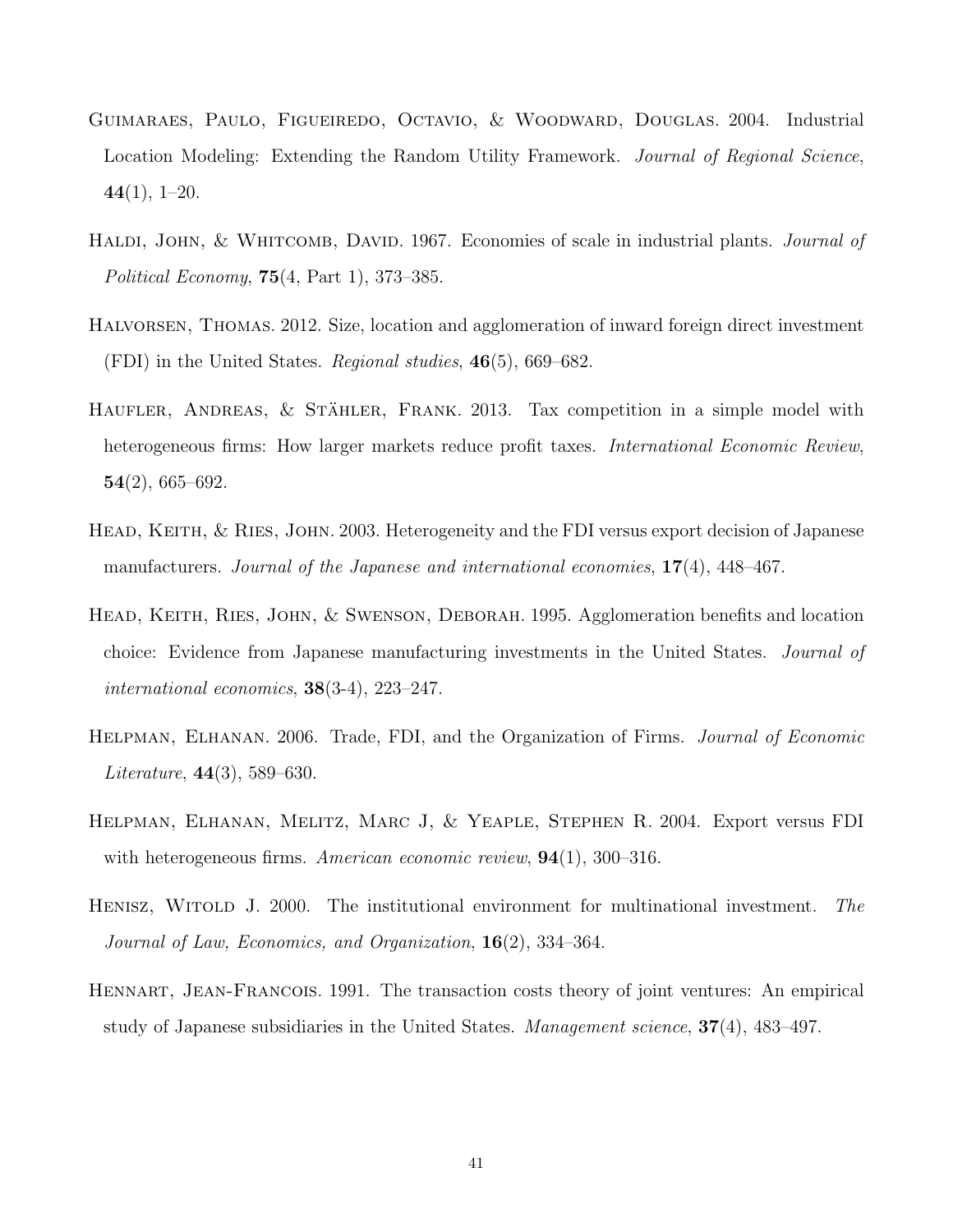Guimaraes, Paulo, Figueiredo, Octavio, & Woodward, Douglas. 2004. Industrial Location Modeling: Extending the Random Utility Framework. *Journal of Regional Science*, **44**(1), 1–20.

Haldi, John, & Whitcomb, David. 1967. Economies of scale in industrial plants. *Journal of Political Economy*, **75**(4, Part 1), 373–385.

Halvorsen, Thomas. 2012. Size, location and agglomeration of inward foreign direct investment (FDI) in the United States. *Regional studies*, **46**(5), 669–682.

Haufler, Andreas, & Stähler, Frank. 2013. Tax competition in a simple model with heterogeneous firms: How larger markets reduce profit taxes. *International Economic Review*, **54**(2), 665–692.

Head, Keith, & Ries, John. 2003. Heterogeneity and the FDI versus export decision of Japanese manufacturers. *Journal of the Japanese and international economies*, **17**(4), 448–467.

Head, Keith, Ries, John, & Swenson, Deborah. 1995. Agglomeration benefits and location choice: Evidence from Japanese manufacturing investments in the United States. *Journal of international economics*, **38**(3-4), 223–247.

Helpman, Elhanan. 2006. Trade, FDI, and the Organization of Firms. *Journal of Economic Literature*, **44**(3), 589–630.

Helpman, Elhanan, Melitz, Marc J, & Yeaple, Stephen R. 2004. Export versus FDI with heterogeneous firms. *American economic review*, **94**(1), 300–316.

Henisz, Witold J. 2000. The institutional environment for multinational investment. *The Journal of Law, Economics, and Organization*, **16**(2), 334–364.

Hennart, Jean-Francois. 1991. The transaction costs theory of joint ventures: An empirical study of Japanese subsidiaries in the United States. *Management science*, **37**(4), 483–497.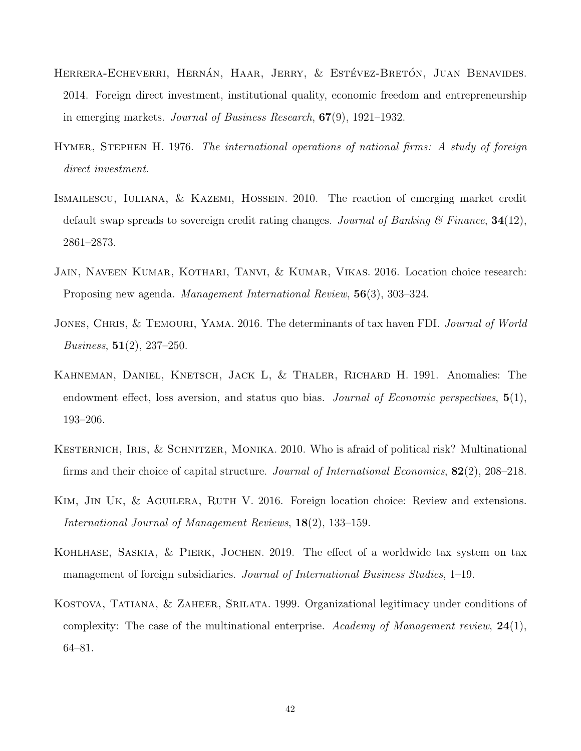Herrera-Echeverri, Hernán, Haar, Jerry, & Estévez-Bretón, Juan Benavides. 2014. Foreign direct investment, institutional quality, economic freedom and entrepreneurship in emerging markets. *Journal of Business Research*, **67**(9), 1921–1932.

Hymer, Stephen H. 1976. *The international operations of national firms: A study of foreign direct investment*.

Ismailescu, Iuliana, & Kazemi, Hossein. 2010. The reaction of emerging market credit default swap spreads to sovereign credit rating changes. *Journal of Banking & Finance*, **34**(12), 2861–2873.

Jain, Naveen Kumar, Kothari, Tanvi, & Kumar, Vikas. 2016. Location choice research: Proposing new agenda. *Management International Review*, **56**(3), 303–324.

Jones, Chris, & Temouri, Yama. 2016. The determinants of tax haven FDI. *Journal of World Business*, **51**(2), 237–250.

Kahneman, Daniel, Knetsch, Jack L, & Thaler, Richard H. 1991. Anomalies: The endowment effect, loss aversion, and status quo bias. *Journal of Economic perspectives*, **5**(1), 193–206.

Kesternich, Iris, & Schnitzer, Monika. 2010. Who is afraid of political risk? Multinational firms and their choice of capital structure. *Journal of International Economics*, **82**(2), 208–218.

Kim, Jin Uk, & Aguilera, Ruth V. 2016. Foreign location choice: Review and extensions. *International Journal of Management Reviews*, **18**(2), 133–159.

Kohlhase, Saskia, & Pierk, Jochen. 2019. The effect of a worldwide tax system on tax management of foreign subsidiaries. *Journal of International Business Studies*, 1–19.

Kostova, Tatiana, & Zaheer, Srilata. 1999. Organizational legitimacy under conditions of complexity: The case of the multinational enterprise. *Academy of Management review*, **24**(1), 64–81.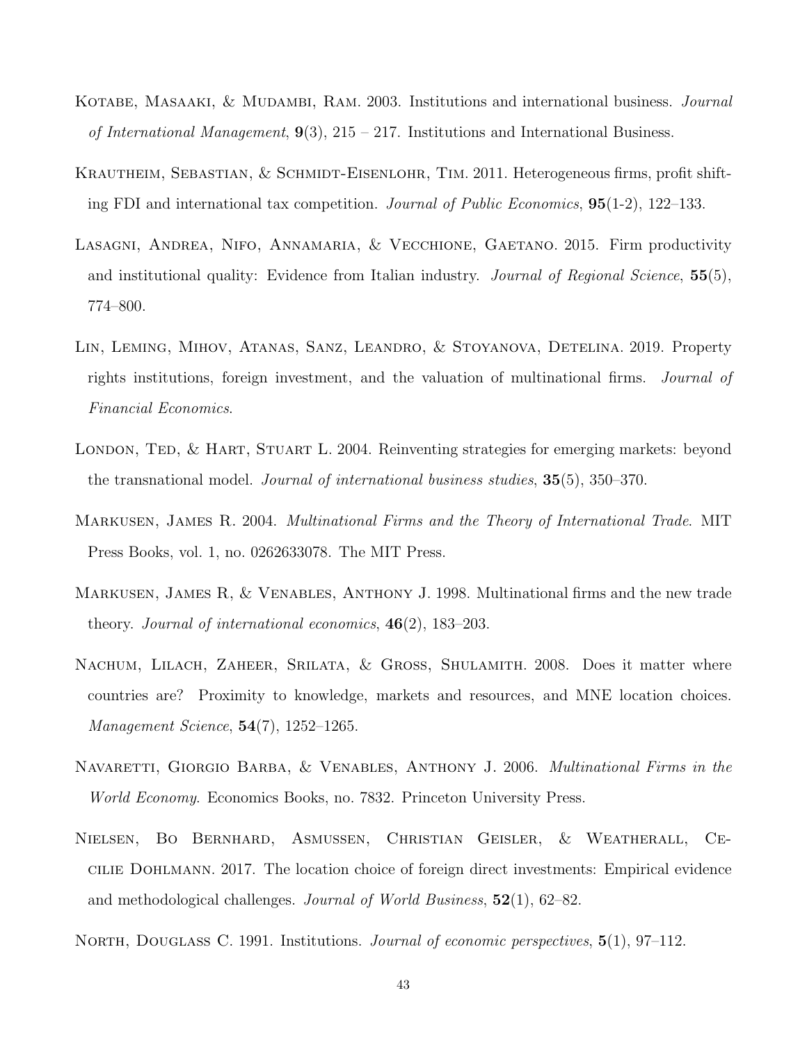Kotabe, Masaaki, & Mudambi, Ram. 2003. Institutions and international business. *Journal of International Management*, **9**(3), 215 – 217. Institutions and International Business.

Krautheim, Sebastian, & Schmidt-Eisenlohr, Tim. 2011. Heterogeneous firms, profit shifting FDI and international tax competition. *Journal of Public Economics*, **95**(1-2), 122–133.

Lasagni, Andrea, Nifo, Annamaria, & Vecchione, Gaetano. 2015. Firm productivity and institutional quality: Evidence from Italian industry. *Journal of Regional Science*, **55**(5), 774–800.

Lin, Leming, Mihov, Atanas, Sanz, Leandro, & Stoyanova, Detelina. 2019. Property rights institutions, foreign investment, and the valuation of multinational firms. *Journal of Financial Economics*.

London, Ted, & Hart, Stuart L. 2004. Reinventing strategies for emerging markets: beyond the transnational model. *Journal of international business studies*, **35**(5), 350–370.

Markusen, James R. 2004. *Multinational Firms and the Theory of International Trade*. MIT Press Books, vol. 1, no. 0262633078. The MIT Press.

Markusen, James R, & Venables, Anthony J. 1998. Multinational firms and the new trade theory. *Journal of international economics*, **46**(2), 183–203.

Nachum, Lilach, Zaheer, Srilata, & Gross, Shulamith. 2008. Does it matter where countries are? Proximity to knowledge, markets and resources, and MNE location choices. *Management Science*, **54**(7), 1252–1265.

Navaretti, Giorgio Barba, & Venables, Anthony J. 2006. *Multinational Firms in the World Economy*. Economics Books, no. 7832. Princeton University Press.

Nielsen, Bo Bernhard, Asmussen, Christian Geisler, & Weatherall, Cecilie Dohlmann. 2017. The location choice of foreign direct investments: Empirical evidence and methodological challenges. *Journal of World Business*, **52**(1), 62–82.

North, Douglass C. 1991. Institutions. *Journal of economic perspectives*, **5**(1), 97–112.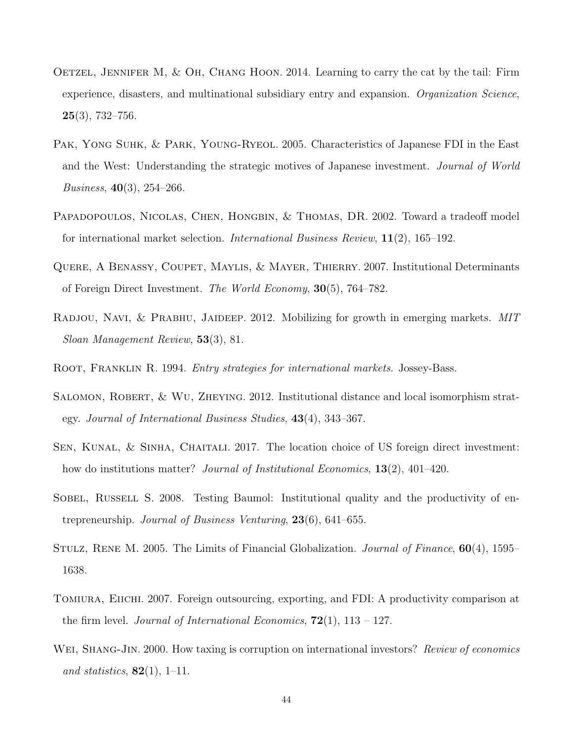Oetzel, Jennifer M, & Oh, Chang Hoon. 2014. Learning to carry the cat by the tail: Firm experience, disasters, and multinational subsidiary entry and expansion. *Organization Science*, **25**(3), 732–756.

Pak, Yong Suhk, & Park, Young-Ryeol. 2005. Characteristics of Japanese FDI in the East and the West: Understanding the strategic motives of Japanese investment. *Journal of World Business*, **40**(3), 254–266.

Papadopoulos, Nicolas, Chen, Hongbin, & Thomas, DR. 2002. Toward a tradeoff model for international market selection. *International Business Review*, **11**(2), 165–192.

Quere, A Benassy, Coupet, Maylis, & Mayer, Thierry. 2007. Institutional Determinants of Foreign Direct Investment. *The World Economy*, **30**(5), 764–782.

Radjou, Navi, & Prabhu, Jaideep. 2012. Mobilizing for growth in emerging markets. *MIT Sloan Management Review*, **53**(3), 81.

Root, Franklin R. 1994. *Entry strategies for international markets*. Jossey-Bass.

Salomon, Robert, & Wu, Zheying. 2012. Institutional distance and local isomorphism strategy. *Journal of International Business Studies*, **43**(4), 343–367.

Sen, Kunal, & Sinha, Chaitali. 2017. The location choice of US foreign direct investment: how do institutions matter? *Journal of Institutional Economics*, **13**(2), 401–420.

Sobel, Russell S. 2008. Testing Baumol: Institutional quality and the productivity of entrepreneurship. *Journal of Business Venturing*, **23**(6), 641–655.

Stulz, Rene M. 2005. The Limits of Financial Globalization. *Journal of Finance*, **60**(4), 1595–1638.

Tomiura, Eiichi. 2007. Foreign outsourcing, exporting, and FDI: A productivity comparison at the firm level. *Journal of International Economics*, **72**(1), 113 – 127.

Wei, Shang-Jin. 2000. How taxing is corruption on international investors? *Review of economics and statistics*, **82**(1), 1–11.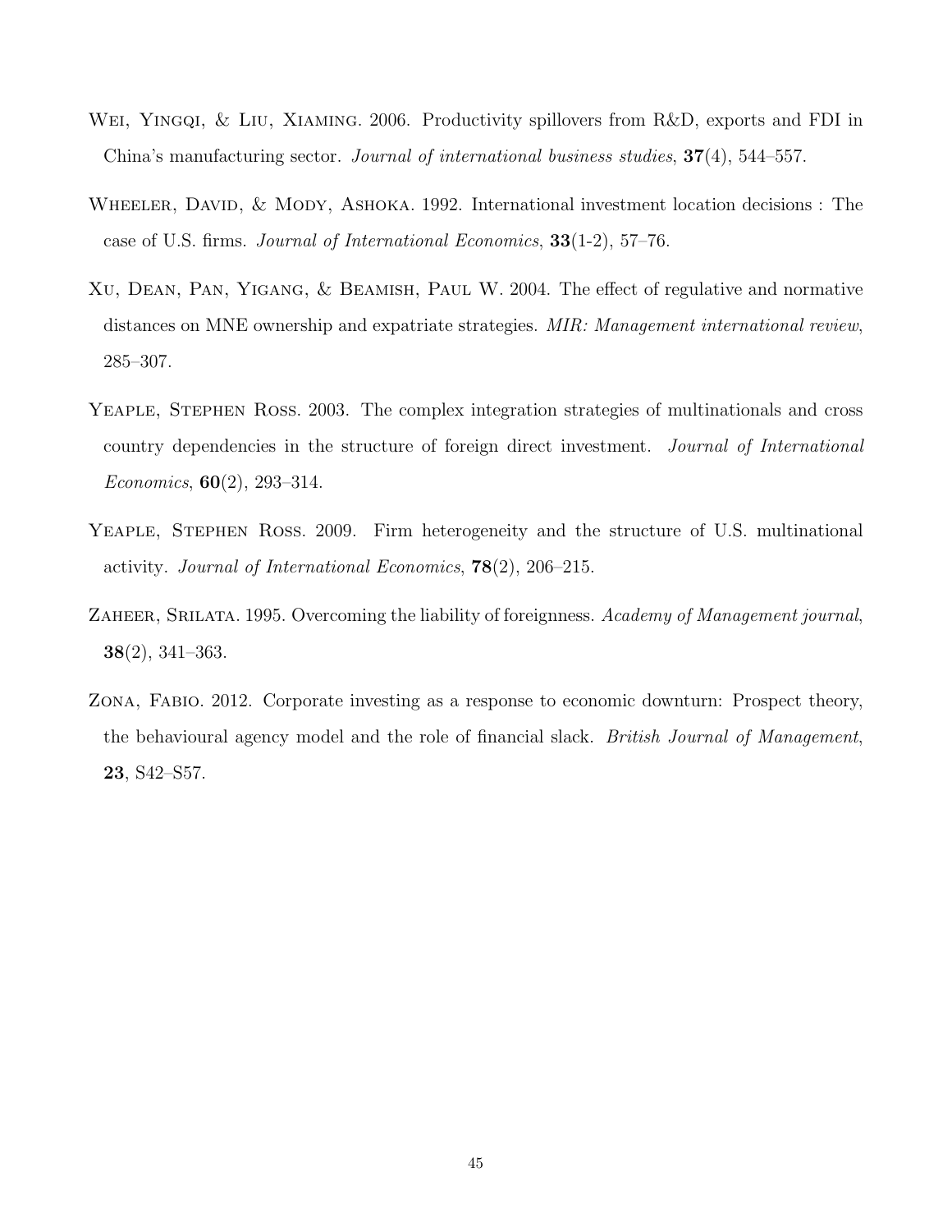Wei, Yingqi, & Liu, Xiaming. 2006. Productivity spillovers from R&D, exports and FDI in China's manufacturing sector. *Journal of international business studies*, **37**(4), 544–557.

Wheeler, David, & Mody, Ashoka. 1992. International investment location decisions : The case of U.S. firms. *Journal of International Economics*, **33**(1-2), 57–76.

Xu, Dean, Pan, Yigang, & Beamish, Paul W. 2004. The effect of regulative and normative distances on MNE ownership and expatriate strategies. *MIR: Management international review*, 285–307.

Yeaple, Stephen Ross. 2003. The complex integration strategies of multinationals and cross country dependencies in the structure of foreign direct investment. *Journal of International Economics*, **60**(2), 293–314.

Yeaple, Stephen Ross. 2009. Firm heterogeneity and the structure of U.S. multinational activity. *Journal of International Economics*, **78**(2), 206–215.

Zaheer, Srilata. 1995. Overcoming the liability of foreignness. *Academy of Management journal*, **38**(2), 341–363.

Zona, Fabio. 2012. Corporate investing as a response to economic downturn: Prospect theory, the behavioural agency model and the role of financial slack. *British Journal of Management*, **23**, S42–S57.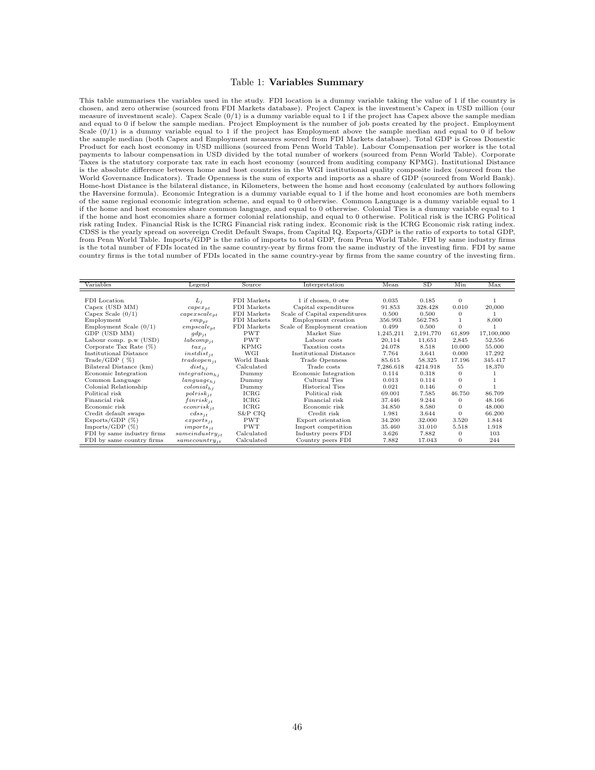Table 1: **Variables Summary**

This table summarises the variables used in the study. FDI location is a dummy variable taking the value of 1 if the country is chosen, and zero otherwise (sourced from FDI Markets database). Project Capex is the investment's Capex in USD million (our measure of investment scale). Capex Scale (0/1) is a dummy variable equal to 1 if the project has Capex above the sample median and equal to 0 if below the sample median. Project Employment is the number of job posts created by the project. Employment Scale (0/1) is a dummy variable equal to 1 if the project has Employment above the sample median and equal to 0 if below the sample median (both Capex and Employment measures sourced from FDI Markets database). Total GDP is Gross Domestic Product for each host economy in USD millions (sourced from Penn World Table). Labour Compensation per worker is the total payments to labour compensation in USD divided by the total number of workers (sourced from Penn World Table). Corporate Taxes is the statutory corporate tax rate in each host economy (sourced from auditing company KPMG). Institutional Distance is the absolute difference between home and host countries in the WGI institutional quality composite index (sourced from the World Governance Indicators). Trade Openness is the sum of exports and imports as a share of GDP (sourced from World Bank). Home-host Distance is the bilateral distance, in Kilometers, between the home and host economy (calculated by authors following the Haversine formula). Economic Integration is a dummy variable equal to 1 if the home and host economies are both members of the same regional economic integration scheme, and equal to 0 otherwise. Common Language is a dummy variable equal to 1 if the home and host economies share common language, and equal to 0 otherwise. Colonial Ties is a dummy variable equal to 1 if the home and host economies share a former colonial relationship, and equal to 0 otherwise. Political risk is the ICRG Political risk rating Index. Financial Risk is the ICRG Financial risk rating index. Economic risk is the ICRG Economic risk rating index. CDSS is the yearly spread on sovereign Credit Default Swaps, from Capital IQ. Exports/GDP is the ratio of exports to total GDP, from Penn World Table. Imports/GDP is the ratio of imports to total GDP, from Penn World Table. FDI by same industry firms is the total number of FDIs located in the same country-year by firms from the same industry of the investing firm. FDI by same country firms is the total number of FDIs located in the same country-year by firms from the same country of the investing firm.

| Variables | Legend | Source | Interpretation | Mean | SD | Min | Max |
|---|---|---|---|---|---|---|---|
| FDI Location | $L_j$ | FDI Markets | 1 if chosen, 0 otw | 0.035 | 0.185 | 0 | 1 |
| Capex (USD MM) | $capex_{pt}$ | FDI Markets | Capital expenditures | 91.853 | 328.428 | 0.010 | 20,000 |
| Capex Scale (0/1) | $capexscale_{pt}$ | FDI Markets | Scale of Capital expenditures | 0.500 | 0.500 | 0 | 1 |
| Employment | $emp_{pt}$ | FDI Markets | Employment creation | 356.993 | 562.785 | 1 | 8,000 |
| Employment Scale (0/1) | $empscale_{pt}$ | FDI Markets | Scale of Employment creation | 0.499 | 0.500 | 0 | 1 |
| GDP (USD MM) | $gdp_{jt}$ | PWT | Market Size | 1,245,211 | 2,191,770 | 61,899 | 17,100,000 |
| Labour comp. p.w (USD) | $labcomp_{jt}$ | PWT | Labour costs | 20,114 | 11,651 | 2,845 | 52,556 |
| Corporate Tax Rate (%) | $tax_{jt}$ | KPMG | Taxation costs | 24.078 | 8.518 | 10.000 | 55.000 |
| Institutional Distance | $instdist_{jt}$ | WGI | Institutional Distance | 7.764 | 3.641 | 0.000 | 17.292 |
| Trade/GDP ( %) | $tradeopen_{jt}$ | World Bank | Trade Openness | 85.615 | 58.325 | 17.196 | 345.417 |
| Bilateral Distance (km) | $dist_{hj}$ | Calculated | Trade costs | 7,286.618 | 4214.918 | 55 | 18,370 |
| Economic Integration | $integration_{hj}$ | Dummy | Economic Integration | 0.114 | 0.318 | 0 | 1 |
| Common Language | $language_{hj}$ | Dummy | Cultural Ties | 0.013 | 0.114 | 0 | 1 |
| Colonial Relationship | $colonial_{hj}$ | Dummy | Historical Ties | 0.021 | 0.146 | 0 | 1 |
| Political risk | $polrisk_{jt}$ | ICRG | Political risk | 69.001 | 7.585 | 46.750 | 86.709 |
| Financial risk | $finrisk_{jt}$ | ICRG | Financial risk | 37.446 | 9.244 | 0 | 48.166 |
| Economic risk | $econrisk_{jt}$ | ICRG | Economic risk | 34.850 | 8.580 | 0 | 48.000 |
| Credit default swaps | $cdss_{jt}$ | S&P CIQ | Credit risk | 1.981 | 3.644 | 0 | 66.200 |
| Exports/GDP (%) | $exports_{jt}$ | PWT | Export orientation | 34.200 | 32.000 | 3.520 | 1.844 |
| Imports/GDP (%) | $imports_{jt}$ | PWT | Import competition | 35.460 | 31.010 | 5.518 | 1.918 |
| FDI by same industry firms | $sameindustry_{jt}$ | Calculated | Industry peers FDI | 3.626 | 7.882 | 0 | 103 |
| FDI by same country firms | $samecountry_{jt}$ | Calculated | Country peers FDI | 7.882 | 17.043 | 0 | 244 |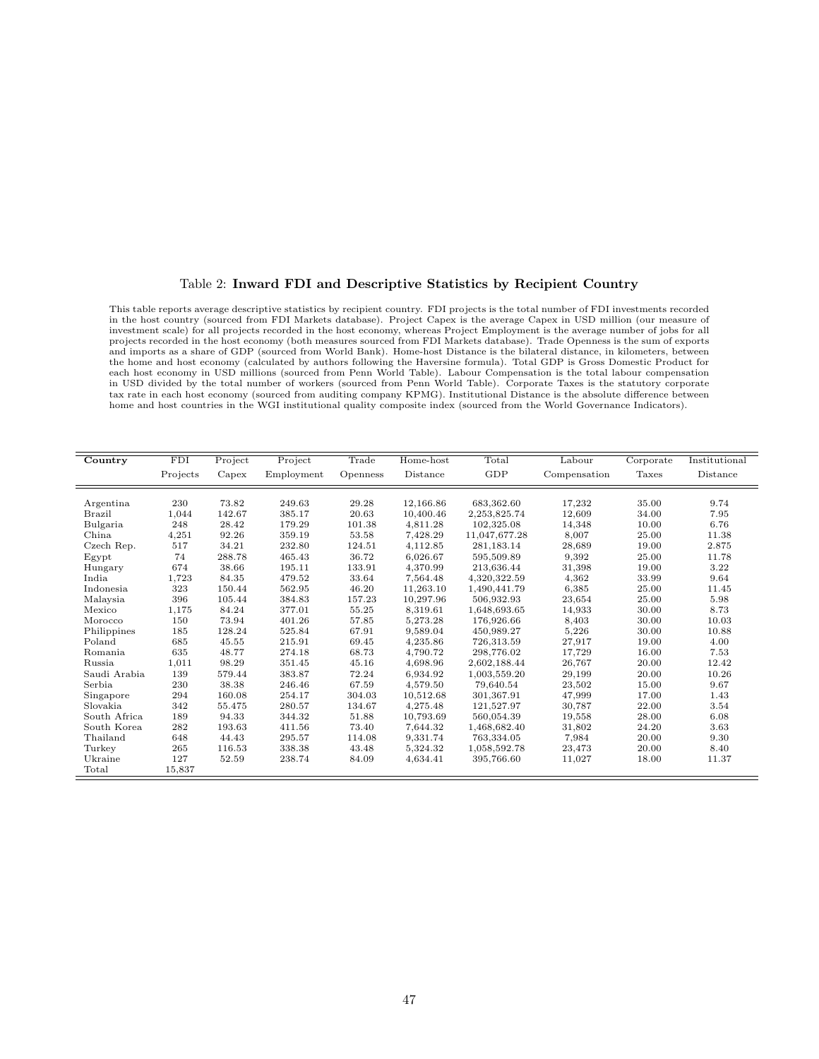Table 2: **Inward FDI and Descriptive Statistics by Recipient Country**

This table reports average descriptive statistics by recipient country. FDI projects is the total number of FDI investments recorded in the host country (sourced from FDI Markets database). Project Capex is the average Capex in USD million (our measure of investment scale) for all projects recorded in the host economy, whereas Project Employment is the average number of jobs for all projects recorded in the host economy (both measures sourced from FDI Markets database). Trade Openness is the sum of exports and imports as a share of GDP (sourced from World Bank). Home-host Distance is the bilateral distance, in kilometers, between the home and host economy (calculated by authors following the Haversine formula). Total GDP is Gross Domestic Product for each host economy in USD millions (sourced from Penn World Table). Labour Compensation is the total labour compensation in USD divided by the total number of workers (sourced from Penn World Table). Corporate Taxes is the statutory corporate tax rate in each host economy (sourced from auditing company KPMG). Institutional Distance is the absolute difference between home and host countries in the WGI institutional quality composite index (sourced from the World Governance Indicators).

| **Country** | FDI Projects | Project Capex | Project Employment | Trade Openness | Home-host Distance | Total GDP | Labour Compensation | Corporate Taxes | Institutional Distance |
|---|---|---|---|---|---|---|---|---|---|
| Argentina | 230 | 73.82 | 249.63 | 29.28 | 12,166.86 | 683,362.60 | 17,232 | 35.00 | 9.74 |
| Brazil | 1,044 | 142.67 | 385.17 | 20.63 | 10,400.46 | 2,253,825.74 | 12,609 | 34.00 | 7.95 |
| Bulgaria | 248 | 28.42 | 179.29 | 101.38 | 4,811.28 | 102,325.08 | 14,348 | 10.00 | 6.76 |
| China | 4,251 | 92.26 | 359.19 | 53.58 | 7,428.29 | 11,047,677.28 | 8,007 | 25.00 | 11.38 |
| Czech Rep. | 517 | 34.21 | 232.80 | 124.51 | 4,112.85 | 281,183.14 | 28,689 | 19.00 | 2.875 |
| Egypt | 74 | 288.78 | 465.43 | 36.72 | 6,026.67 | 595,509.89 | 9,392 | 25.00 | 11.78 |
| Hungary | 674 | 38.66 | 195.11 | 133.91 | 4,370.99 | 213,636.44 | 31,398 | 19.00 | 3.22 |
| India | 1,723 | 84.35 | 479.52 | 33.64 | 7,564.48 | 4,320,322.59 | 4,362 | 33.99 | 9.64 |
| Indonesia | 323 | 150.44 | 562.95 | 46.20 | 11,263.10 | 1,490,441.79 | 6,385 | 25.00 | 11.45 |
| Malaysia | 396 | 105.44 | 384.83 | 157.23 | 10,297.96 | 506,932.93 | 23,654 | 25.00 | 5.98 |
| Mexico | 1,175 | 84.24 | 377.01 | 55.25 | 8,319.61 | 1,648,693.65 | 14,933 | 30.00 | 8.73 |
| Morocco | 150 | 73.94 | 401.26 | 57.85 | 5,273.28 | 176,926.66 | 8,403 | 30.00 | 10.03 |
| Philippines | 185 | 128.24 | 525.84 | 67.91 | 9,589.04 | 450,989.27 | 5,226 | 30.00 | 10.88 |
| Poland | 685 | 45.55 | 215.91 | 69.45 | 4,235.86 | 726,313.59 | 27,917 | 19.00 | 4.00 |
| Romania | 635 | 48.77 | 274.18 | 68.73 | 4,790.72 | 298,776.02 | 17,729 | 16.00 | 7.53 |
| Russia | 1,011 | 98.29 | 351.45 | 45.16 | 4,698.96 | 2,602,188.44 | 26,767 | 20.00 | 12.42 |
| Saudi Arabia | 139 | 579.44 | 383.87 | 72.24 | 6,934.92 | 1,003,559.20 | 29,199 | 20.00 | 10.26 |
| Serbia | 230 | 38.38 | 246.46 | 67.59 | 4,579.50 | 79,640.54 | 23,502 | 15.00 | 9.67 |
| Singapore | 294 | 160.08 | 254.17 | 304.03 | 10,512.68 | 301,367.91 | 47,999 | 17.00 | 1.43 |
| Slovakia | 342 | 55.475 | 280.57 | 134.67 | 4,275.48 | 121,527.97 | 30,787 | 22.00 | 3.54 |
| South Africa | 189 | 94.33 | 344.32 | 51.88 | 10,793.69 | 560,054.39 | 19,558 | 28.00 | 6.08 |
| South Korea | 282 | 193.63 | 411.56 | 73.40 | 7,644.32 | 1,468,682.40 | 31,802 | 24.20 | 3.63 |
| Thailand | 648 | 44.43 | 295.57 | 114.08 | 9,331.74 | 763,334.05 | 7,984 | 20.00 | 9.30 |
| Turkey | 265 | 116.53 | 338.38 | 43.48 | 5,324.32 | 1,058,592.78 | 23,473 | 20.00 | 8.40 |
| Ukraine | 127 | 52.59 | 238.74 | 84.09 | 4,634.41 | 395,766.60 | 11,027 | 18.00 | 11.37 |
| Total | 15,837 | | | | | | | | |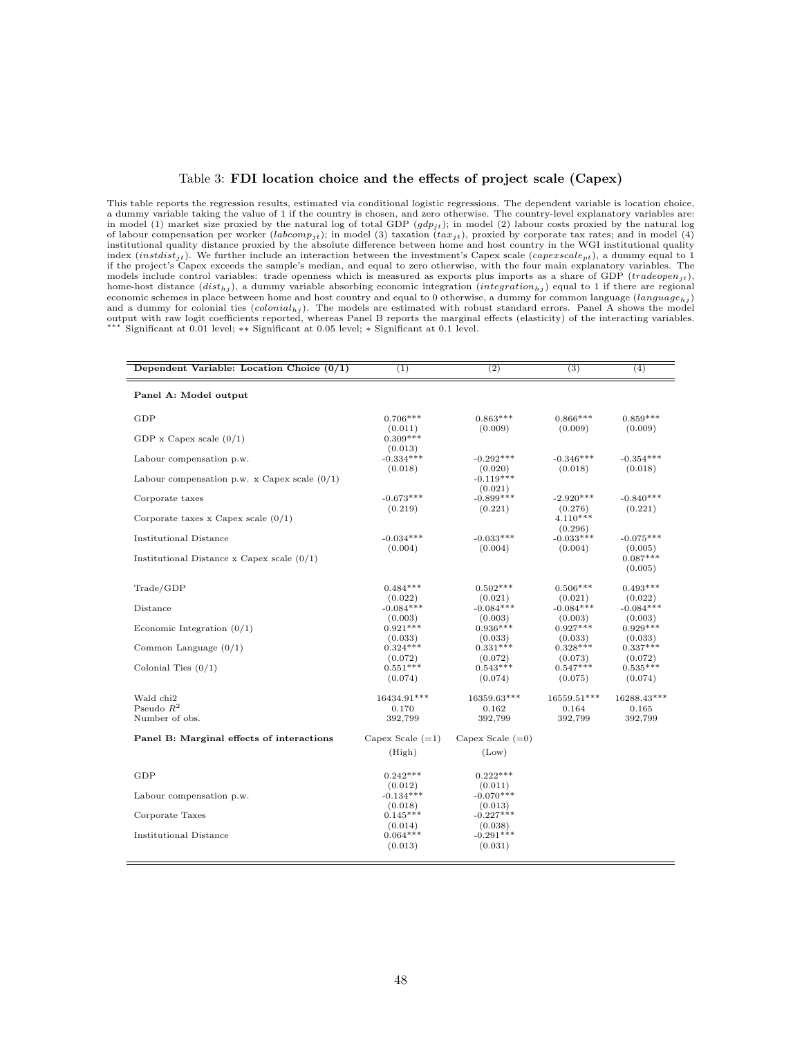Table 3: **FDI location choice and the effects of project scale (Capex)**

This table reports the regression results, estimated via conditional logistic regressions. The dependent variable is location choice, a dummy variable taking the value of 1 if the country is chosen, and zero otherwise. The country-level explanatory variables are: in model (1) market size proxied by the natural log of total GDP ($gdp_{jt}$); in model (2) labour costs proxied by the natural log of labour compensation per worker ($labcomp_{jt}$); in model (3) taxation ($tax_{jt}$), proxied by corporate tax rates; and in model (4) institutional quality distance proxied by the absolute difference between home and host country in the WGI institutional quality index ($instdist_{jt}$). We further include an interaction between the investment's Capex scale ($capexscale_{pt}$), a dummy equal to 1 if the project's Capex exceeds the sample's median, and equal to zero otherwise, with the four main explanatory variables. The models include control variables: trade openness which is measured as exports plus imports as a share of GDP ($tradeopen_{jt}$), home-host distance ($dist_{hj}$), a dummy variable absorbing economic integration ($integration_{hj}$) equal to 1 if there are regional economic schemes in place between home and host country and equal to 0 otherwise, a dummy for common language ($language_{hj}$) and a dummy for colonial ties ($colonial_{hj}$). The models are estimated with robust standard errors. Panel A shows the model output with raw logit coefficients reported, whereas Panel B reports the marginal effects (elasticity) of the interacting variables. *** Significant at 0.01 level; ** Significant at 0.05 level; * Significant at 0.1 level.

| **Dependent Variable: Location Choice (0/1)** | (1) | (2) | (3) | (4) |
|---|---|---|---|---|
| **Panel A: Model output** | | | | |
| GDP | 0.706*** | 0.863*** | 0.866*** | 0.859*** |
| | (0.011) | (0.009) | (0.009) | (0.009) |
| GDP x Capex scale (0/1) | 0.309*** | | | |
| | (0.013) | | | |
| Labour compensation p.w. | -0.334*** | -0.292*** | -0.346*** | -0.354*** |
| | (0.018) | (0.020) | (0.018) | (0.018) |
| Labour compensation p.w. x Capex scale (0/1) | | -0.119*** | | |
| | | (0.021) | | |
| Corporate taxes | -0.673*** | -0.899*** | -2.920*** | -0.840*** |
| | (0.219) | (0.221) | (0.276) | (0.221) |
| Corporate taxes x Capex scale (0/1) | | | 4.110*** | |
| | | | (0.296) | |
| Institutional Distance | -0.034*** | -0.033*** | -0.033*** | -0.075*** |
| | (0.004) | (0.004) | (0.004) | (0.005) |
| Institutional Distance x Capex scale (0/1) | | | | 0.087*** |
| | | | | (0.005) |
| Trade/GDP | 0.484*** | 0.502*** | 0.506*** | 0.493*** |
| | (0.022) | (0.021) | (0.021) | (0.022) |
| Distance | -0.084*** | -0.084*** | -0.084*** | -0.084*** |
| | (0.003) | (0.003) | (0.003) | (0.003) |
| Economic Integration (0/1) | 0.921*** | 0.936*** | 0.927*** | 0.929*** |
| | (0.033) | (0.033) | (0.033) | (0.033) |
| Common Language (0/1) | 0.324*** | 0.331*** | 0.328*** | 0.337*** |
| | (0.072) | (0.072) | (0.073) | (0.072) |
| Colonial Ties (0/1) | 0.551*** | 0.543*** | 0.547*** | 0.535*** |
| | (0.074) | (0.074) | (0.075) | (0.074) |
| Wald chi2 | 16434.91*** | 16359.63*** | 16559.51*** | 16288.43*** |
| Pseudo $R^2$ | 0.170 | 0.162 | 0.164 | 0.165 |
| Number of obs. | 392,799 | 392,799 | 392,799 | 392,799 |
| **Panel B: Marginal effects of interactions** | Capex Scale (=1) | Capex Scale (=0) | | |
| | (High) | (Low) | | |
| GDP | 0.242*** | 0.222*** | | |
| | (0.012) | (0.011) | | |
| Labour compensation p.w. | -0.134*** | -0.070*** | | |
| | (0.018) | (0.013) | | |
| Corporate Taxes | 0.145*** | -0.227*** | | |
| | (0.014) | (0.038) | | |
| Institutional Distance | 0.064*** | -0.291*** | | |
| | (0.013) | (0.031) | | |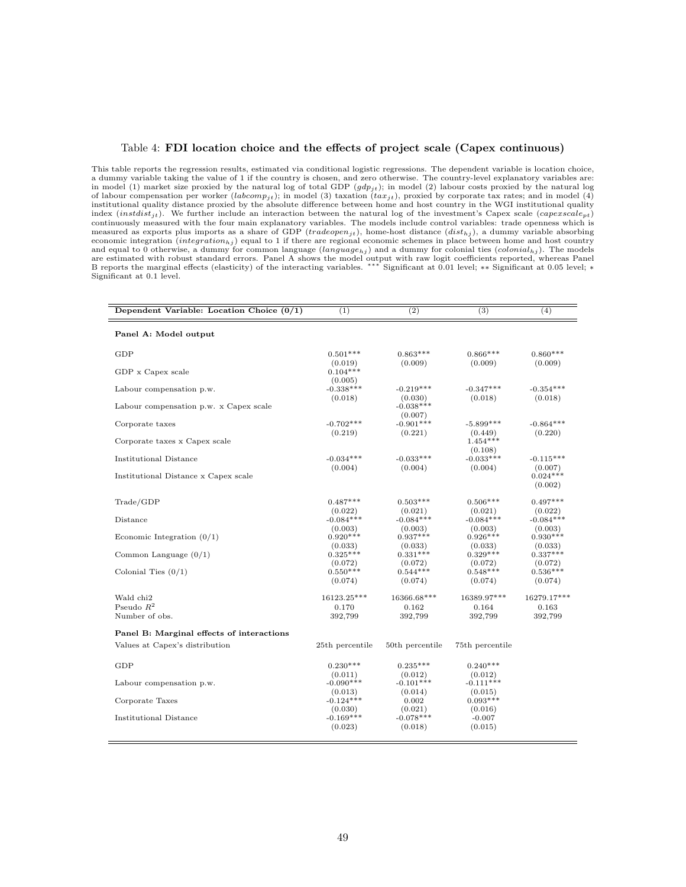Table 4: **FDI location choice and the effects of project scale (Capex continuous)**

This table reports the regression results, estimated via conditional logistic regressions. The dependent variable is location choice, a dummy variable taking the value of 1 if the country is chosen, and zero otherwise. The country-level explanatory variables are: in model (1) market size proxied by the natural log of total GDP ($gdp_{jt}$); in model (2) labour costs proxied by the natural log of labour compensation per worker ($labcomp_{jt}$); in model (3) taxation ($tax_{jt}$), proxied by corporate tax rates; and in model (4) institutional quality distance proxied by the absolute difference between home and host country in the WGI institutional quality index ($instdist_{jt}$). We further include an interaction between the natural log of the investment's Capex scale ($capexscale_{pt}$) continuously measured with the four main explanatory variables. The models include control variables: trade openness which is measured as exports plus imports as a share of GDP ($tradeopen_{jt}$), home-host distance ($dist_{hj}$), a dummy variable absorbing economic integration ($integration_{hj}$) equal to 1 if there are regional economic schemes in place between home and host country and equal to 0 otherwise, a dummy for common language ($language_{hj}$) and a dummy for colonial ties ($colonial_{hj}$). The models are estimated with robust standard errors. Panel A shows the model output with raw logit coefficients reported, whereas Panel B reports the marginal effects (elasticity) of the interacting variables. *** Significant at 0.01 level; ** Significant at 0.05 level; * Significant at 0.1 level.

| **Dependent Variable: Location Choice (0/1)** | (1) | (2) | (3) | (4) |
|---|---|---|---|---|
| **Panel A: Model output** | | | | |
| GDP | 0.501*** | 0.863*** | 0.866*** | 0.860*** |
| | (0.019) | (0.009) | (0.009) | (0.009) |
| GDP x Capex scale | 0.104*** | | | |
| | (0.005) | | | |
| Labour compensation p.w. | -0.338*** | -0.219*** | -0.347*** | -0.354*** |
| | (0.018) | (0.030) | (0.018) | (0.018) |
| Labour compensation p.w. x Capex scale | | -0.038*** | | |
| | | (0.007) | | |
| Corporate taxes | -0.702*** | -0.901*** | -5.899*** | -0.864*** |
| | (0.219) | (0.221) | (0.449) | (0.220) |
| Corporate taxes x Capex scale | | | 1.454*** | |
| | | | (0.108) | |
| Institutional Distance | -0.034*** | -0.033*** | -0.033*** | -0.115*** |
| | (0.004) | (0.004) | (0.004) | (0.007) |
| Institutional Distance x Capex scale | | | | 0.024*** |
| | | | | (0.002) |
| Trade/GDP | 0.487*** | 0.503*** | 0.506*** | 0.497*** |
| | (0.022) | (0.021) | (0.021) | (0.022) |
| Distance | -0.084*** | -0.084*** | -0.084*** | -0.084*** |
| | (0.003) | (0.003) | (0.003) | (0.003) |
| Economic Integration (0/1) | 0.920*** | 0.937*** | 0.926*** | 0.930*** |
| | (0.033) | (0.033) | (0.033) | (0.033) |
| Common Language (0/1) | 0.325*** | 0.331*** | 0.329*** | 0.337*** |
| | (0.072) | (0.072) | (0.072) | (0.072) |
| Colonial Ties (0/1) | 0.550*** | 0.544*** | 0.548*** | 0.536*** |
| | (0.074) | (0.074) | (0.074) | (0.074) |
| Wald chi2 | 16123.25*** | 16366.68*** | 16389.97*** | 16279.17*** |
| Pseudo $R^2$ | 0.170 | 0.162 | 0.164 | 0.163 |
| Number of obs. | 392,799 | 392,799 | 392,799 | 392,799 |
| **Panel B: Marginal effects of interactions** | | | | |
| Values at Capex's distribution | 25th percentile | 50th percentile | 75th percentile | |
| GDP | 0.230*** | 0.235*** | 0.240*** | |
| | (0.011) | (0.012) | (0.012) | |
| Labour compensation p.w. | -0.090*** | -0.101*** | -0.111*** | |
| | (0.013) | (0.014) | (0.015) | |
| Corporate Taxes | -0.124*** | 0.002 | 0.093*** | |
| | (0.030) | (0.021) | (0.016) | |
| Institutional Distance | -0.169*** | -0.078*** | -0.007 | |
| | (0.023) | (0.018) | (0.015) | |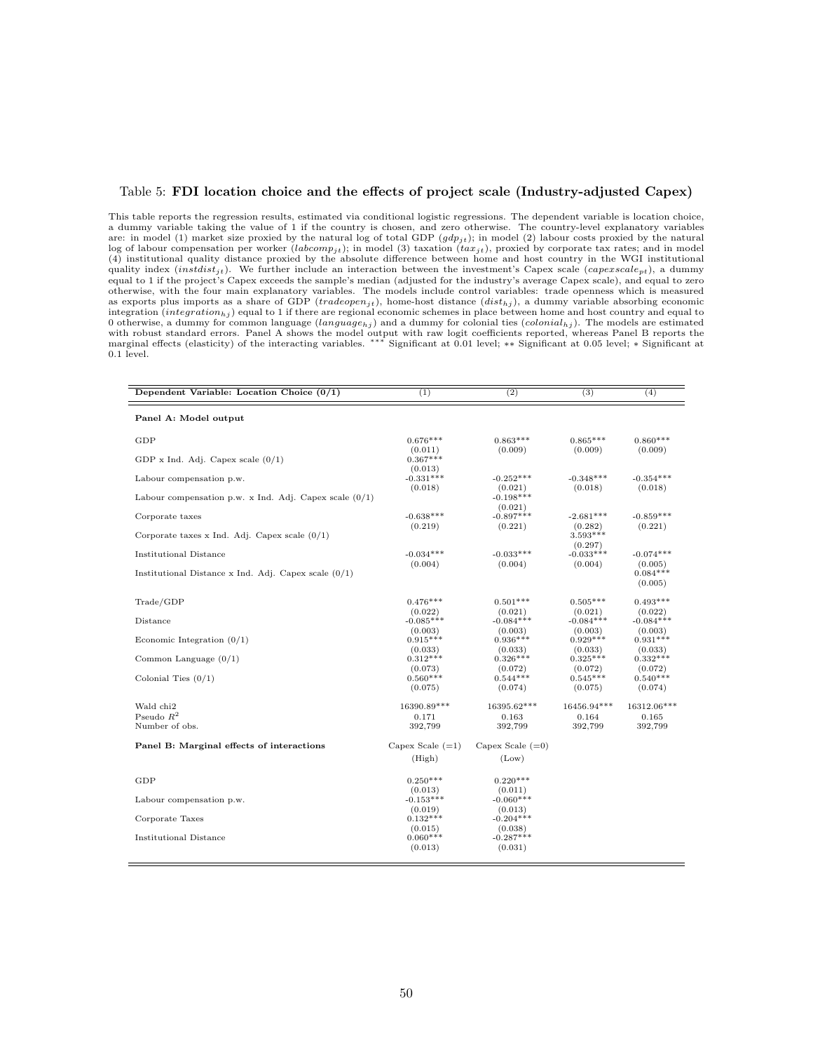Table 5: **FDI location choice and the effects of project scale (Industry-adjusted Capex)**

This table reports the regression results, estimated via conditional logistic regressions. The dependent variable is location choice, a dummy variable taking the value of 1 if the country is chosen, and zero otherwise. The country-level explanatory variables are: in model (1) market size proxied by the natural log of total GDP ($gdp_{jt}$); in model (2) labour costs proxied by the natural log of labour compensation per worker ($labcomp_{jt}$); in model (3) taxation ($tax_{jt}$), proxied by corporate tax rates; and in model (4) institutional quality distance proxied by the absolute difference between home and host country in the WGI institutional quality index ($instdist_{jt}$). We further include an interaction between the investment's Capex scale ($capexscale_{pt}$), a dummy equal to 1 if the project's Capex exceeds the sample's median (adjusted for the industry's average Capex scale), and equal to zero otherwise, with the four main explanatory variables. The models include control variables: trade openness which is measured as exports plus imports as a share of GDP ($tradeopen_{jt}$), home-host distance ($dist_{hj}$), a dummy variable absorbing economic integration ($integration_{hj}$) equal to 1 if there are regional economic schemes in place between home and host country and equal to 0 otherwise, a dummy for common language ($language_{hj}$) and a dummy for colonial ties ($colonial_{hj}$). The models are estimated with robust standard errors. Panel A shows the model output with raw logit coefficients reported, whereas Panel B reports the marginal effects (elasticity) of the interacting variables. *** Significant at 0.01 level; ** Significant at 0.05 level; * Significant at 0.1 level.

| **Dependent Variable: Location Choice (0/1)** | (1) | (2) | (3) | (4) |
|---|---|---|---|---|
| **Panel A: Model output** | | | | |
| GDP | 0.676*** | 0.863*** | 0.865*** | 0.860*** |
| | (0.011) | (0.009) | (0.009) | (0.009) |
| GDP x Ind. Adj. Capex scale (0/1) | 0.367*** | | | |
| | (0.013) | | | |
| Labour compensation p.w. | -0.331*** | -0.252*** | -0.348*** | -0.354*** |
| | (0.018) | (0.021) | (0.018) | (0.018) |
| Labour compensation p.w. x Ind. Adj. Capex scale (0/1) | | -0.198*** | | |
| | | (0.021) | | |
| Corporate taxes | -0.638*** | -0.897*** | -2.681*** | -0.859*** |
| | (0.219) | (0.221) | (0.282) | (0.221) |
| Corporate taxes x Ind. Adj. Capex scale (0/1) | | | 3.593*** | |
| | | | (0.297) | |
| Institutional Distance | -0.034*** | -0.033*** | -0.033*** | -0.074*** |
| | (0.004) | (0.004) | (0.004) | (0.005) |
| Institutional Distance x Ind. Adj. Capex scale (0/1) | | | | 0.084*** |
| | | | | (0.005) |
| Trade/GDP | 0.476*** | 0.501*** | 0.505*** | 0.493*** |
| | (0.022) | (0.021) | (0.021) | (0.022) |
| Distance | -0.085*** | -0.084*** | -0.084*** | -0.084*** |
| | (0.003) | (0.003) | (0.003) | (0.003) |
| Economic Integration (0/1) | 0.915*** | 0.936*** | 0.929*** | 0.931*** |
| | (0.033) | (0.033) | (0.033) | (0.033) |
| Common Language (0/1) | 0.312*** | 0.326*** | 0.325*** | 0.332*** |
| | (0.073) | (0.072) | (0.072) | (0.072) |
| Colonial Ties (0/1) | 0.560*** | 0.544*** | 0.545*** | 0.540*** |
| | (0.075) | (0.074) | (0.075) | (0.074) |
| Wald chi2 | 16390.89*** | 16395.62*** | 16456.94*** | 16312.06*** |
| Pseudo $R^2$ | 0.171 | 0.163 | 0.164 | 0.165 |
| Number of obs. | 392,799 | 392,799 | 392,799 | 392,799 |
| **Panel B: Marginal effects of interactions** | Capex Scale (=1) (High) | Capex Scale (=0) (Low) | | |
| GDP | 0.250*** | 0.220*** | | |
| | (0.013) | (0.011) | | |
| Labour compensation p.w. | -0.153*** | -0.060*** | | |
| | (0.019) | (0.013) | | |
| Corporate Taxes | 0.132*** | -0.204*** | | |
| | (0.015) | (0.038) | | |
| Institutional Distance | 0.060*** | -0.287*** | | |
| | (0.013) | (0.031) | | |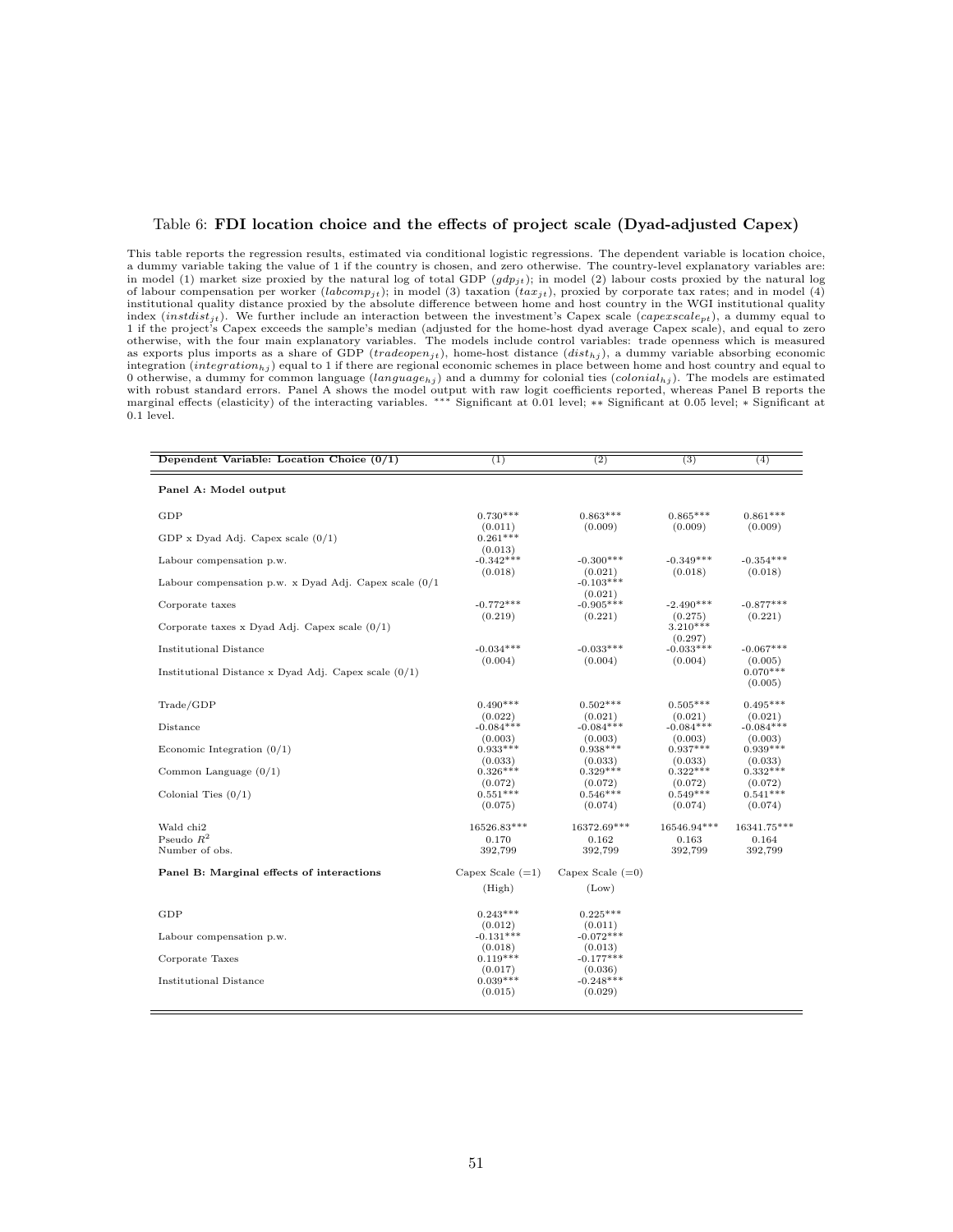Table 6: **FDI location choice and the effects of project scale (Dyad-adjusted Capex)**

This table reports the regression results, estimated via conditional logistic regressions. The dependent variable is location choice, a dummy variable taking the value of 1 if the country is chosen, and zero otherwise. The country-level explanatory variables are: in model (1) market size proxied by the natural log of total GDP ($gdp_{jt}$); in model (2) labour costs proxied by the natural log of labour compensation per worker ($labcomp_{jt}$); in model (3) taxation ($tax_{jt}$), proxied by corporate tax rates; and in model (4) institutional quality distance proxied by the absolute difference between home and host country in the WGI institutional quality index ($instdist_{jt}$). We further include an interaction between the investment's Capex scale ($capexscale_{pt}$), a dummy equal to 1 if the project's Capex exceeds the sample's median (adjusted for the home-host dyad average Capex scale), and equal to zero otherwise, with the four main explanatory variables. The models include control variables: trade openness which is measured as exports plus imports as a share of GDP ($tradeopen_{jt}$), home-host distance ($dist_{hj}$), a dummy variable absorbing economic integration ($integration_{hj}$) equal to 1 if there are regional economic schemes in place between home and host country and equal to 0 otherwise, a dummy for common language ($language_{hj}$) and a dummy for colonial ties ($colonial_{hj}$). The models are estimated with robust standard errors. Panel A shows the model output with raw logit coefficients reported, whereas Panel B reports the marginal effects (elasticity) of the interacting variables. *** Significant at 0.01 level; ** Significant at 0.05 level; * Significant at 0.1 level.

| Dependent Variable: Location Choice (0/1) | (1) | (2) | (3) | (4) |
|---|---|---|---|---|
| **Panel A: Model output** | | | | |
| GDP | 0.730*** | 0.863*** | 0.865*** | 0.861*** |
| | (0.011) | (0.009) | (0.009) | (0.009) |
| GDP x Dyad Adj. Capex scale (0/1) | 0.261*** | | | |
| | (0.013) | | | |
| Labour compensation p.w. | -0.342*** | -0.300*** | -0.349*** | -0.354*** |
| | (0.018) | (0.021) | (0.018) | (0.018) |
| Labour compensation p.w. x Dyad Adj. Capex scale (0/1 | | -0.103*** | | |
| | | (0.021) | | |
| Corporate taxes | -0.772*** | -0.905*** | -2.490*** | -0.877*** |
| | (0.219) | (0.221) | (0.275) | (0.221) |
| Corporate taxes x Dyad Adj. Capex scale (0/1) | | | 3.210*** | |
| | | | (0.297) | |
| Institutional Distance | -0.034*** | -0.033*** | -0.033*** | -0.067*** |
| | (0.004) | (0.004) | (0.004) | (0.005) |
| Institutional Distance x Dyad Adj. Capex scale (0/1) | | | | 0.070*** |
| | | | | (0.005) |
| Trade/GDP | 0.490*** | 0.502*** | 0.505*** | 0.495*** |
| | (0.022) | (0.021) | (0.021) | (0.021) |
| Distance | -0.084*** | -0.084*** | -0.084*** | -0.084*** |
| | (0.003) | (0.003) | (0.003) | (0.003) |
| Economic Integration (0/1) | 0.933*** | 0.938*** | 0.937*** | 0.939*** |
| | (0.033) | (0.033) | (0.033) | (0.033) |
| Common Language (0/1) | 0.326*** | 0.329*** | 0.322*** | 0.332*** |
| | (0.072) | (0.072) | (0.072) | (0.072) |
| Colonial Ties (0/1) | 0.551*** | 0.546*** | 0.549*** | 0.541*** |
| | (0.075) | (0.074) | (0.074) | (0.074) |
| Wald chi2 | 16526.83*** | 16372.69*** | 16546.94*** | 16341.75*** |
| Pseudo $R^2$ | 0.170 | 0.162 | 0.163 | 0.164 |
| Number of obs. | 392,799 | 392,799 | 392,799 | 392,799 |
| **Panel B: Marginal effects of interactions** | Capex Scale (=1) | Capex Scale (=0) | | |
| | (High) | (Low) | | |
| GDP | 0.243*** | 0.225*** | | |
| | (0.012) | (0.011) | | |
| Labour compensation p.w. | -0.131*** | -0.072*** | | |
| | (0.018) | (0.013) | | |
| Corporate Taxes | 0.119*** | -0.177*** | | |
| | (0.017) | (0.036) | | |
| Institutional Distance | 0.039*** | -0.248*** | | |
| | (0.015) | (0.029) | | |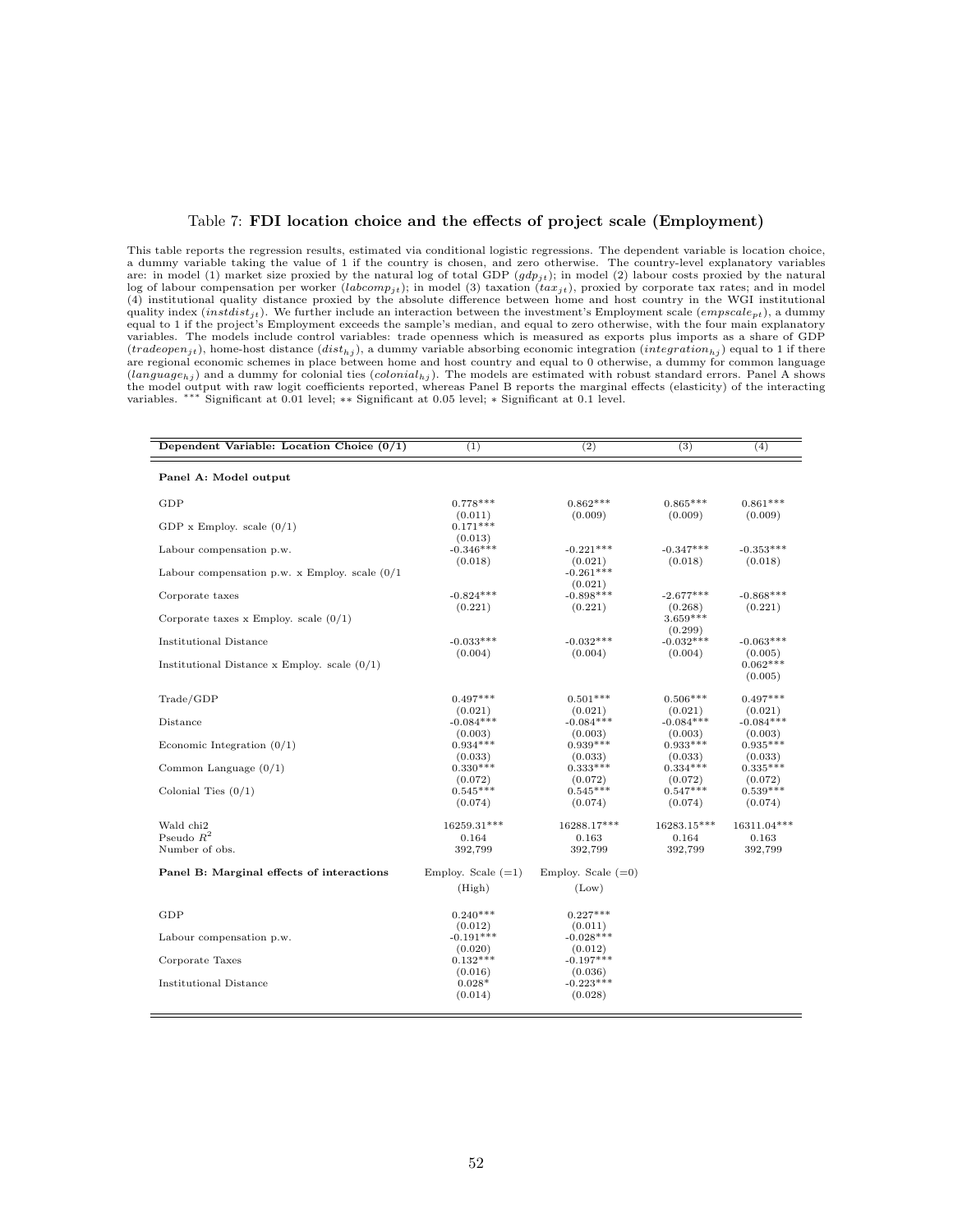Table 7: **FDI location choice and the effects of project scale (Employment)**

This table reports the regression results, estimated via conditional logistic regressions. The dependent variable is location choice, a dummy variable taking the value of 1 if the country is chosen, and zero otherwise. The country-level explanatory variables are: in model (1) market size proxied by the natural log of total GDP ($gdp_{jt}$); in model (2) labour costs proxied by the natural log of labour compensation per worker ($labcomp_{jt}$); in model (3) taxation ($tax_{jt}$), proxied by corporate tax rates; and in model (4) institutional quality distance proxied by the absolute difference between home and host country in the WGI institutional quality index ($instdist_{jt}$). We further include an interaction between the investment's Employment scale ($empscale_{pt}$), a dummy equal to 1 if the project's Employment exceeds the sample's median, and equal to zero otherwise, with the four main explanatory variables. The models include control variables: trade openness which is measured as exports plus imports as a share of GDP ($tradeopen_{jt}$), home-host distance ($dist_{hj}$), a dummy variable absorbing economic integration ($integration_{hj}$) equal to 1 if there are regional economic schemes in place between home and host country and equal to 0 otherwise, a dummy for common language ($language_{hj}$) and a dummy for colonial ties ($colonial_{hj}$). The models are estimated with robust standard errors. Panel A shows the model output with raw logit coefficients reported, whereas Panel B reports the marginal effects (elasticity) of the interacting variables. *** Significant at 0.01 level; ** Significant at 0.05 level; * Significant at 0.1 level.

| **Dependent Variable: Location Choice (0/1)** | (1) | (2) | (3) | (4) |
|---|---|---|---|---|
| **Panel A: Model output** | | | | |
| GDP | 0.778*** | 0.862*** | 0.865*** | 0.861*** |
| | (0.011) | (0.009) | (0.009) | (0.009) |
| GDP x Employ. scale (0/1) | 0.171*** | | | |
| | (0.013) | | | |
| Labour compensation p.w. | -0.346*** | -0.221*** | -0.347*** | -0.353*** |
| | (0.018) | (0.021) | (0.018) | (0.018) |
| Labour compensation p.w. x Employ. scale (0/1 | | -0.261*** | | |
| | | (0.021) | | |
| Corporate taxes | -0.824*** | -0.898*** | -2.677*** | -0.868*** |
| | (0.221) | (0.221) | (0.268) | (0.221) |
| Corporate taxes x Employ. scale (0/1) | | | 3.659*** | |
| | | | (0.299) | |
| Institutional Distance | -0.033*** | -0.032*** | -0.032*** | -0.063*** |
| | (0.004) | (0.004) | (0.004) | (0.005) |
| Institutional Distance x Employ. scale (0/1) | | | | 0.062*** |
| | | | | (0.005) |
| Trade/GDP | 0.497*** | 0.501*** | 0.506*** | 0.497*** |
| | (0.021) | (0.021) | (0.021) | (0.021) |
| Distance | -0.084*** | -0.084*** | -0.084*** | -0.084*** |
| | (0.003) | (0.003) | (0.003) | (0.003) |
| Economic Integration (0/1) | 0.934*** | 0.939*** | 0.933*** | 0.935*** |
| | (0.033) | (0.033) | (0.033) | (0.033) |
| Common Language (0/1) | 0.330*** | 0.333*** | 0.334*** | 0.335*** |
| | (0.072) | (0.072) | (0.072) | (0.072) |
| Colonial Ties (0/1) | 0.545*** | 0.545*** | 0.547*** | 0.539*** |
| | (0.074) | (0.074) | (0.074) | (0.074) |
| Wald chi2 | 16259.31*** | 16288.17*** | 16283.15*** | 16311.04*** |
| Pseudo $R^2$ | 0.164 | 0.163 | 0.164 | 0.163 |
| Number of obs. | 392,799 | 392,799 | 392,799 | 392,799 |
| **Panel B: Marginal effects of interactions** | Employ. Scale (=1) (High) | Employ. Scale (=0) (Low) | | |
| GDP | 0.240*** | 0.227*** | | |
| | (0.012) | (0.011) | | |
| Labour compensation p.w. | -0.191*** | -0.028*** | | |
| | (0.020) | (0.012) | | |
| Corporate Taxes | 0.132*** | -0.197*** | | |
| | (0.016) | (0.036) | | |
| Institutional Distance | 0.028* | -0.223*** | | |
| | (0.014) | (0.028) | | |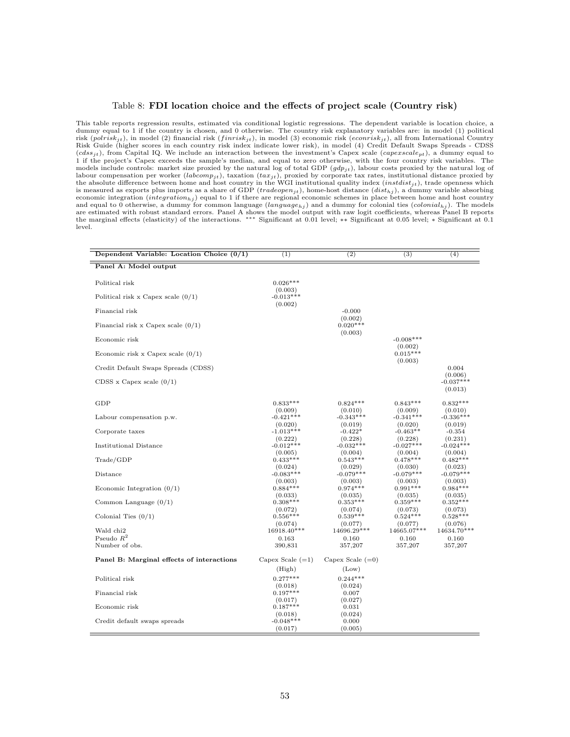Table 8: **FDI location choice and the effects of project scale (Country risk)**

This table reports regression results, estimated via conditional logistic regressions. The dependent variable is location choice, a dummy equal to 1 if the country is chosen, and 0 otherwise. The country risk explanatory variables are: in model (1) political risk ($polrisk_{jt}$), in model (2) financial risk ($finrisk_{jt}$), in model (3) economic risk ($econrisk_{jt}$), all from International Country Risk Guide (higher scores in each country risk index indicate lower risk), in model (4) Credit Default Swaps Spreads - CDSS ($cdss_{jt}$), from Capital IQ. We include an interaction between the investment's Capex scale ($capexscale_{pt}$), a dummy equal to 1 if the project's Capex exceeds the sample's median, and equal to zero otherwise, with the four country risk variables. The models include controls: market size proxied by the natural log of total GDP ($gdp_{jt}$), labour costs proxied by the natural log of labour compensation per worker ($labcomp_{jt}$), taxation ($tax_{jt}$), proxied by corporate tax rates, institutional distance proxied by the absolute difference between home and host country in the WGI institutional quality index ($instdist_{jt}$), trade openness which is measured as exports plus imports as a share of GDP ($tradeopen_{jt}$), home-host distance ($dist_{hj}$), a dummy variable absorbing economic integration ($integration_{hj}$) equal to 1 if there are regional economic schemes in place between home and host country and equal to 0 otherwise, a dummy for common language ($language_{hj}$) and a dummy for colonial ties ($colonial_{hj}$). The models are estimated with robust standard errors. Panel A shows the model output with raw logit coefficients, whereas Panel B reports the marginal effects (elasticity) of the interactions. *** Significant at 0.01 level; ** Significant at 0.05 level; * Significant at 0.1 level.

| **Dependent Variable: Location Choice (0/1)** | (1) | (2) | (3) | (4) |
|---|---|---|---|---|
| **Panel A: Model output** | | | | |
| Political risk | 0.026*** | | | |
| | (0.003) | | | |
| Political risk x Capex scale (0/1) | -0.013*** | | | |
| | (0.002) | | | |
| Financial risk | | -0.000 | | |
| | | (0.002) | | |
| Financial risk x Capex scale (0/1) | | 0.020*** | | |
| | | (0.003) | | |
| Economic risk | | | -0.008*** | |
| | | | (0.002) | |
| Economic risk x Capex scale (0/1) | | | 0.015*** | |
| | | | (0.003) | |
| Credit Default Swaps Spreads (CDSS) | | | | 0.004 |
| | | | | (0.006) |
| CDSS x Capex scale (0/1) | | | | -0.037*** |
| | | | | (0.013) |
| GDP | 0.833*** | 0.824*** | 0.843*** | 0.832*** |
| | (0.009) | (0.010) | (0.009) | (0.010) |
| Labour compensation p.w. | -0.421*** | -0.343*** | -0.341*** | -0.336*** |
| | (0.020) | (0.019) | (0.020) | (0.019) |
| Corporate taxes | -1.013*** | -0.422* | -0.463** | -0.354 |
| | (0.222) | (0.228) | (0.228) | (0.231) |
| Institutional Distance | -0.012*** | -0.032*** | -0.027*** | -0.024*** |
| | (0.005) | (0.004) | (0.004) | (0.004) |
| Trade/GDP | 0.433*** | 0.543*** | 0.478*** | 0.482*** |
| | (0.024) | (0.029) | (0.030) | (0.023) |
| Distance | -0.083*** | -0.079*** | -0.079*** | -0.079*** |
| | (0.003) | (0.003) | (0.003) | (0.003) |
| Economic Integration (0/1) | 0.884*** | 0.974*** | 0.991*** | 0.984*** |
| | (0.033) | (0.035) | (0.035) | (0.035) |
| Common Language (0/1) | 0.308*** | 0.353*** | 0.359*** | 0.352*** |
| | (0.072) | (0.074) | (0.073) | (0.073) |
| Colonial Ties (0/1) | 0.556*** | 0.539*** | 0.524*** | 0.528*** |
| | (0.074) | (0.077) | (0.077) | (0.076) |
| Wald chi2 | 16918.40*** | 14696.29*** | 14665.07*** | 14634.70*** |
| Pseudo $R^2$ | 0.163 | 0.160 | 0.160 | 0.160 |
| Number of obs. | 390,831 | 357,207 | 357,207 | 357,207 |
| **Panel B: Marginal effects of interactions** | Capex Scale (=1) | Capex Scale (=0) | | |
| | (High) | (Low) | | |
| Political risk | 0.277*** | 0.244*** | | |
| | (0.018) | (0.024) | | |
| Financial risk | 0.197*** | 0.007 | | |
| | (0.017) | (0.027) | | |
| Economic risk | 0.187*** | 0.031 | | |
| | (0.018) | (0.024) | | |
| Credit default swaps spreads | -0.048*** | 0.000 | | |
| | (0.017) | (0.005) | | |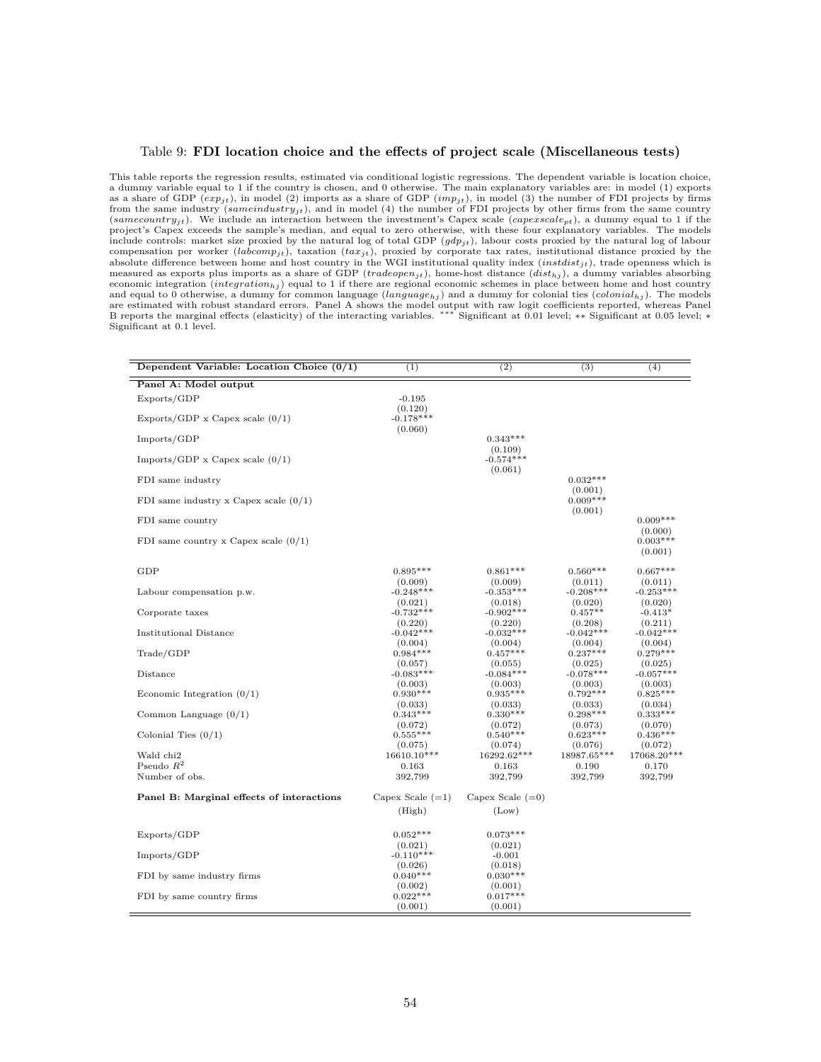Table 9: **FDI location choice and the effects of project scale (Miscellaneous tests)**

This table reports the regression results, estimated via conditional logistic regressions. The dependent variable is location choice, a dummy variable equal to 1 if the country is chosen, and 0 otherwise. The main explanatory variables are: in model (1) exports as a share of GDP ($exp_{jt}$), in model (2) imports as a share of GDP ($imp_{jt}$), in model (3) the number of FDI projects by firms from the same industry ($sameindustry_{jt}$), and in model (4) the number of FDI projects by other firms from the same country ($samecountry_{jt}$). We include an interaction between the investment's Capex scale ($capexscale_{pt}$), a dummy equal to 1 if the project's Capex exceeds the sample's median, and equal to zero otherwise, with these four explanatory variables. The models include controls: market size proxied by the natural log of total GDP ($gdp_{jt}$), labour costs proxied by the natural log of labour compensation per worker ($labcomp_{jt}$), taxation ($tax_{jt}$), proxied by corporate tax rates, institutional distance proxied by the absolute difference between home and host country in the WGI institutional quality index ($instdist_{jt}$), trade openness which is measured as exports plus imports as a share of GDP ($tradeopen_{jt}$), home-host distance ($dist_{hj}$), a dummy variables absorbing economic integration ($integration_{hj}$) equal to 1 if there are regional economic schemes in place between home and host country and equal to 0 otherwise, a dummy for common language ($language_{hj}$) and a dummy for colonial ties ($colonial_{hj}$). The models are estimated with robust standard errors. Panel A shows the model output with raw logit coefficients reported, whereas Panel B reports the marginal effects (elasticity) of the interacting variables. *** Significant at 0.01 level; ** Significant at 0.05 level; * Significant at 0.1 level.

| Dependent Variable: Location Choice (0/1) | (1) | (2) | (3) | (4) |
|---|---|---|---|---|
| **Panel A: Model output** | | | | |
| Exports/GDP | -0.195 | | | |
| | (0.120) | | | |
| Exports/GDP x Capex scale (0/1) | -0.178*** | | | |
| | (0.060) | | | |
| Imports/GDP | | 0.343*** | | |
| | | (0.109) | | |
| Imports/GDP x Capex scale (0/1) | | -0.574*** | | |
| | | (0.061) | | |
| FDI same industry | | | 0.032*** | |
| | | | (0.001) | |
| FDI same industry x Capex scale (0/1) | | | 0.009*** | |
| | | | (0.001) | |
| FDI same country | | | | 0.009*** |
| | | | | (0.000) |
| FDI same country x Capex scale (0/1) | | | | 0.003*** |
| | | | | (0.001) |
| GDP | 0.895*** | 0.861*** | 0.560*** | 0.667*** |
| | (0.009) | (0.009) | (0.011) | (0.011) |
| Labour compensation p.w. | -0.248*** | -0.353*** | -0.208*** | -0.253*** |
| | (0.021) | (0.018) | (0.020) | (0.020) |
| Corporate taxes | -0.732*** | -0.902*** | 0.457** | -0.413* |
| | (0.220) | (0.220) | (0.208) | (0.211) |
| Institutional Distance | -0.042*** | -0.032*** | -0.042*** | -0.042*** |
| | (0.004) | (0.004) | (0.004) | (0.004) |
| Trade/GDP | 0.984*** | 0.457*** | 0.237*** | 0.279*** |
| | (0.057) | (0.055) | (0.025) | (0.025) |
| Distance | -0.083*** | -0.084*** | -0.078*** | -0.057*** |
| | (0.003) | (0.003) | (0.003) | (0.003) |
| Economic Integration (0/1) | 0.930*** | 0.935*** | 0.792*** | 0.825*** |
| | (0.033) | (0.033) | (0.033) | (0.034) |
| Common Language (0/1) | 0.343*** | 0.330*** | 0.298*** | 0.333*** |
| | (0.072) | (0.072) | (0.073) | (0.070) |
| Colonial Ties (0/1) | 0.555*** | 0.540*** | 0.623*** | 0.436*** |
| | (0.075) | (0.074) | (0.076) | (0.072) |
| Wald chi2 | 16610.10*** | 16292.62*** | 18987.65*** | 17068.20*** |
| Pseudo $R^2$ | 0.163 | 0.163 | 0.190 | 0.170 |
| Number of obs. | 392,799 | 392,799 | 392,799 | 392,799 |
| **Panel B: Marginal effects of interactions** | Capex Scale (=1) (High) | Capex Scale (=0) (Low) | | |
| Exports/GDP | 0.052*** | 0.073*** | | |
| | (0.021) | (0.021) | | |
| Imports/GDP | -0.110*** | -0.001 | | |
| | (0.026) | (0.018) | | |
| FDI by same industry firms | 0.040*** | 0.030*** | | |
| | (0.002) | (0.001) | | |
| FDI by same country firms | 0.022*** | 0.017*** | | |
| | (0.001) | (0.001) | | |